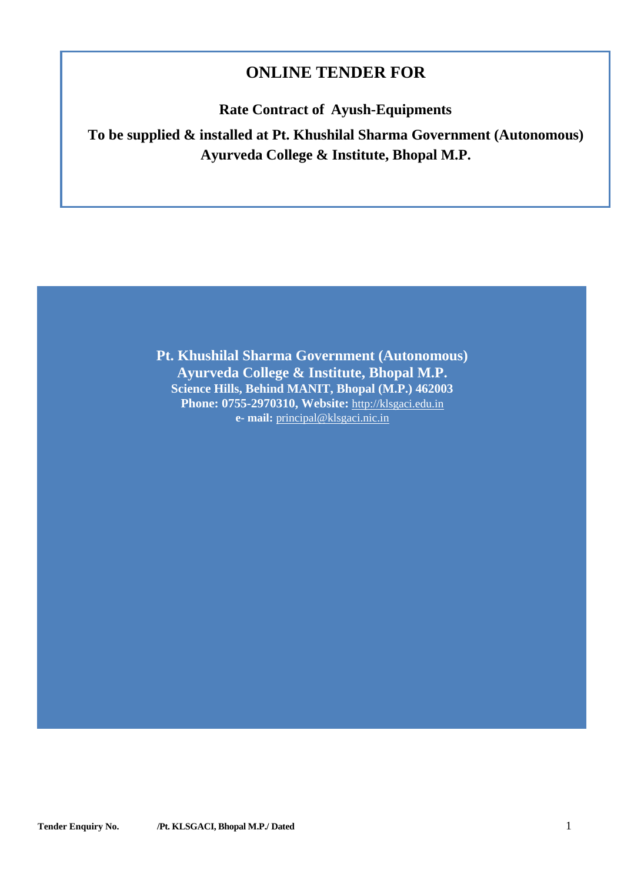# ONLINE TENDER FOR

**Rate Contract of Ayush-Equipments**

**To be supplied & installed at Pt. Khushilal Sharma Government (Autonomous) Ayurveda College & Institute, Bhopal M.P.**

**Pt. Khushilal Sharma Government (Autonomous) Ayurveda College & Institute, Bhopal M.P.**
**Science Hills, Behind MANIT, Bhopal (M.P.) 462003**
**Phone: 0755-2970310, Website:** http://klsgaci.edu.in
**e- mail:** principal@klsgaci.nic.in

**Tender Enquiry No. /Pt. KLSGACI, Bhopal M.P./ Dated**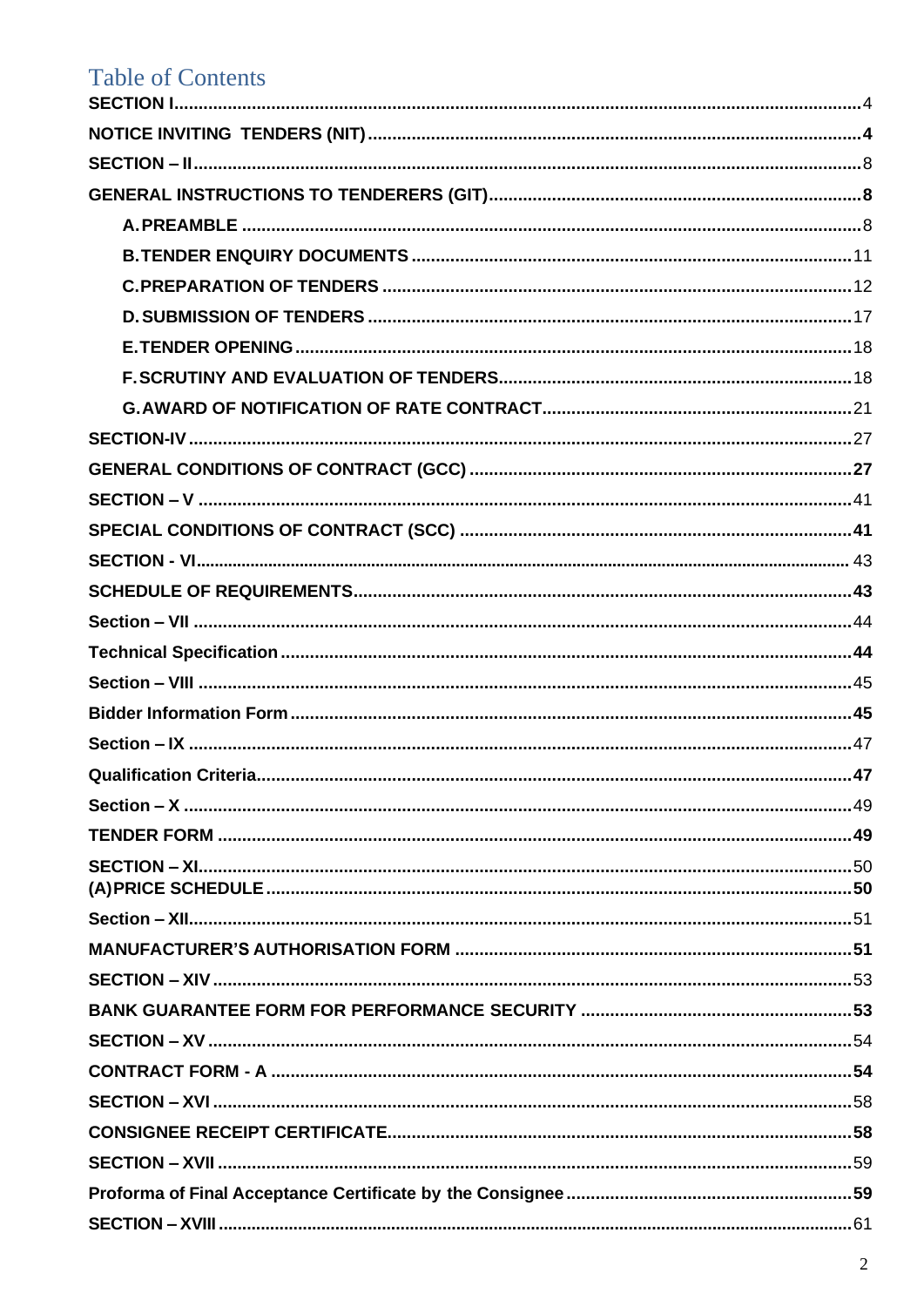# Table of Contents

SECTION I....................................................................................................................4

NOTICE INVITING TENDERS (NIT).......................................................................................4

SECTION – II.................................................................................................................8

GENERAL INSTRUCTIONS TO TENDERERS (GIT)..................................................................8

- A. PREAMBLE ..........................................................................................................8
- B. TENDER ENQUIRY DOCUMENTS ............................................................................11
- C. PREPARATION OF TENDERS ..................................................................................12
- D. SUBMISSION OF TENDERS ....................................................................................17
- E. TENDER OPENING.................................................................................................18
- F. SCRUTINY AND EVALUATION OF TENDERS...............................................................18
- G. AWARD OF NOTIFICATION OF RATE CONTRACT.........................................................21

SECTION-IV.................................................................................................................27

GENERAL CONDITIONS OF CONTRACT (GCC) ..................................................................27

SECTION – V ...............................................................................................................41

SPECIAL CONDITIONS OF CONTRACT (SCC) ....................................................................41

SECTION - VI................................................................................................................43

SCHEDULE OF REQUIREMENTS.........................................................................................43

Section – VII ..................................................................................................................44

Technical Specification .....................................................................................................44

Section – VIII .................................................................................................................45

Bidder Information Form ...................................................................................................45

Section – IX ...................................................................................................................47

Qualification Criteria.........................................................................................................47

Section – X ....................................................................................................................49

TENDER FORM ..............................................................................................................49

SECTION – XI.................................................................................................................50

(A)PRICE SCHEDULE ........................................................................................................50

Section – XII....................................................................................................................51

MANUFACTURER'S AUTHORISATION FORM ....................................................................51

SECTION – XIV ..............................................................................................................53

BANK GUARANTEE FORM FOR PERFORMANCE SECURITY ..................................................53

SECTION – XV ...............................................................................................................54

CONTRACT FORM - A ......................................................................................................54

SECTION – XVI ..............................................................................................................58

CONSIGNEE RECEIPT CERTIFICATE...................................................................................58

SECTION – XVII .............................................................................................................59

Proforma of Final Acceptance Certificate by the Consignee ......................................................59

SECTION – XVIII ............................................................................................................61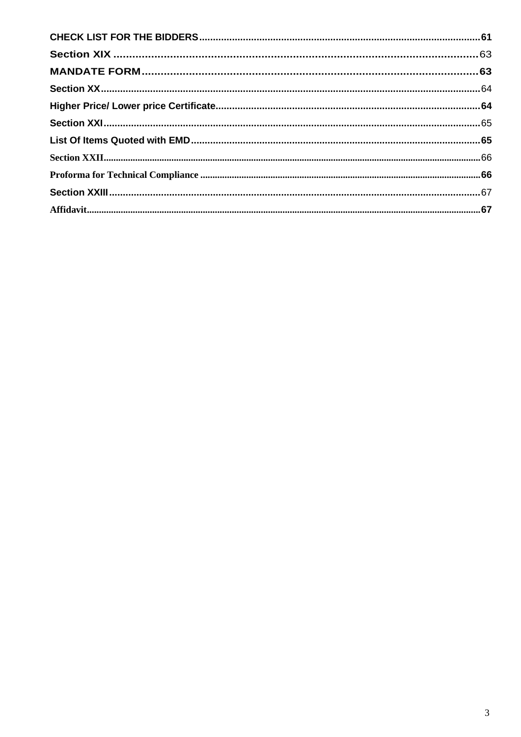CHECK LIST FOR THE BIDDERS........................................................................................................61

Section XIX ........................................................................................................63

MANDATE FORM........................................................................................................63

Section XX........................................................................................................64

Higher Price/ Lower price Certificate........................................................................................................64

Section XXI........................................................................................................65

List Of Items Quoted with EMD........................................................................................................65

Section XXII........................................................................................................66

Proforma for Technical Compliance ........................................................................................................66

Section XXIII........................................................................................................67

Affidavit........................................................................................................67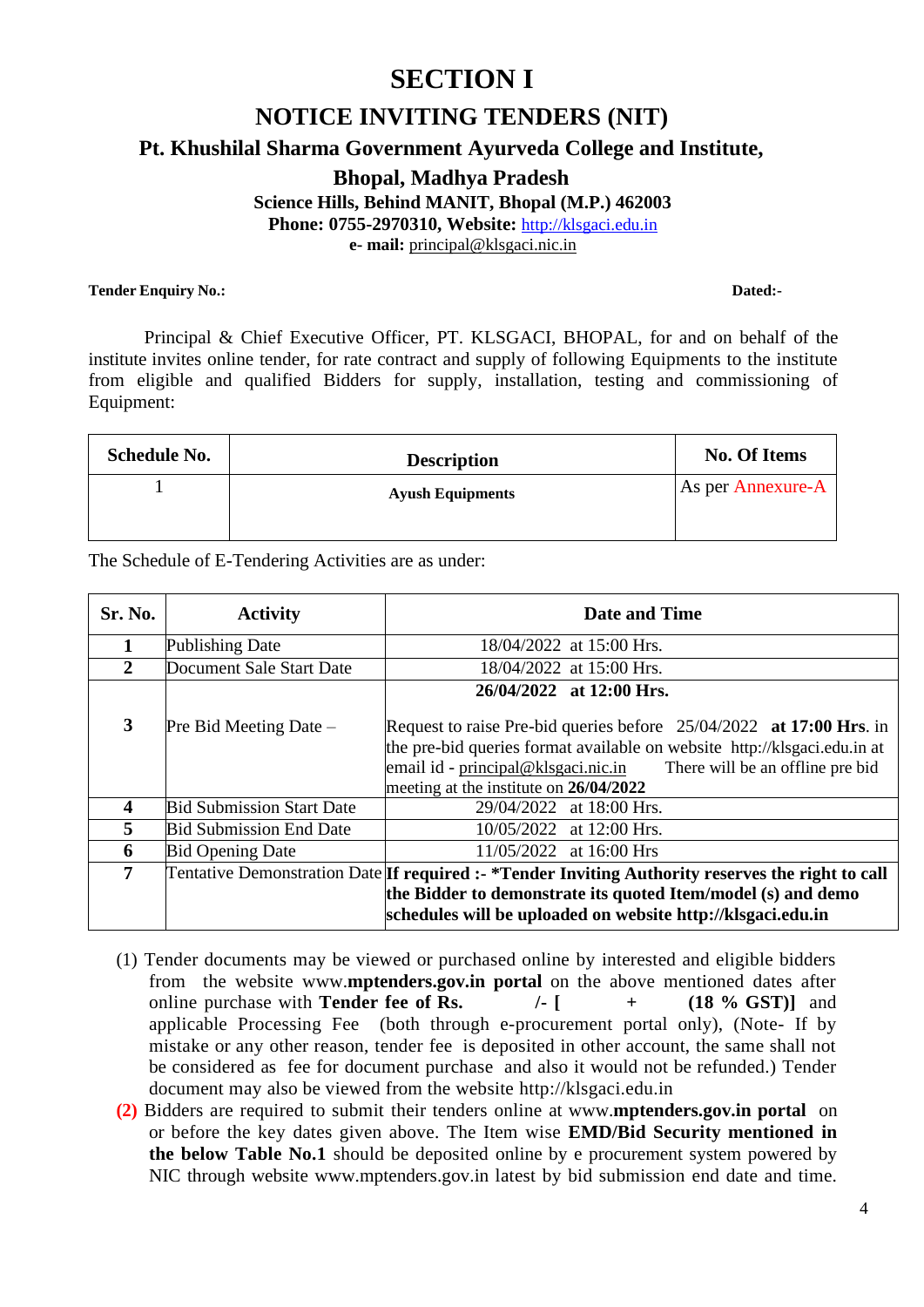# SECTION I

## NOTICE INVITING TENDERS (NIT)

### Pt. Khushilal Sharma Government Ayurveda College and Institute, Bhopal, Madhya Pradesh

**Science Hills, Behind MANIT, Bhopal (M.P.) 462003**
**Phone: 0755-2970310, Website:** http://klsgaci.edu.in
**e- mail:** principal@klsgaci.nic.in

**Tender Enquiry No.:** **Dated:-**

Principal & Chief Executive Officer, PT. KLSGACI, BHOPAL, for and on behalf of the institute invites online tender, for rate contract and supply of following Equipments to the institute from eligible and qualified Bidders for supply, installation, testing and commissioning of Equipment:

| Schedule No. | Description | No. Of Items |
|---|---|---|
| 1 | **Ayush Equipments** | As per Annexure-A |

The Schedule of E-Tendering Activities are as under:

| Sr. No. | Activity | Date and Time |
|---|---|---|
| **1** | Publishing Date | 18/04/2022 at 15:00 Hrs. |
| **2** | Document Sale Start Date | 18/04/2022 at 15:00 Hrs. |
| **3** | Pre Bid Meeting Date – | **26/04/2022 at 12:00 Hrs.** Request to raise Pre-bid queries before 25/04/2022 **at 17:00 Hrs**. in the pre-bid queries format available on website http://klsgaci.edu.in at email id - principal@klsgaci.nic.in There will be an offline pre bid meeting at the institute on **26/04/2022** |
| **4** | Bid Submission Start Date | 29/04/2022 at 18:00 Hrs. |
| **5** | Bid Submission End Date | 10/05/2022 at 12:00 Hrs. |
| **6** | Bid Opening Date | 11/05/2022 at 16:00 Hrs |
| **7** | Tentative Demonstration Date | **If required :- *Tender Inviting Authority reserves the right to call the Bidder to demonstrate its quoted Item/model (s) and demo schedules will be uploaded on website http://klsgaci.edu.in** |

(1) Tender documents may be viewed or purchased online by interested and eligible bidders from the website www.**mptenders.gov.in portal** on the above mentioned dates after online purchase with **Tender fee of Rs. /- [ + (18 % GST)]** and applicable Processing Fee (both through e-procurement portal only), (Note- If by mistake or any other reason, tender fee is deposited in other account, the same shall not be considered as fee for document purchase and also it would not be refunded.) Tender document may also be viewed from the website http://klsgaci.edu.in

(2) Bidders are required to submit their tenders online at www.**mptenders.gov.in portal** on or before the key dates given above. The Item wise **EMD/Bid Security mentioned in the below Table No.1** should be deposited online by e procurement system powered by NIC through website www.mptenders.gov.in latest by bid submission end date and time.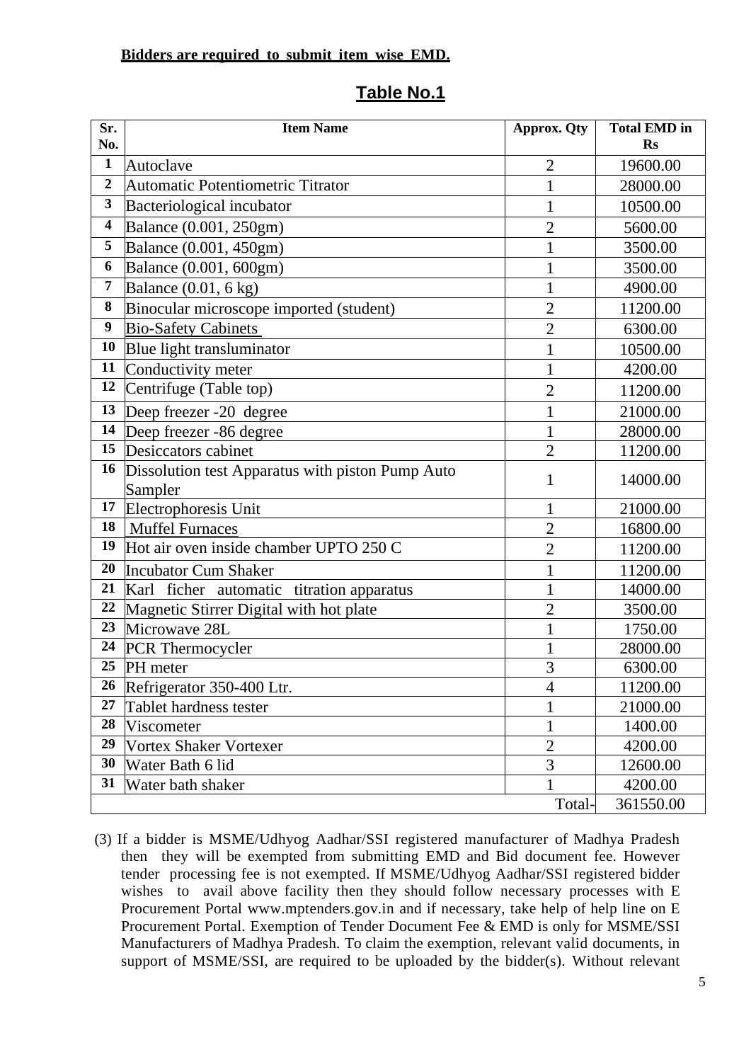**Bidders are required to submit item wise EMD.**

## Table No.1

| Sr. No. | Item Name | Approx. Qty | Total EMD in Rs |
|---|---|---|---|
| 1 | Autoclave | 2 | 19600.00 |
| 2 | Automatic Potentiometric Titrator | 1 | 28000.00 |
| 3 | Bacteriological incubator | 1 | 10500.00 |
| 4 | Balance (0.001, 250gm) | 2 | 5600.00 |
| 5 | Balance (0.001, 450gm) | 1 | 3500.00 |
| 6 | Balance (0.001, 600gm) | 1 | 3500.00 |
| 7 | Balance (0.01, 6 kg) | 1 | 4900.00 |
| 8 | Binocular microscope imported (student) | 2 | 11200.00 |
| 9 | Bio-Safety Cabinets | 2 | 6300.00 |
| 10 | Blue light transluminator | 1 | 10500.00 |
| 11 | Conductivity meter | 1 | 4200.00 |
| 12 | Centrifuge (Table top) | 2 | 11200.00 |
| 13 | Deep freezer -20 degree | 1 | 21000.00 |
| 14 | Deep freezer -86 degree | 1 | 28000.00 |
| 15 | Desiccators cabinet | 2 | 11200.00 |
| 16 | Dissolution test Apparatus with piston Pump Auto Sampler | 1 | 14000.00 |
| 17 | Electrophoresis Unit | 1 | 21000.00 |
| 18 | Muffel Furnaces | 2 | 16800.00 |
| 19 | Hot air oven inside chamber UPTO 250 C | 2 | 11200.00 |
| 20 | Incubator Cum Shaker | 1 | 11200.00 |
| 21 | Karl ficher automatic titration apparatus | 1 | 14000.00 |
| 22 | Magnetic Stirrer Digital with hot plate | 2 | 3500.00 |
| 23 | Microwave 28L | 1 | 1750.00 |
| 24 | PCR Thermocycler | 1 | 28000.00 |
| 25 | PH meter | 3 | 6300.00 |
| 26 | Refrigerator 350-400 Ltr. | 4 | 11200.00 |
| 27 | Tablet hardness tester | 1 | 21000.00 |
| 28 | Viscometer | 1 | 1400.00 |
| 29 | Vortex Shaker Vortexer | 2 | 4200.00 |
| 30 | Water Bath 6 lid | 3 | 12600.00 |
| 31 | Water bath shaker | 1 | 4200.00 |
| | | Total- | 361550.00 |

(3) If a bidder is MSME/Udhyog Aadhar/SSI registered manufacturer of Madhya Pradesh then they will be exempted from submitting EMD and Bid document fee. However tender processing fee is not exempted. If MSME/Udhyog Aadhar/SSI registered bidder wishes to avail above facility then they should follow necessary processes with E Procurement Portal www.mptenders.gov.in and if necessary, take help of help line on E Procurement Portal. Exemption of Tender Document Fee & EMD is only for MSME/SSI Manufacturers of Madhya Pradesh. To claim the exemption, relevant valid documents, in support of MSME/SSI, are required to be uploaded by the bidder(s). Without relevant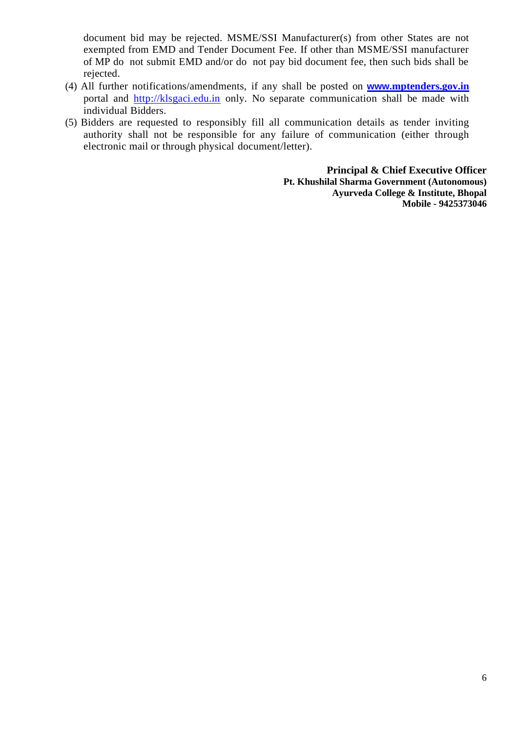document bid may be rejected. MSME/SSI Manufacturer(s) from other States are not exempted from EMD and Tender Document Fee. If other than MSME/SSI manufacturer of MP do not submit EMD and/or do not pay bid document fee, then such bids shall be rejected.

(4) All further notifications/amendments, if any shall be posted on **www.mptenders.gov.in** portal and http://klsgaci.edu.in only. No separate communication shall be made with individual Bidders.

(5) Bidders are requested to responsibly fill all communication details as tender inviting authority shall not be responsible for any failure of communication (either through electronic mail or through physical document/letter).

**Principal & Chief Executive Officer**
**Pt. Khushilal Sharma Government (Autonomous)**
**Ayurveda College & Institute, Bhopal**
**Mobile - 9425373046**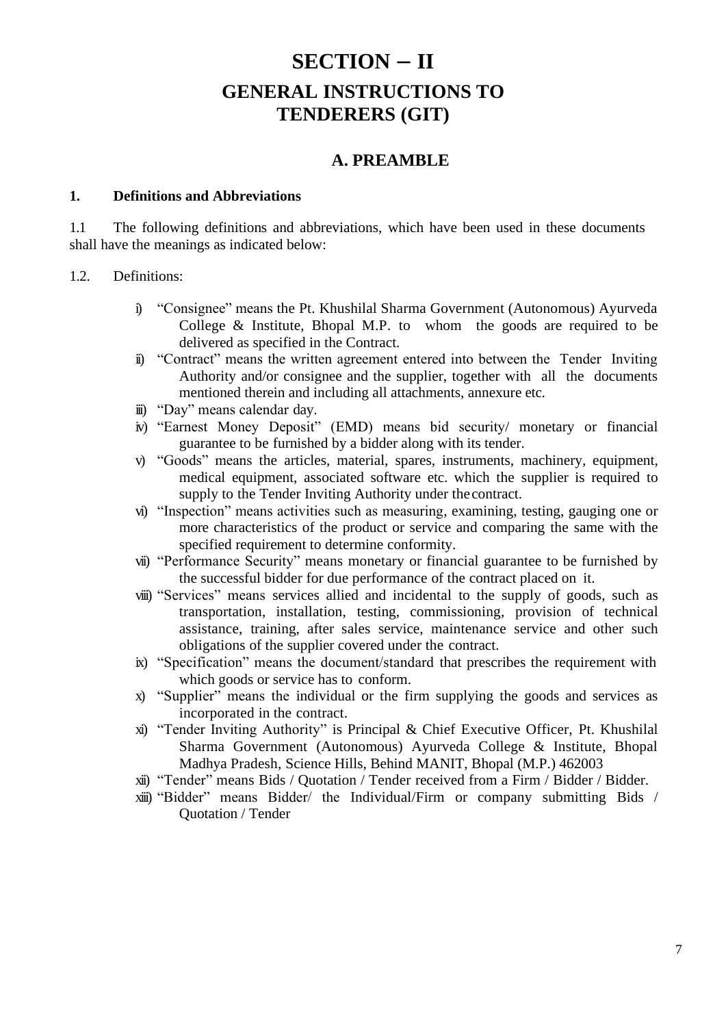# SECTION – II

## GENERAL INSTRUCTIONS TO TENDERERS (GIT)

### A. PREAMBLE

**1. Definitions and Abbreviations**

1.1 The following definitions and abbreviations, which have been used in these documents shall have the meanings as indicated below:

1.2. Definitions:

i) "Consignee" means the Pt. Khushilal Sharma Government (Autonomous) Ayurveda College & Institute, Bhopal M.P. to whom the goods are required to be delivered as specified in the Contract.

ii) "Contract" means the written agreement entered into between the Tender Inviting Authority and/or consignee and the supplier, together with all the documents mentioned therein and including all attachments, annexure etc.

iii) "Day" means calendar day.

iv) "Earnest Money Deposit" (EMD) means bid security/ monetary or financial guarantee to be furnished by a bidder along with its tender.

v) "Goods" means the articles, material, spares, instruments, machinery, equipment, medical equipment, associated software etc. which the supplier is required to supply to the Tender Inviting Authority under the contract.

vi) "Inspection" means activities such as measuring, examining, testing, gauging one or more characteristics of the product or service and comparing the same with the specified requirement to determine conformity.

vii) "Performance Security" means monetary or financial guarantee to be furnished by the successful bidder for due performance of the contract placed on it.

viii) "Services" means services allied and incidental to the supply of goods, such as transportation, installation, testing, commissioning, provision of technical assistance, training, after sales service, maintenance service and other such obligations of the supplier covered under the contract.

ix) "Specification" means the document/standard that prescribes the requirement with which goods or service has to conform.

x) "Supplier" means the individual or the firm supplying the goods and services as incorporated in the contract.

xi) "Tender Inviting Authority" is Principal & Chief Executive Officer, Pt. Khushilal Sharma Government (Autonomous) Ayurveda College & Institute, Bhopal Madhya Pradesh, Science Hills, Behind MANIT, Bhopal (M.P.) 462003

xii) "Tender" means Bids / Quotation / Tender received from a Firm / Bidder / Bidder.

xiii) "Bidder" means Bidder/ the Individual/Firm or company submitting Bids / Quotation / Tender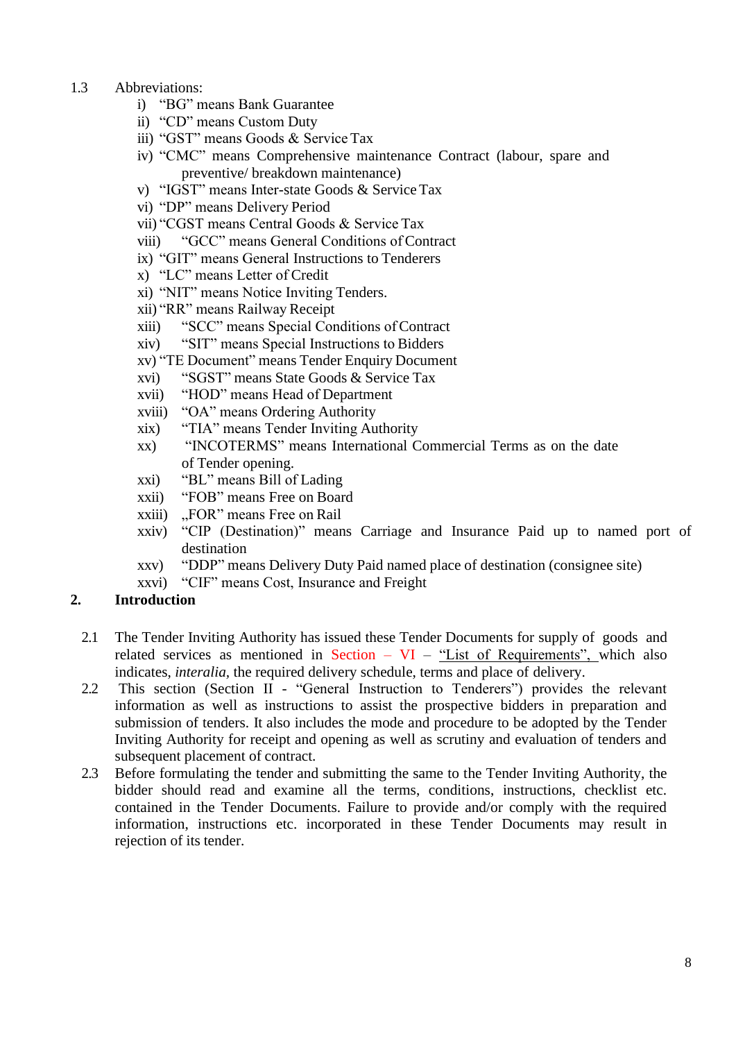1.3 Abbreviations:

i) "BG" means Bank Guarantee
ii) "CD" means Custom Duty
iii) "GST" means Goods & Service Tax
iv) "CMC" means Comprehensive maintenance Contract (labour, spare and preventive/ breakdown maintenance)
v) "IGST" means Inter-state Goods & Service Tax
vi) "DP" means Delivery Period
vii) "CGST means Central Goods & Service Tax
viii) "GCC" means General Conditions of Contract
ix) "GIT" means General Instructions to Tenderers
x) "LC" means Letter of Credit
xi) "NIT" means Notice Inviting Tenders.
xii) "RR" means Railway Receipt
xiii) "SCC" means Special Conditions of Contract
xiv) "SIT" means Special Instructions to Bidders
xv) "TE Document" means Tender Enquiry Document
xvi) "SGST" means State Goods & Service Tax
xvii) "HOD" means Head of Department
xviii) "OA" means Ordering Authority
xix) "TIA" means Tender Inviting Authority
xx) "INCOTERMS" means International Commercial Terms as on the date of Tender opening.
xxi) "BL" means Bill of Lading
xxii) "FOB" means Free on Board
xxiii) „FOR" means Free on Rail
xxiv) "CIP (Destination)" means Carriage and Insurance Paid up to named port of destination
xxv) "DDP" means Delivery Duty Paid named place of destination (consignee site)
xxvi) "CIF" means Cost, Insurance and Freight

## 2. Introduction

2.1 The Tender Inviting Authority has issued these Tender Documents for supply of goods and related services as mentioned in Section – VI – "List of Requirements", which also indicates, *interalia,* the required delivery schedule, terms and place of delivery.

2.2 This section (Section II - "General Instruction to Tenderers") provides the relevant information as well as instructions to assist the prospective bidders in preparation and submission of tenders. It also includes the mode and procedure to be adopted by the Tender Inviting Authority for receipt and opening as well as scrutiny and evaluation of tenders and subsequent placement of contract.

2.3 Before formulating the tender and submitting the same to the Tender Inviting Authority, the bidder should read and examine all the terms, conditions, instructions, checklist etc. contained in the Tender Documents. Failure to provide and/or comply with the required information, instructions etc. incorporated in these Tender Documents may result in rejection of its tender.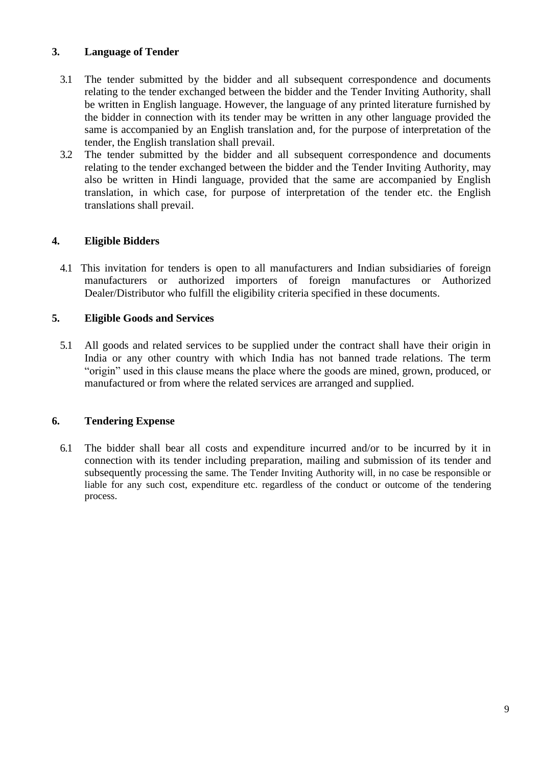## 3. Language of Tender

3.1 The tender submitted by the bidder and all subsequent correspondence and documents relating to the tender exchanged between the bidder and the Tender Inviting Authority, shall be written in English language. However, the language of any printed literature furnished by the bidder in connection with its tender may be written in any other language provided the same is accompanied by an English translation and, for the purpose of interpretation of the tender, the English translation shall prevail.

3.2 The tender submitted by the bidder and all subsequent correspondence and documents relating to the tender exchanged between the bidder and the Tender Inviting Authority, may also be written in Hindi language, provided that the same are accompanied by English translation, in which case, for purpose of interpretation of the tender etc. the English translations shall prevail.

## 4. Eligible Bidders

4.1 This invitation for tenders is open to all manufacturers and Indian subsidiaries of foreign manufacturers or authorized importers of foreign manufactures or Authorized Dealer/Distributor who fulfill the eligibility criteria specified in these documents.

## 5. Eligible Goods and Services

5.1 All goods and related services to be supplied under the contract shall have their origin in India or any other country with which India has not banned trade relations. The term "origin" used in this clause means the place where the goods are mined, grown, produced, or manufactured or from where the related services are arranged and supplied.

## 6. Tendering Expense

6.1 The bidder shall bear all costs and expenditure incurred and/or to be incurred by it in connection with its tender including preparation, mailing and submission of its tender and subsequently processing the same. The Tender Inviting Authority will, in no case be responsible or liable for any such cost, expenditure etc. regardless of the conduct or outcome of the tendering process.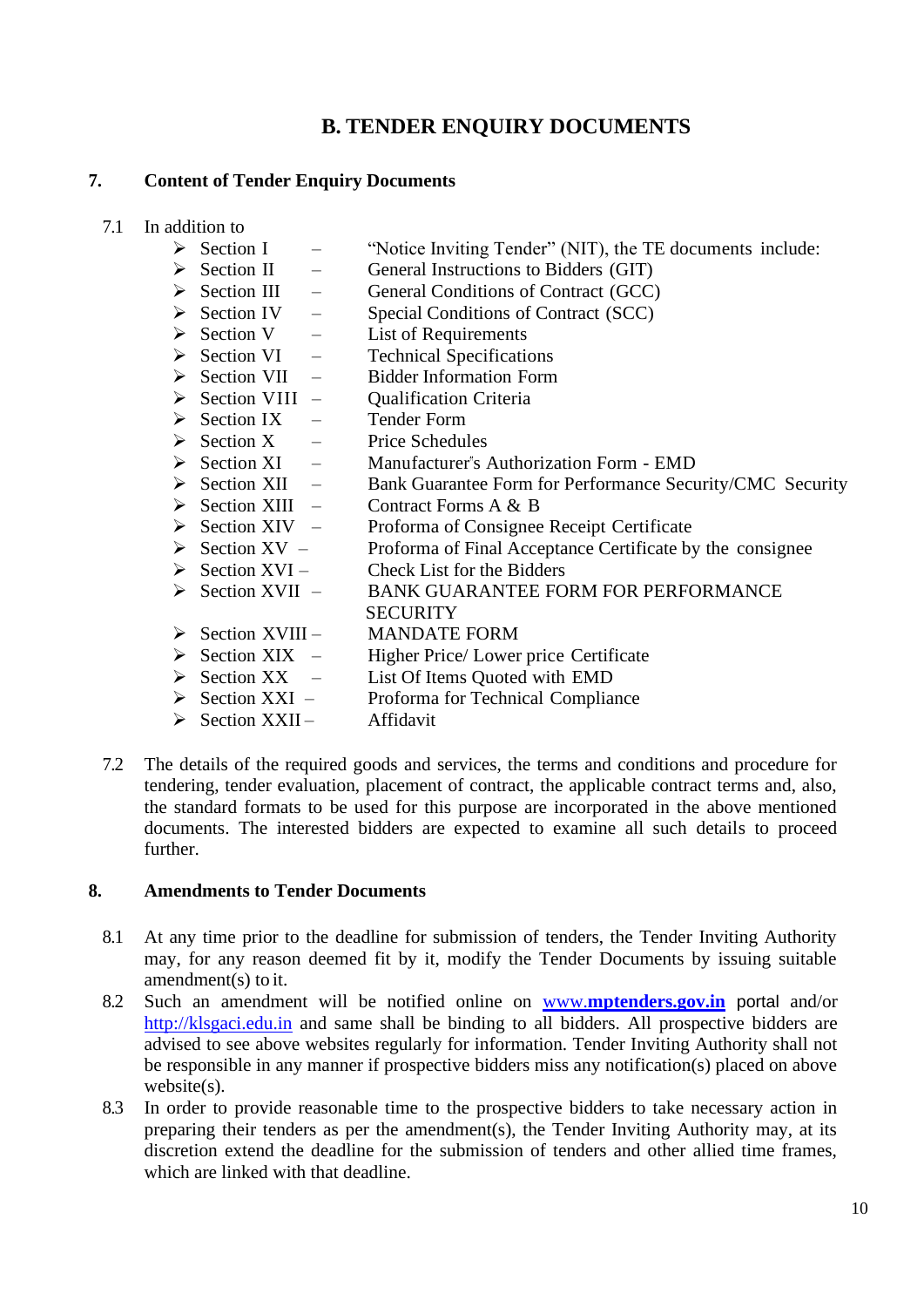## B. TENDER ENQUIRY DOCUMENTS

### 7. Content of Tender Enquiry Documents

7.1 In addition to

- Section I – "Notice Inviting Tender" (NIT), the TE documents include:
- Section II – General Instructions to Bidders (GIT)
- Section III – General Conditions of Contract (GCC)
- Section IV – Special Conditions of Contract (SCC)
- Section V – List of Requirements
- Section VI – Technical Specifications
- Section VII – Bidder Information Form
- Section VIII – Qualification Criteria
- Section IX – Tender Form
- Section X – Price Schedules
- Section XI – Manufacturer"s Authorization Form - EMD
- Section XII – Bank Guarantee Form for Performance Security/CMC Security
- Section XIII – Contract Forms A & B
- Section XIV – Proforma of Consignee Receipt Certificate
- Section XV – Proforma of Final Acceptance Certificate by the consignee
- Section XVI – Check List for the Bidders
- Section XVII – BANK GUARANTEE FORM FOR PERFORMANCE SECURITY
- Section XVIII – MANDATE FORM
- Section XIX – Higher Price/ Lower price Certificate
- Section XX – List Of Items Quoted with EMD
- Section XXI – Proforma for Technical Compliance
- Section XXII – Affidavit

7.2 The details of the required goods and services, the terms and conditions and procedure for tendering, tender evaluation, placement of contract, the applicable contract terms and, also, the standard formats to be used for this purpose are incorporated in the above mentioned documents. The interested bidders are expected to examine all such details to proceed further.

### 8. Amendments to Tender Documents

8.1 At any time prior to the deadline for submission of tenders, the Tender Inviting Authority may, for any reason deemed fit by it, modify the Tender Documents by issuing suitable amendment(s) to it.

8.2 Such an amendment will be notified online on www.**mptenders.gov.in** portal and/or http://klsgaci.edu.in and same shall be binding to all bidders. All prospective bidders are advised to see above websites regularly for information. Tender Inviting Authority shall not be responsible in any manner if prospective bidders miss any notification(s) placed on above website(s).

8.3 In order to provide reasonable time to the prospective bidders to take necessary action in preparing their tenders as per the amendment(s), the Tender Inviting Authority may, at its discretion extend the deadline for the submission of tenders and other allied time frames, which are linked with that deadline.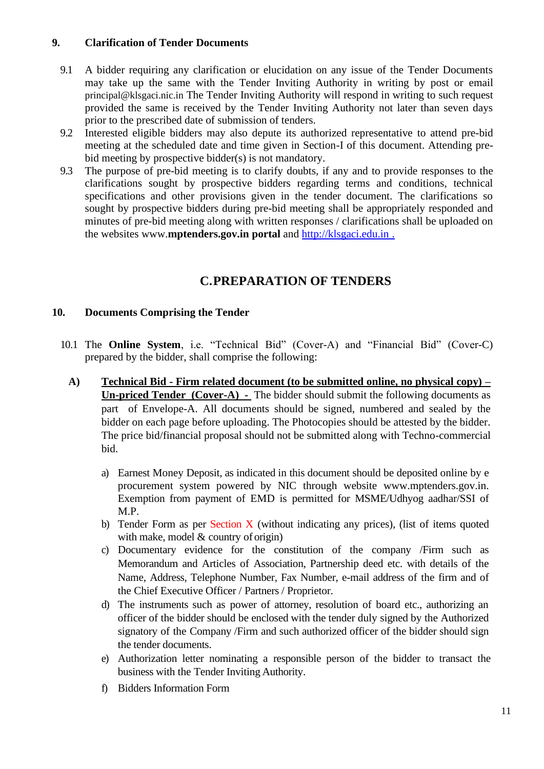## 9. Clarification of Tender Documents

9.1 A bidder requiring any clarification or elucidation on any issue of the Tender Documents may take up the same with the Tender Inviting Authority in writing by post or email principal@klsgaci.nic.in The Tender Inviting Authority will respond in writing to such request provided the same is received by the Tender Inviting Authority not later than seven days prior to the prescribed date of submission of tenders.

9.2 Interested eligible bidders may also depute its authorized representative to attend pre-bid meeting at the scheduled date and time given in Section-I of this document. Attending pre-bid meeting by prospective bidder(s) is not mandatory.

9.3 The purpose of pre-bid meeting is to clarify doubts, if any and to provide responses to the clarifications sought by prospective bidders regarding terms and conditions, technical specifications and other provisions given in the tender document. The clarifications so sought by prospective bidders during pre-bid meeting shall be appropriately responded and minutes of pre-bid meeting along with written responses / clarifications shall be uploaded on the websites www.**mptenders.gov.in portal** and http://klsgaci.edu.in .

# C. PREPARATION OF TENDERS

## 10. Documents Comprising the Tender

10.1 The **Online System**, i.e. "Technical Bid" (Cover-A) and "Financial Bid" (Cover-C) prepared by the bidder, shall comprise the following:

**A)** **Technical Bid - Firm related document (to be submitted online, no physical copy) – Un-priced Tender (Cover-A) -** The bidder should submit the following documents as part of Envelope-A. All documents should be signed, numbered and sealed by the bidder on each page before uploading. The Photocopies should be attested by the bidder. The price bid/financial proposal should not be submitted along with Techno-commercial bid.

a) Earnest Money Deposit, as indicated in this document should be deposited online by e procurement system powered by NIC through website www.mptenders.gov.in. Exemption from payment of EMD is permitted for MSME/Udhyog aadhar/SSI of M.P.

b) Tender Form as per Section X (without indicating any prices), (list of items quoted with make, model & country of origin)

c) Documentary evidence for the constitution of the company /Firm such as Memorandum and Articles of Association, Partnership deed etc. with details of the Name, Address, Telephone Number, Fax Number, e-mail address of the firm and of the Chief Executive Officer / Partners / Proprietor.

d) The instruments such as power of attorney, resolution of board etc., authorizing an officer of the bidder should be enclosed with the tender duly signed by the Authorized signatory of the Company /Firm and such authorized officer of the bidder should sign the tender documents.

e) Authorization letter nominating a responsible person of the bidder to transact the business with the Tender Inviting Authority.

f) Bidders Information Form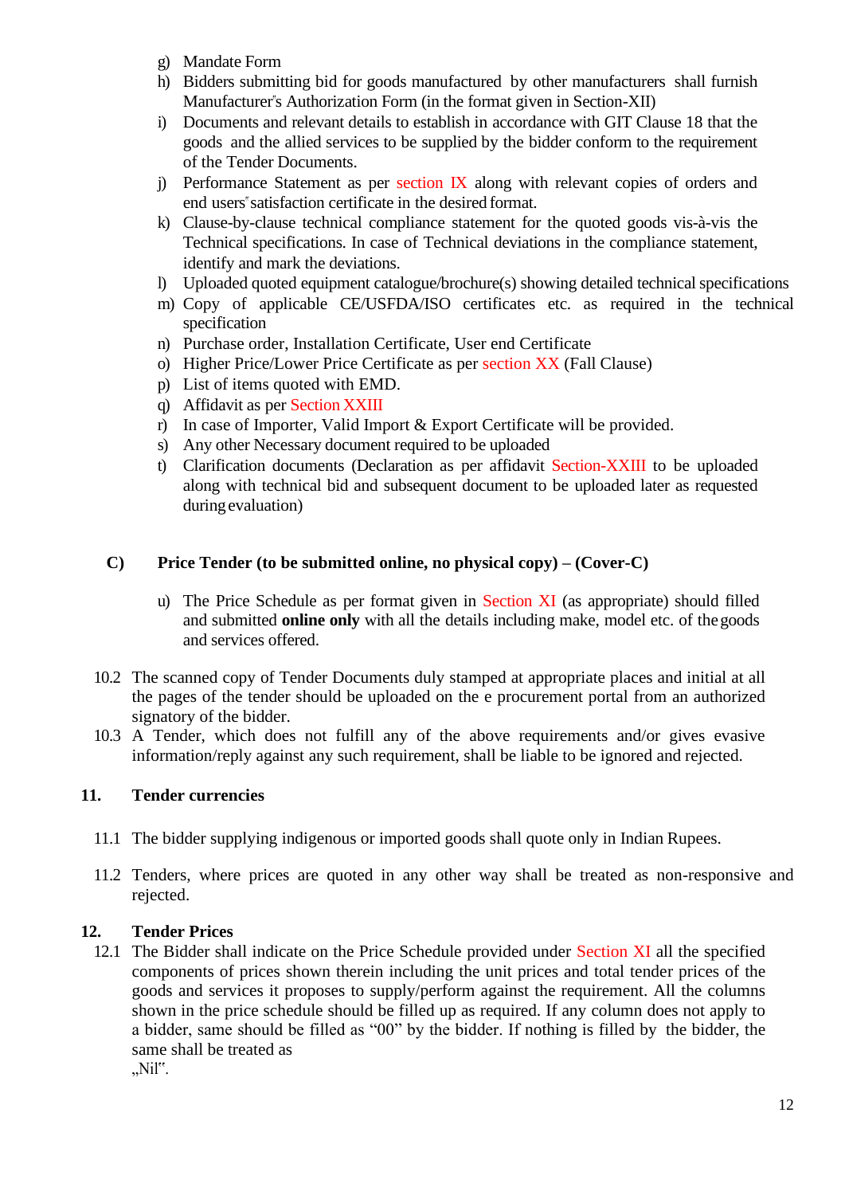g) Mandate Form
h) Bidders submitting bid for goods manufactured by other manufacturers shall furnish Manufacturer"s Authorization Form (in the format given in Section-XII)
i) Documents and relevant details to establish in accordance with GIT Clause 18 that the goods and the allied services to be supplied by the bidder conform to the requirement of the Tender Documents.
j) Performance Statement as per section IX along with relevant copies of orders and end users" satisfaction certificate in the desired format.
k) Clause-by-clause technical compliance statement for the quoted goods vis-à-vis the Technical specifications. In case of Technical deviations in the compliance statement, identify and mark the deviations.
l) Uploaded quoted equipment catalogue/brochure(s) showing detailed technical specifications
m) Copy of applicable CE/USFDA/ISO certificates etc. as required in the technical specification
n) Purchase order, Installation Certificate, User end Certificate
o) Higher Price/Lower Price Certificate as per section XX (Fall Clause)
p) List of items quoted with EMD.
q) Affidavit as per Section XXIII
r) In case of Importer, Valid Import & Export Certificate will be provided.
s) Any other Necessary document required to be uploaded
t) Clarification documents (Declaration as per affidavit Section-XXIII to be uploaded along with technical bid and subsequent document to be uploaded later as requested during evaluation)

**C) Price Tender (to be submitted online, no physical copy) – (Cover-C)**

u) The Price Schedule as per format given in Section XI (as appropriate) should filled and submitted **online only** with all the details including make, model etc. of the goods and services offered.

10.2 The scanned copy of Tender Documents duly stamped at appropriate places and initial at all the pages of the tender should be uploaded on the e procurement portal from an authorized signatory of the bidder.

10.3 A Tender, which does not fulfill any of the above requirements and/or gives evasive information/reply against any such requirement, shall be liable to be ignored and rejected.

## 11. Tender currencies

11.1 The bidder supplying indigenous or imported goods shall quote only in Indian Rupees.

11.2 Tenders, where prices are quoted in any other way shall be treated as non-responsive and rejected.

## 12. Tender Prices

12.1 The Bidder shall indicate on the Price Schedule provided under Section XI all the specified components of prices shown therein including the unit prices and total tender prices of the goods and services it proposes to supply/perform against the requirement. All the columns shown in the price schedule should be filled up as required. If any column does not apply to a bidder, same should be filled as "00" by the bidder. If nothing is filled by the bidder, the same shall be treated as „Nil".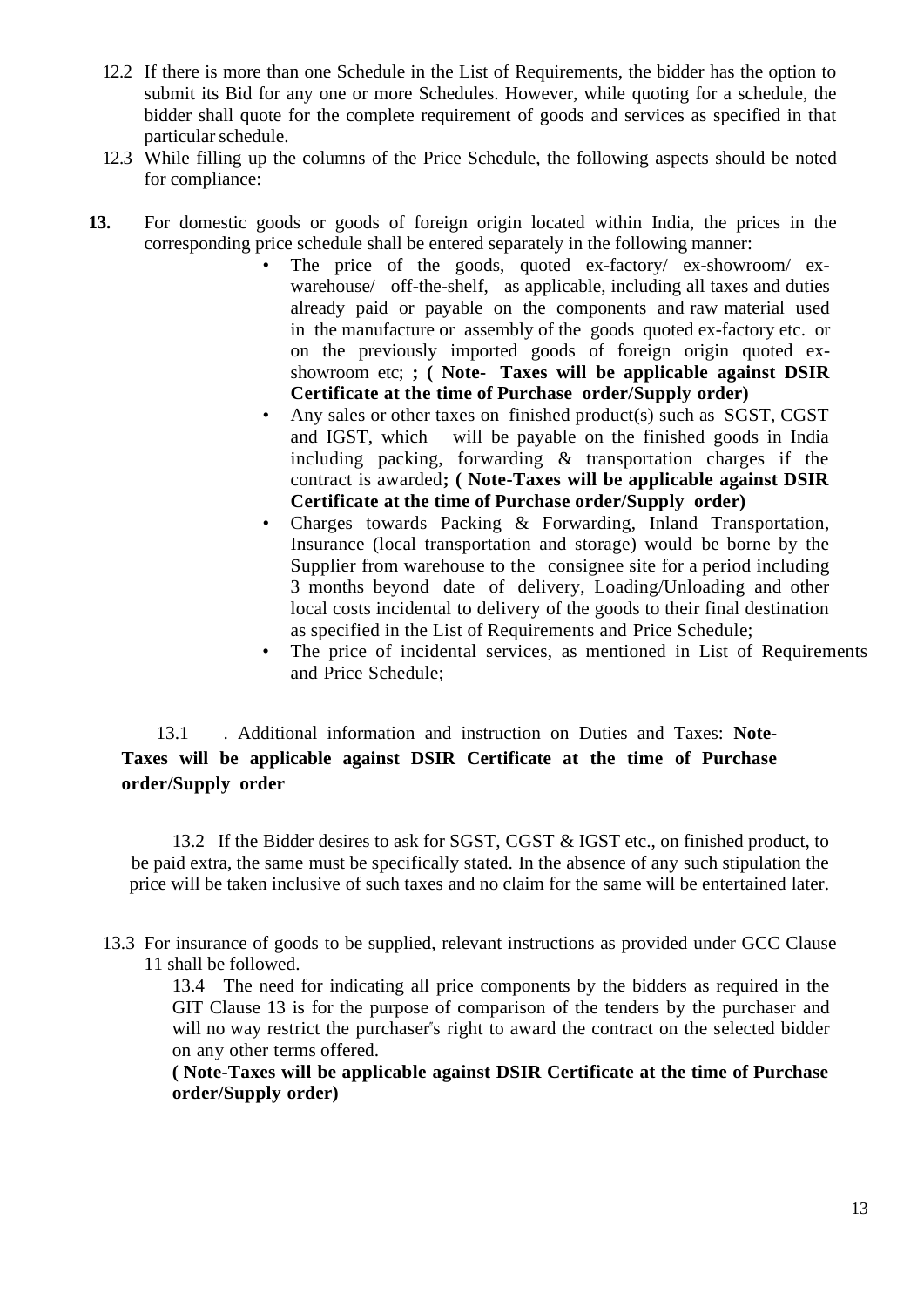12.2 If there is more than one Schedule in the List of Requirements, the bidder has the option to submit its Bid for any one or more Schedules. However, while quoting for a schedule, the bidder shall quote for the complete requirement of goods and services as specified in that particular schedule.

12.3 While filling up the columns of the Price Schedule, the following aspects should be noted for compliance:

**13.** For domestic goods or goods of foreign origin located within India, the prices in the corresponding price schedule shall be entered separately in the following manner:

- The price of the goods, quoted ex-factory/ ex-showroom/ ex-warehouse/ off-the-shelf, as applicable, including all taxes and duties already paid or payable on the components and raw material used in the manufacture or assembly of the goods quoted ex-factory etc. or on the previously imported goods of foreign origin quoted ex-showroom etc; **; ( Note- Taxes will be applicable against DSIR Certificate at the time of Purchase order/Supply order)**
- Any sales or other taxes on finished product(s) such as SGST, CGST and IGST, which will be payable on the finished goods in India including packing, forwarding & transportation charges if the contract is awarded**; ( Note-Taxes will be applicable against DSIR Certificate at the time of Purchase order/Supply order)**
- Charges towards Packing & Forwarding, Inland Transportation, Insurance (local transportation and storage) would be borne by the Supplier from warehouse to the consignee site for a period including 3 months beyond date of delivery, Loading/Unloading and other local costs incidental to delivery of the goods to their final destination as specified in the List of Requirements and Price Schedule;
- The price of incidental services, as mentioned in List of Requirements and Price Schedule;

13.1 . Additional information and instruction on Duties and Taxes: **Note- Taxes will be applicable against DSIR Certificate at the time of Purchase order/Supply order**

13.2 If the Bidder desires to ask for SGST, CGST & IGST etc., on finished product, to be paid extra, the same must be specifically stated. In the absence of any such stipulation the price will be taken inclusive of such taxes and no claim for the same will be entertained later.

13.3 For insurance of goods to be supplied, relevant instructions as provided under GCC Clause 11 shall be followed.

13.4 The need for indicating all price components by the bidders as required in the GIT Clause 13 is for the purpose of comparison of the tenders by the purchaser and will no way restrict the purchaser"s right to award the contract on the selected bidder on any other terms offered.

**( Note-Taxes will be applicable against DSIR Certificate at the time of Purchase order/Supply order)**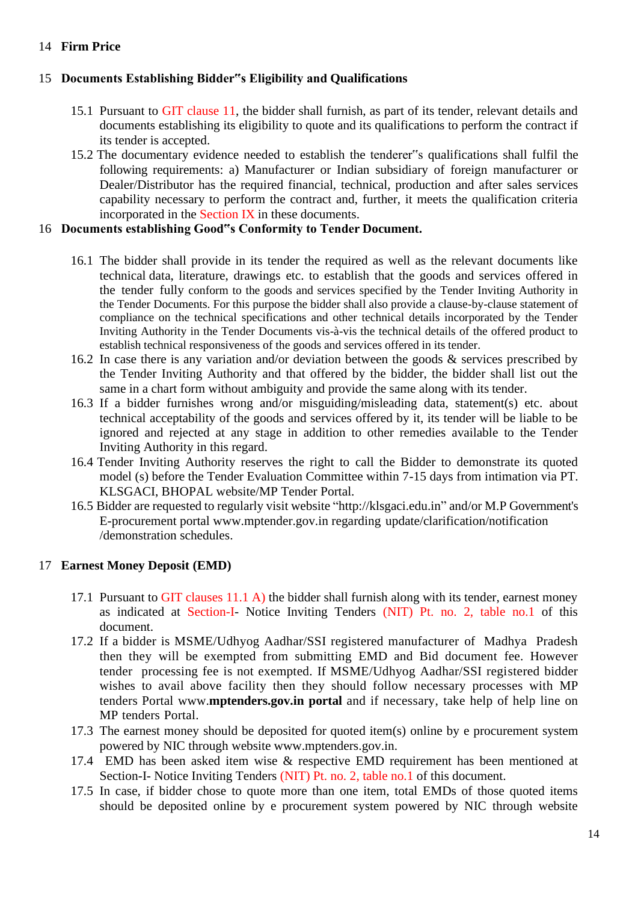## 14 Firm Price

## 15 Documents Establishing Bidder‟s Eligibility and Qualifications

15.1 Pursuant to GIT clause 11, the bidder shall furnish, as part of its tender, relevant details and documents establishing its eligibility to quote and its qualifications to perform the contract if its tender is accepted.

15.2 The documentary evidence needed to establish the tenderer‟s qualifications shall fulfil the following requirements: a) Manufacturer or Indian subsidiary of foreign manufacturer or Dealer/Distributor has the required financial, technical, production and after sales services capability necessary to perform the contract and, further, it meets the qualification criteria incorporated in the Section IX in these documents.

## 16 Documents establishing Good‟s Conformity to Tender Document.

16.1 The bidder shall provide in its tender the required as well as the relevant documents like technical data, literature, drawings etc. to establish that the goods and services offered in the tender fully conform to the goods and services specified by the Tender Inviting Authority in the Tender Documents. For this purpose the bidder shall also provide a clause-by-clause statement of compliance on the technical specifications and other technical details incorporated by the Tender Inviting Authority in the Tender Documents vis-à-vis the technical details of the offered product to establish technical responsiveness of the goods and services offered in its tender.

16.2 In case there is any variation and/or deviation between the goods & services prescribed by the Tender Inviting Authority and that offered by the bidder, the bidder shall list out the same in a chart form without ambiguity and provide the same along with its tender.

16.3 If a bidder furnishes wrong and/or misguiding/misleading data, statement(s) etc. about technical acceptability of the goods and services offered by it, its tender will be liable to be ignored and rejected at any stage in addition to other remedies available to the Tender Inviting Authority in this regard.

16.4 Tender Inviting Authority reserves the right to call the Bidder to demonstrate its quoted model (s) before the Tender Evaluation Committee within 7-15 days from intimation via PT. KLSGACI, BHOPAL website/MP Tender Portal.

16.5 Bidder are requested to regularly visit website "http://klsgaci.edu.in" and/or M.P Government's E-procurement portal www.mptender.gov.in regarding update/clarification/notification /demonstration schedules.

## 17 Earnest Money Deposit (EMD)

17.1 Pursuant to GIT clauses 11.1 A) the bidder shall furnish along with its tender, earnest money as indicated at Section-I- Notice Inviting Tenders (NIT) Pt. no. 2, table no.1 of this document.

17.2 If a bidder is MSME/Udhyog Aadhar/SSI registered manufacturer of Madhya Pradesh then they will be exempted from submitting EMD and Bid document fee. However tender processing fee is not exempted. If MSME/Udhyog Aadhar/SSI registered bidder wishes to avail above facility then they should follow necessary processes with MP tenders Portal www.**mptenders.gov.in portal** and if necessary, take help of help line on MP tenders Portal.

17.3 The earnest money should be deposited for quoted item(s) online by e procurement system powered by NIC through website www.mptenders.gov.in.

17.4 EMD has been asked item wise & respective EMD requirement has been mentioned at Section-I- Notice Inviting Tenders (NIT) Pt. no. 2, table no.1 of this document.

17.5 In case, if bidder chose to quote more than one item, total EMDs of those quoted items should be deposited online by e procurement system powered by NIC through website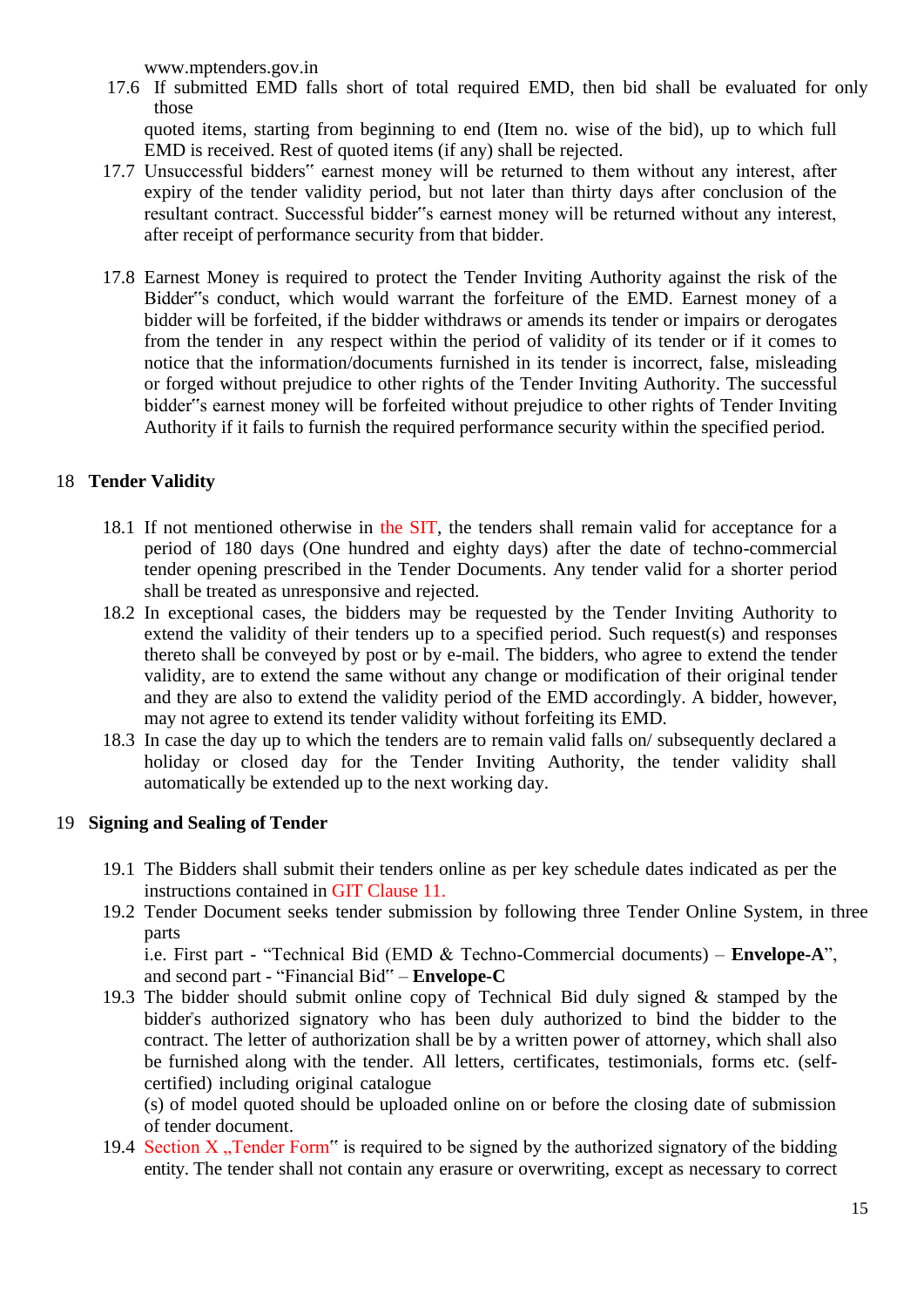www.mptenders.gov.in

17.6 If submitted EMD falls short of total required EMD, then bid shall be evaluated for only those quoted items, starting from beginning to end (Item no. wise of the bid), up to which full EMD is received. Rest of quoted items (if any) shall be rejected.

17.7 Unsuccessful bidders" earnest money will be returned to them without any interest, after expiry of the tender validity period, but not later than thirty days after conclusion of the resultant contract. Successful bidder"s earnest money will be returned without any interest, after receipt of performance security from that bidder.

17.8 Earnest Money is required to protect the Tender Inviting Authority against the risk of the Bidder"s conduct, which would warrant the forfeiture of the EMD. Earnest money of a bidder will be forfeited, if the bidder withdraws or amends its tender or impairs or derogates from the tender in any respect within the period of validity of its tender or if it comes to notice that the information/documents furnished in its tender is incorrect, false, misleading or forged without prejudice to other rights of the Tender Inviting Authority. The successful bidder"s earnest money will be forfeited without prejudice to other rights of Tender Inviting Authority if it fails to furnish the required performance security within the specified period.

## 18 Tender Validity

18.1 If not mentioned otherwise in the SIT, the tenders shall remain valid for acceptance for a period of 180 days (One hundred and eighty days) after the date of techno-commercial tender opening prescribed in the Tender Documents. Any tender valid for a shorter period shall be treated as unresponsive and rejected.

18.2 In exceptional cases, the bidders may be requested by the Tender Inviting Authority to extend the validity of their tenders up to a specified period. Such request(s) and responses thereto shall be conveyed by post or by e-mail. The bidders, who agree to extend the tender validity, are to extend the same without any change or modification of their original tender and they are also to extend the validity period of the EMD accordingly. A bidder, however, may not agree to extend its tender validity without forfeiting its EMD.

18.3 In case the day up to which the tenders are to remain valid falls on/ subsequently declared a holiday or closed day for the Tender Inviting Authority, the tender validity shall automatically be extended up to the next working day.

## 19 Signing and Sealing of Tender

19.1 The Bidders shall submit their tenders online as per key schedule dates indicated as per the instructions contained in GIT Clause 11.

19.2 Tender Document seeks tender submission by following three Tender Online System, in three parts i.e. First part - "Technical Bid (EMD & Techno-Commercial documents) – **Envelope-A**", and second part - "Financial Bid" – **Envelope-C**

19.3 The bidder should submit online copy of Technical Bid duly signed & stamped by the bidder's authorized signatory who has been duly authorized to bind the bidder to the contract. The letter of authorization shall be by a written power of attorney, which shall also be furnished along with the tender. All letters, certificates, testimonials, forms etc. (self-certified) including original catalogue (s) of model quoted should be uploaded online on or before the closing date of submission of tender document.

19.4 Section X „Tender Form" is required to be signed by the authorized signatory of the bidding entity. The tender shall not contain any erasure or overwriting, except as necessary to correct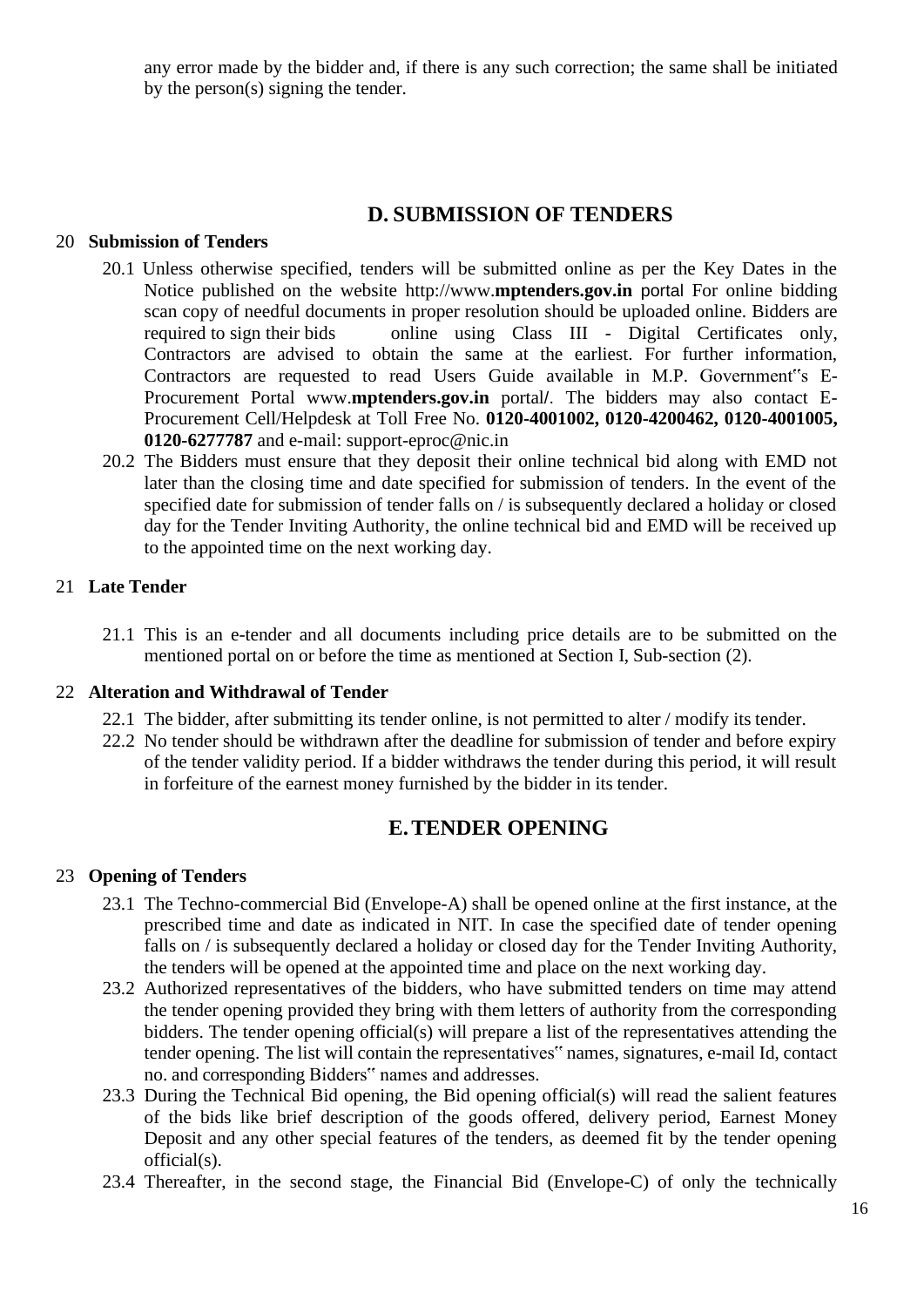any error made by the bidder and, if there is any such correction; the same shall be initiated by the person(s) signing the tender.

## D. SUBMISSION OF TENDERS

**20 Submission of Tenders**

20.1 Unless otherwise specified, tenders will be submitted online as per the Key Dates in the Notice published on the website http://www.**mptenders.gov.in** portal For online bidding scan copy of needful documents in proper resolution should be uploaded online. Bidders are required to sign their bids online using Class III - Digital Certificates only, Contractors are advised to obtain the same at the earliest. For further information, Contractors are requested to read Users Guide available in M.P. Government"s E-Procurement Portal www.**mptenders.gov.in** portal/. The bidders may also contact E-Procurement Cell/Helpdesk at Toll Free No. **0120-4001002, 0120-4200462, 0120-4001005, 0120-6277787** and e-mail: support-eproc@nic.in

20.2 The Bidders must ensure that they deposit their online technical bid along with EMD not later than the closing time and date specified for submission of tenders. In the event of the specified date for submission of tender falls on / is subsequently declared a holiday or closed day for the Tender Inviting Authority, the online technical bid and EMD will be received up to the appointed time on the next working day.

**21 Late Tender**

21.1 This is an e-tender and all documents including price details are to be submitted on the mentioned portal on or before the time as mentioned at Section I, Sub-section (2).

**22 Alteration and Withdrawal of Tender**

22.1 The bidder, after submitting its tender online, is not permitted to alter / modify its tender.

22.2 No tender should be withdrawn after the deadline for submission of tender and before expiry of the tender validity period. If a bidder withdraws the tender during this period, it will result in forfeiture of the earnest money furnished by the bidder in its tender.

## E. TENDER OPENING

**23 Opening of Tenders**

23.1 The Techno-commercial Bid (Envelope-A) shall be opened online at the first instance, at the prescribed time and date as indicated in NIT. In case the specified date of tender opening falls on / is subsequently declared a holiday or closed day for the Tender Inviting Authority, the tenders will be opened at the appointed time and place on the next working day.

23.2 Authorized representatives of the bidders, who have submitted tenders on time may attend the tender opening provided they bring with them letters of authority from the corresponding bidders. The tender opening official(s) will prepare a list of the representatives attending the tender opening. The list will contain the representatives" names, signatures, e-mail Id, contact no. and corresponding Bidders" names and addresses.

23.3 During the Technical Bid opening, the Bid opening official(s) will read the salient features of the bids like brief description of the goods offered, delivery period, Earnest Money Deposit and any other special features of the tenders, as deemed fit by the tender opening official(s).

23.4 Thereafter, in the second stage, the Financial Bid (Envelope-C) of only the technically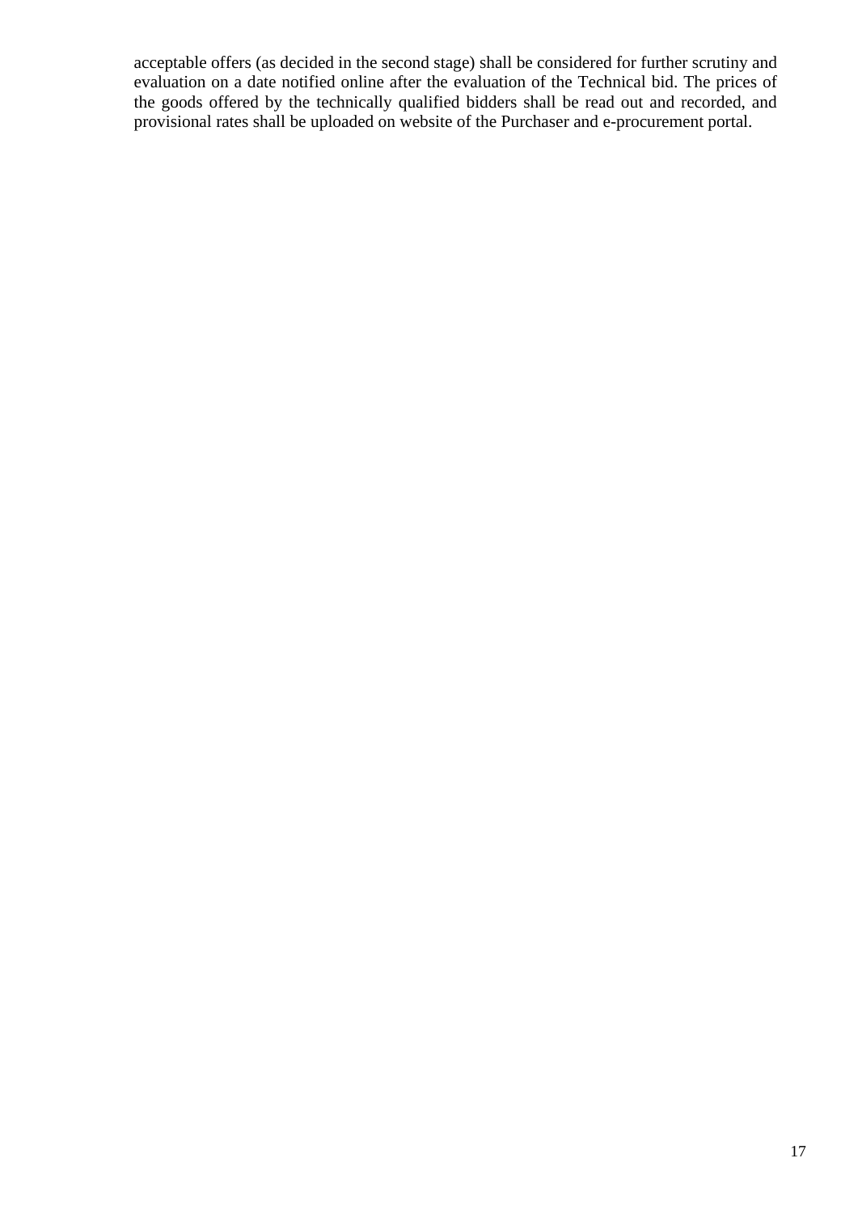acceptable offers (as decided in the second stage) shall be considered for further scrutiny and evaluation on a date notified online after the evaluation of the Technical bid. The prices of the goods offered by the technically qualified bidders shall be read out and recorded, and provisional rates shall be uploaded on website of the Purchaser and e-procurement portal.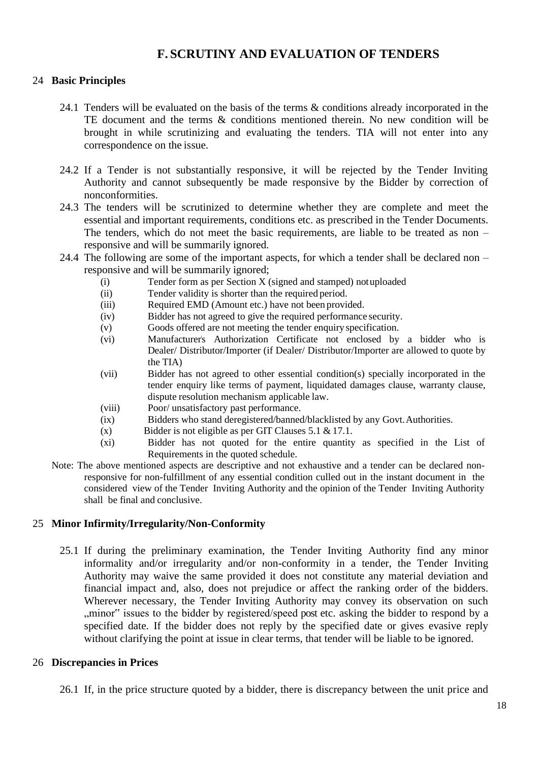# F. SCRUTINY AND EVALUATION OF TENDERS

## 24 Basic Principles

24.1 Tenders will be evaluated on the basis of the terms & conditions already incorporated in the TE document and the terms & conditions mentioned therein. No new condition will be brought in while scrutinizing and evaluating the tenders. TIA will not enter into any correspondence on the issue.

24.2 If a Tender is not substantially responsive, it will be rejected by the Tender Inviting Authority and cannot subsequently be made responsive by the Bidder by correction of nonconformities.

24.3 The tenders will be scrutinized to determine whether they are complete and meet the essential and important requirements, conditions etc. as prescribed in the Tender Documents. The tenders, which do not meet the basic requirements, are liable to be treated as non – responsive and will be summarily ignored.

24.4 The following are some of the important aspects, for which a tender shall be declared non – responsive and will be summarily ignored;

- (i) Tender form as per Section X (signed and stamped) not uploaded
- (ii) Tender validity is shorter than the required period.
- (iii) Required EMD (Amount etc.) have not been provided.
- (iv) Bidder has not agreed to give the required performance security.
- (v) Goods offered are not meeting the tender enquiry specification.
- (vi) Manufacturer's Authorization Certificate not enclosed by a bidder who is Dealer/ Distributor/Importer (if Dealer/ Distributor/Importer are allowed to quote by the TIA)
- (vii) Bidder has not agreed to other essential condition(s) specially incorporated in the tender enquiry like terms of payment, liquidated damages clause, warranty clause, dispute resolution mechanism applicable law.
- (viii) Poor/ unsatisfactory past performance.
- (ix) Bidders who stand deregistered/banned/blacklisted by any Govt. Authorities.
- (x) Bidder is not eligible as per GIT Clauses 5.1 & 17.1.
- (xi) Bidder has not quoted for the entire quantity as specified in the List of Requirements in the quoted schedule.

Note: The above mentioned aspects are descriptive and not exhaustive and a tender can be declared non-responsive for non-fulfillment of any essential condition culled out in the instant document in the considered view of the Tender Inviting Authority and the opinion of the Tender Inviting Authority shall be final and conclusive.

## 25 Minor Infirmity/Irregularity/Non-Conformity

25.1 If during the preliminary examination, the Tender Inviting Authority find any minor informality and/or irregularity and/or non-conformity in a tender, the Tender Inviting Authority may waive the same provided it does not constitute any material deviation and financial impact and, also, does not prejudice or affect the ranking order of the bidders. Wherever necessary, the Tender Inviting Authority may convey its observation on such „minor" issues to the bidder by registered/speed post etc. asking the bidder to respond by a specified date. If the bidder does not reply by the specified date or gives evasive reply without clarifying the point at issue in clear terms, that tender will be liable to be ignored.

## 26 Discrepancies in Prices

26.1 If, in the price structure quoted by a bidder, there is discrepancy between the unit price and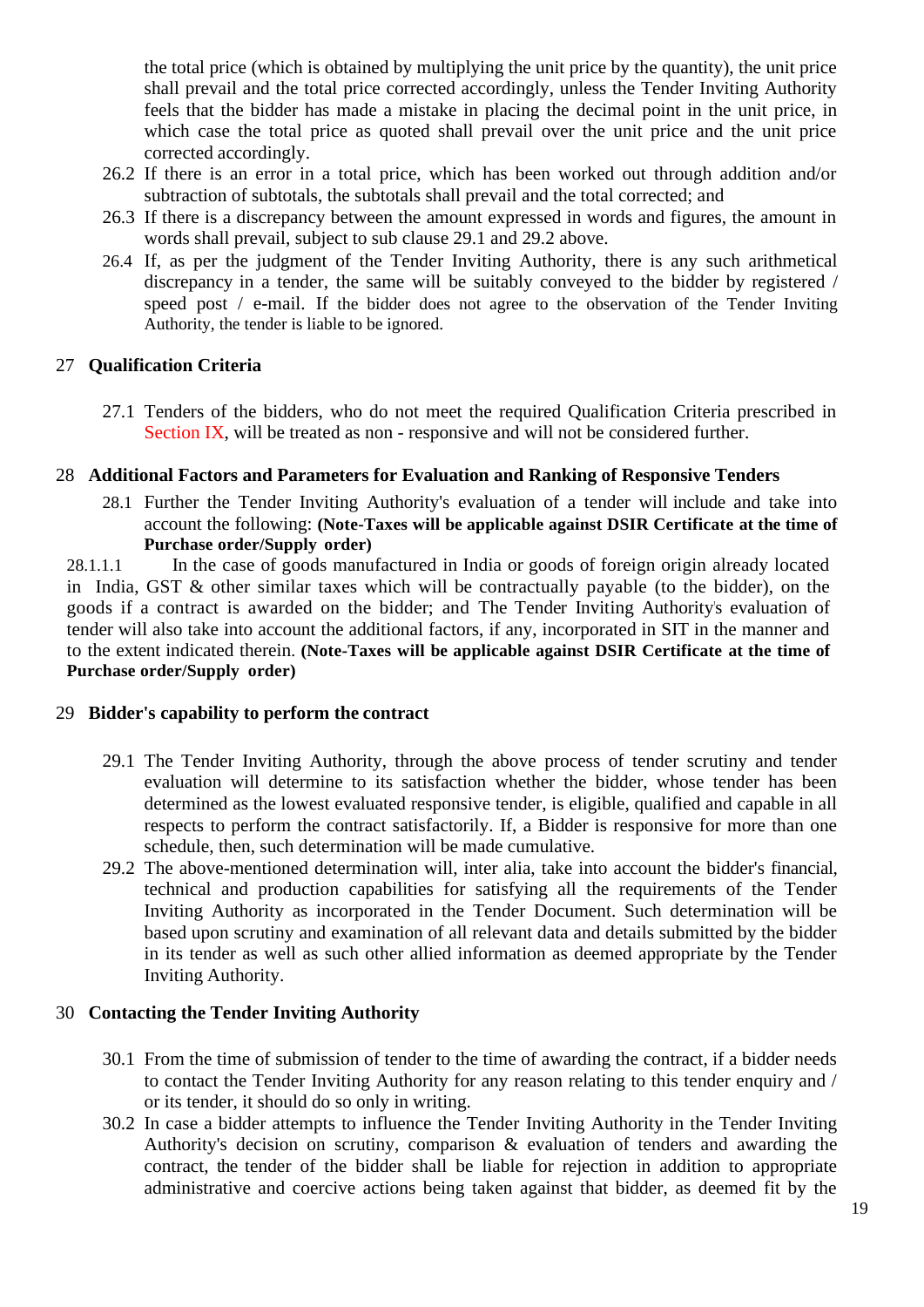the total price (which is obtained by multiplying the unit price by the quantity), the unit price shall prevail and the total price corrected accordingly, unless the Tender Inviting Authority feels that the bidder has made a mistake in placing the decimal point in the unit price, in which case the total price as quoted shall prevail over the unit price and the unit price corrected accordingly.

26.2 If there is an error in a total price, which has been worked out through addition and/or subtraction of subtotals, the subtotals shall prevail and the total corrected; and

26.3 If there is a discrepancy between the amount expressed in words and figures, the amount in words shall prevail, subject to sub clause 29.1 and 29.2 above.

26.4 If, as per the judgment of the Tender Inviting Authority, there is any such arithmetical discrepancy in a tender, the same will be suitably conveyed to the bidder by registered / speed post / e-mail. If the bidder does not agree to the observation of the Tender Inviting Authority, the tender is liable to be ignored.

## 27 Qualification Criteria

27.1 Tenders of the bidders, who do not meet the required Qualification Criteria prescribed in Section IX, will be treated as non - responsive and will not be considered further.

## 28 Additional Factors and Parameters for Evaluation and Ranking of Responsive Tenders

28.1 Further the Tender Inviting Authority's evaluation of a tender will include and take into account the following: **(Note-Taxes will be applicable against DSIR Certificate at the time of Purchase order/Supply order)**

28.1.1.1 In the case of goods manufactured in India or goods of foreign origin already located in India, GST & other similar taxes which will be contractually payable (to the bidder), on the goods if a contract is awarded on the bidder; and The Tender Inviting Authority's evaluation of tender will also take into account the additional factors, if any, incorporated in SIT in the manner and to the extent indicated therein. **(Note-Taxes will be applicable against DSIR Certificate at the time of Purchase order/Supply order)**

## 29 Bidder's capability to perform the contract

29.1 The Tender Inviting Authority, through the above process of tender scrutiny and tender evaluation will determine to its satisfaction whether the bidder, whose tender has been determined as the lowest evaluated responsive tender, is eligible, qualified and capable in all respects to perform the contract satisfactorily. If, a Bidder is responsive for more than one schedule, then, such determination will be made cumulative.

29.2 The above-mentioned determination will, inter alia, take into account the bidder's financial, technical and production capabilities for satisfying all the requirements of the Tender Inviting Authority as incorporated in the Tender Document. Such determination will be based upon scrutiny and examination of all relevant data and details submitted by the bidder in its tender as well as such other allied information as deemed appropriate by the Tender Inviting Authority.

## 30 Contacting the Tender Inviting Authority

30.1 From the time of submission of tender to the time of awarding the contract, if a bidder needs to contact the Tender Inviting Authority for any reason relating to this tender enquiry and / or its tender, it should do so only in writing.

30.2 In case a bidder attempts to influence the Tender Inviting Authority in the Tender Inviting Authority's decision on scrutiny, comparison & evaluation of tenders and awarding the contract, the tender of the bidder shall be liable for rejection in addition to appropriate administrative and coercive actions being taken against that bidder, as deemed fit by the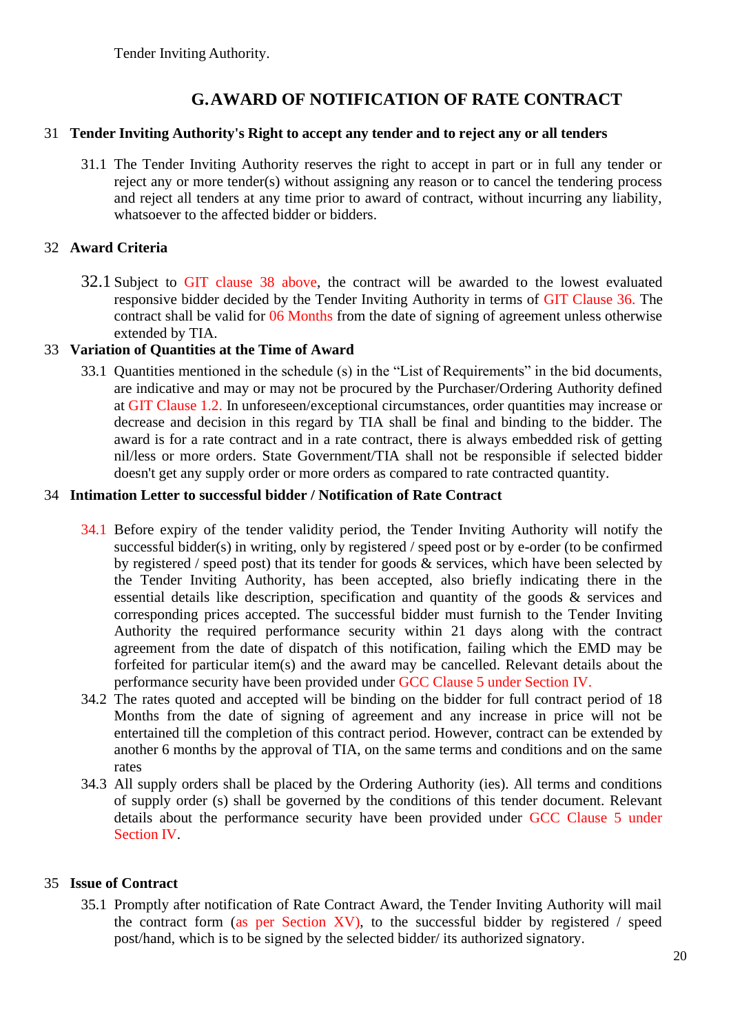Tender Inviting Authority.

## G. AWARD OF NOTIFICATION OF RATE CONTRACT

### 31 Tender Inviting Authority's Right to accept any tender and to reject any or all tenders

31.1 The Tender Inviting Authority reserves the right to accept in part or in full any tender or reject any or more tender(s) without assigning any reason or to cancel the tendering process and reject all tenders at any time prior to award of contract, without incurring any liability, whatsoever to the affected bidder or bidders.

### 32 Award Criteria

32.1 Subject to GIT clause 38 above, the contract will be awarded to the lowest evaluated responsive bidder decided by the Tender Inviting Authority in terms of GIT Clause 36. The contract shall be valid for 06 Months from the date of signing of agreement unless otherwise extended by TIA.

### 33 Variation of Quantities at the Time of Award

33.1 Quantities mentioned in the schedule (s) in the "List of Requirements" in the bid documents, are indicative and may or may not be procured by the Purchaser/Ordering Authority defined at GIT Clause 1.2. In unforeseen/exceptional circumstances, order quantities may increase or decrease and decision in this regard by TIA shall be final and binding to the bidder. The award is for a rate contract and in a rate contract, there is always embedded risk of getting nil/less or more orders. State Government/TIA shall not be responsible if selected bidder doesn't get any supply order or more orders as compared to rate contracted quantity.

### 34 Intimation Letter to successful bidder / Notification of Rate Contract

34.1 Before expiry of the tender validity period, the Tender Inviting Authority will notify the successful bidder(s) in writing, only by registered / speed post or by e-order (to be confirmed by registered / speed post) that its tender for goods & services, which have been selected by the Tender Inviting Authority, has been accepted, also briefly indicating there in the essential details like description, specification and quantity of the goods & services and corresponding prices accepted. The successful bidder must furnish to the Tender Inviting Authority the required performance security within 21 days along with the contract agreement from the date of dispatch of this notification, failing which the EMD may be forfeited for particular item(s) and the award may be cancelled. Relevant details about the performance security have been provided under GCC Clause 5 under Section IV.

34.2 The rates quoted and accepted will be binding on the bidder for full contract period of 18 Months from the date of signing of agreement and any increase in price will not be entertained till the completion of this contract period. However, contract can be extended by another 6 months by the approval of TIA, on the same terms and conditions and on the same rates

34.3 All supply orders shall be placed by the Ordering Authority (ies). All terms and conditions of supply order (s) shall be governed by the conditions of this tender document. Relevant details about the performance security have been provided under GCC Clause 5 under Section IV.

### 35 Issue of Contract

35.1 Promptly after notification of Rate Contract Award, the Tender Inviting Authority will mail the contract form (as per Section XV), to the successful bidder by registered / speed post/hand, which is to be signed by the selected bidder/ its authorized signatory.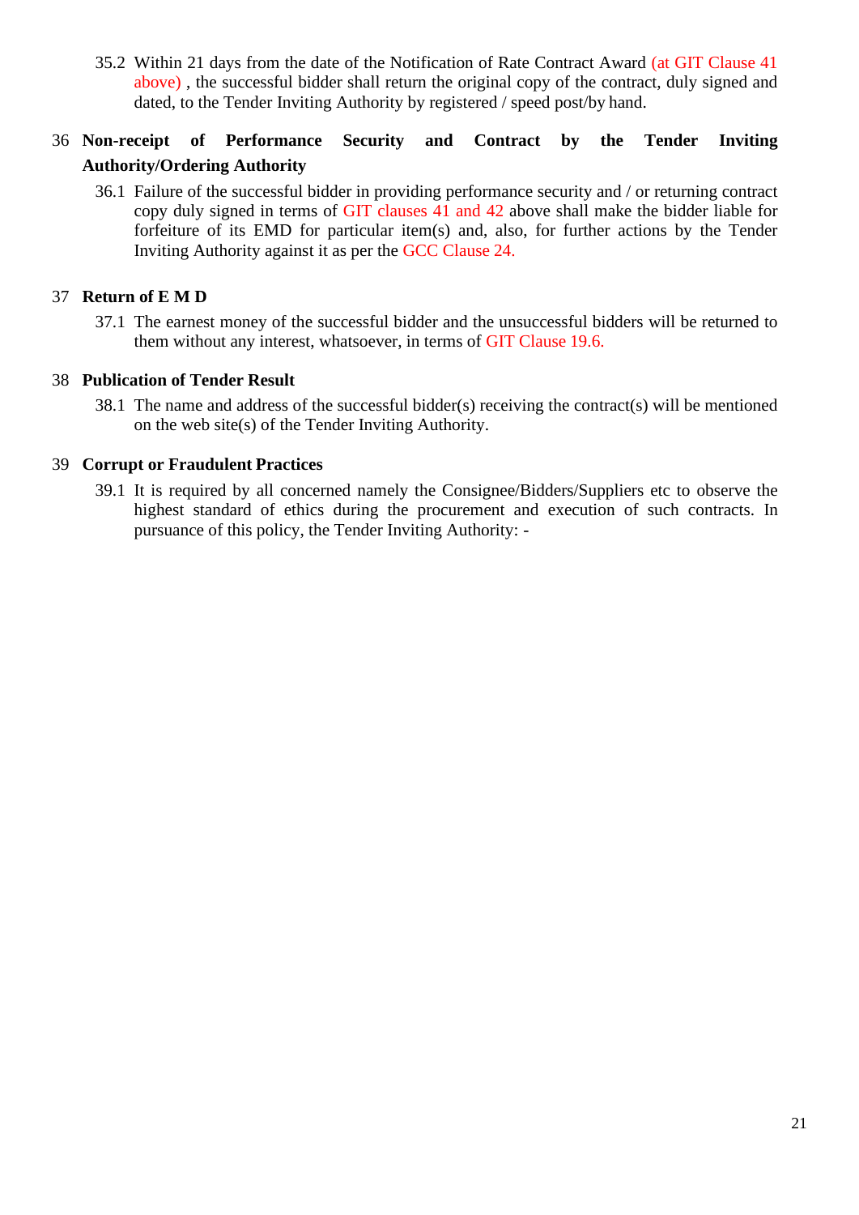35.2 Within 21 days from the date of the Notification of Rate Contract Award (at GIT Clause 41 above) , the successful bidder shall return the original copy of the contract, duly signed and dated, to the Tender Inviting Authority by registered / speed post/by hand.

## 36 Non-receipt of Performance Security and Contract by the Tender Inviting Authority/Ordering Authority

36.1 Failure of the successful bidder in providing performance security and / or returning contract copy duly signed in terms of GIT clauses 41 and 42 above shall make the bidder liable for forfeiture of its EMD for particular item(s) and, also, for further actions by the Tender Inviting Authority against it as per the GCC Clause 24.

## 37 Return of E M D

37.1 The earnest money of the successful bidder and the unsuccessful bidders will be returned to them without any interest, whatsoever, in terms of GIT Clause 19.6.

## 38 Publication of Tender Result

38.1 The name and address of the successful bidder(s) receiving the contract(s) will be mentioned on the web site(s) of the Tender Inviting Authority.

## 39 Corrupt or Fraudulent Practices

39.1 It is required by all concerned namely the Consignee/Bidders/Suppliers etc to observe the highest standard of ethics during the procurement and execution of such contracts. In pursuance of this policy, the Tender Inviting Authority: -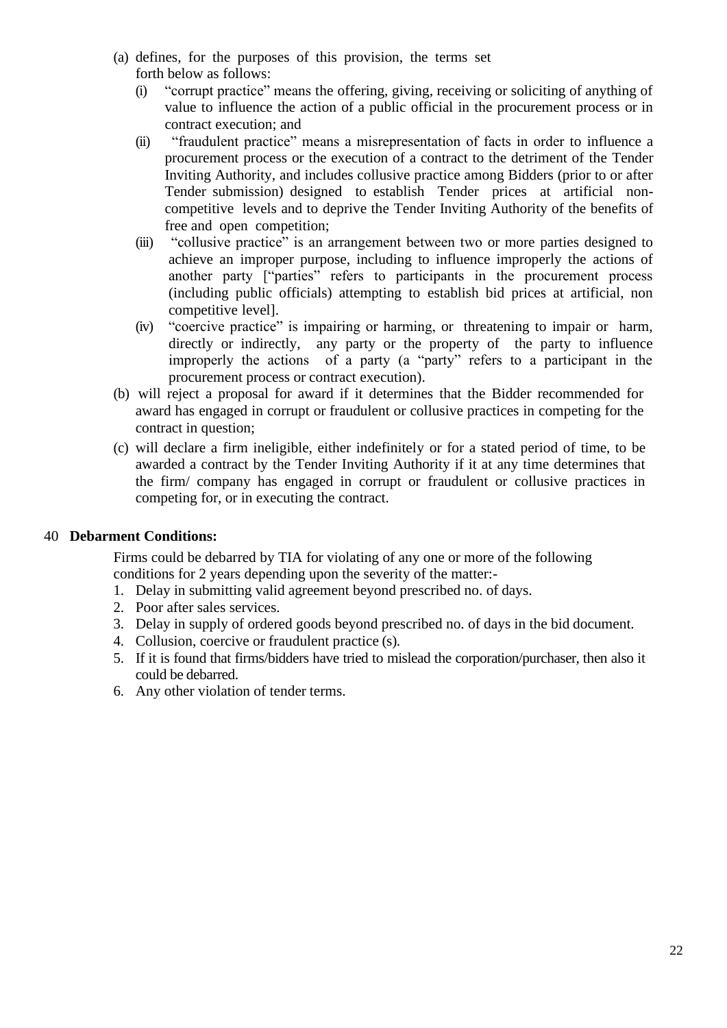(a) defines, for the purposes of this provision, the terms set forth below as follows:

   (i) "corrupt practice" means the offering, giving, receiving or soliciting of anything of value to influence the action of a public official in the procurement process or in contract execution; and

   (ii) "fraudulent practice" means a misrepresentation of facts in order to influence a procurement process or the execution of a contract to the detriment of the Tender Inviting Authority, and includes collusive practice among Bidders (prior to or after Tender submission) designed to establish Tender prices at artificial non-competitive levels and to deprive the Tender Inviting Authority of the benefits of free and open competition;

   (iii) "collusive practice" is an arrangement between two or more parties designed to achieve an improper purpose, including to influence improperly the actions of another party ["parties" refers to participants in the procurement process (including public officials) attempting to establish bid prices at artificial, non competitive level].

   (iv) "coercive practice" is impairing or harming, or threatening to impair or harm, directly or indirectly, any party or the property of the party to influence improperly the actions of a party (a "party" refers to a participant in the procurement process or contract execution).

(b) will reject a proposal for award if it determines that the Bidder recommended for award has engaged in corrupt or fraudulent or collusive practices in competing for the contract in question;

(c) will declare a firm ineligible, either indefinitely or for a stated period of time, to be awarded a contract by the Tender Inviting Authority if it at any time determines that the firm/ company has engaged in corrupt or fraudulent or collusive practices in competing for, or in executing the contract.

## 40 Debarment Conditions:

Firms could be debarred by TIA for violating of any one or more of the following conditions for 2 years depending upon the severity of the matter:-

1. Delay in submitting valid agreement beyond prescribed no. of days.
2. Poor after sales services.
3. Delay in supply of ordered goods beyond prescribed no. of days in the bid document.
4. Collusion, coercive or fraudulent practice (s).
5. If it is found that firms/bidders have tried to mislead the corporation/purchaser, then also it could be debarred.
6. Any other violation of tender terms.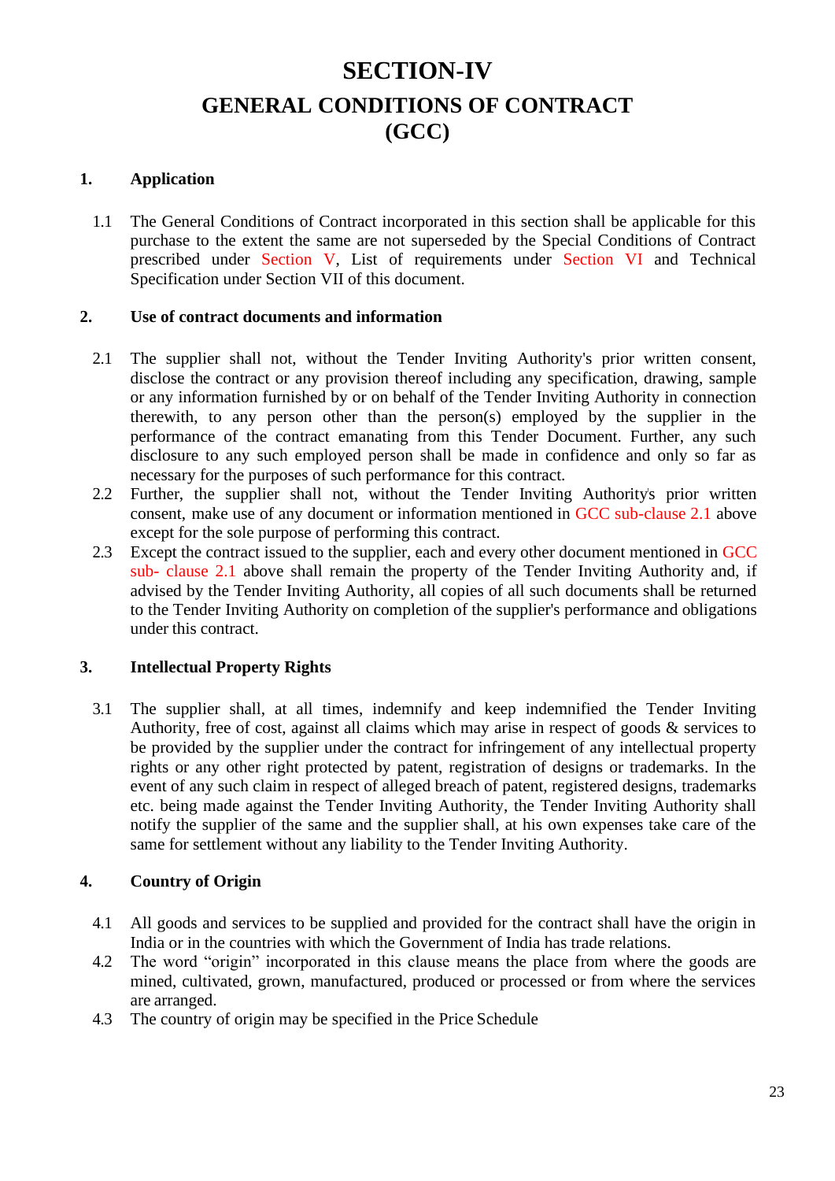# SECTION-IV

# GENERAL CONDITIONS OF CONTRACT (GCC)

## 1. Application

1.1 The General Conditions of Contract incorporated in this section shall be applicable for this purchase to the extent the same are not superseded by the Special Conditions of Contract prescribed under Section V, List of requirements under Section VI and Technical Specification under Section VII of this document.

## 2. Use of contract documents and information

2.1 The supplier shall not, without the Tender Inviting Authority's prior written consent, disclose the contract or any provision thereof including any specification, drawing, sample or any information furnished by or on behalf of the Tender Inviting Authority in connection therewith, to any person other than the person(s) employed by the supplier in the performance of the contract emanating from this Tender Document. Further, any such disclosure to any such employed person shall be made in confidence and only so far as necessary for the purposes of such performance for this contract.

2.2 Further, the supplier shall not, without the Tender Inviting Authority's prior written consent, make use of any document or information mentioned in GCC sub-clause 2.1 above except for the sole purpose of performing this contract.

2.3 Except the contract issued to the supplier, each and every other document mentioned in GCC sub- clause 2.1 above shall remain the property of the Tender Inviting Authority and, if advised by the Tender Inviting Authority, all copies of all such documents shall be returned to the Tender Inviting Authority on completion of the supplier's performance and obligations under this contract.

## 3. Intellectual Property Rights

3.1 The supplier shall, at all times, indemnify and keep indemnified the Tender Inviting Authority, free of cost, against all claims which may arise in respect of goods & services to be provided by the supplier under the contract for infringement of any intellectual property rights or any other right protected by patent, registration of designs or trademarks. In the event of any such claim in respect of alleged breach of patent, registered designs, trademarks etc. being made against the Tender Inviting Authority, the Tender Inviting Authority shall notify the supplier of the same and the supplier shall, at his own expenses take care of the same for settlement without any liability to the Tender Inviting Authority.

## 4. Country of Origin

4.1 All goods and services to be supplied and provided for the contract shall have the origin in India or in the countries with which the Government of India has trade relations.

4.2 The word "origin" incorporated in this clause means the place from where the goods are mined, cultivated, grown, manufactured, produced or processed or from where the services are arranged.

4.3 The country of origin may be specified in the Price Schedule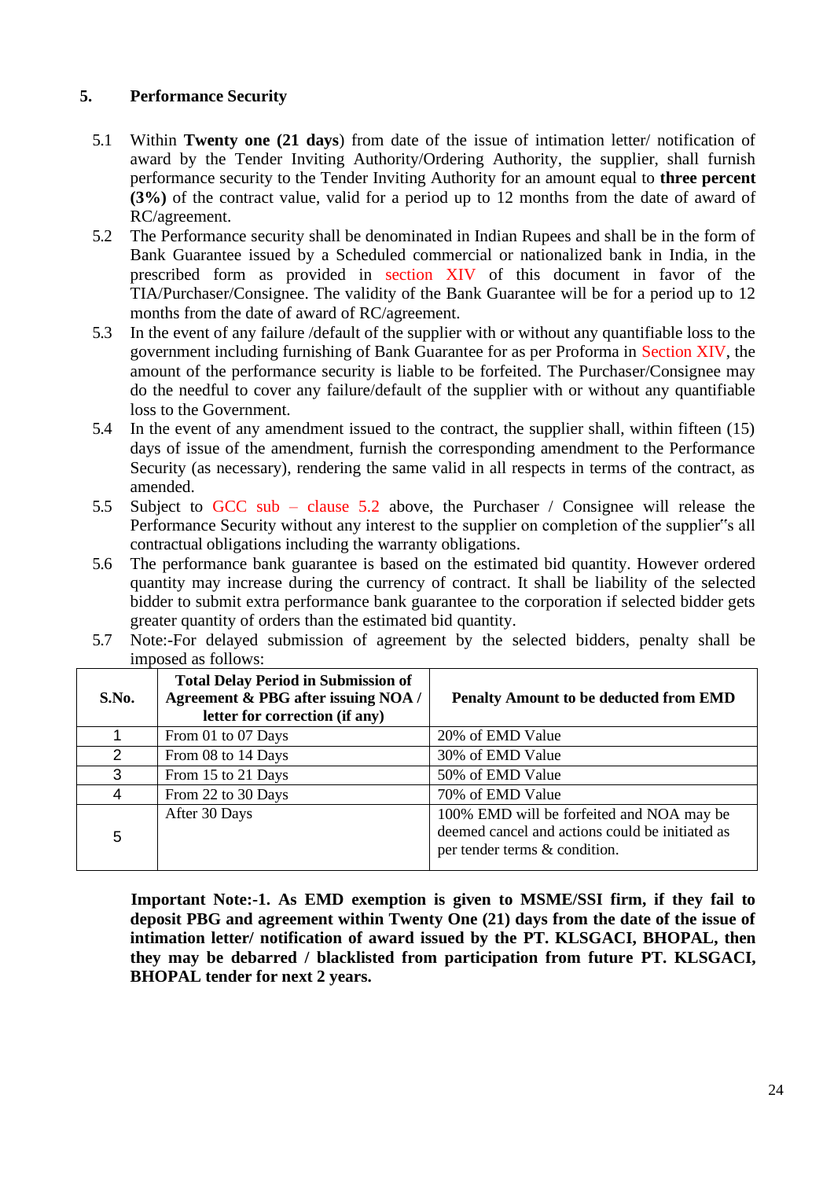## 5. Performance Security

5.1 Within **Twenty one (21 days**) from date of the issue of intimation letter/ notification of award by the Tender Inviting Authority/Ordering Authority, the supplier, shall furnish performance security to the Tender Inviting Authority for an amount equal to **three percent (3%)** of the contract value, valid for a period up to 12 months from the date of award of RC/agreement.

5.2 The Performance security shall be denominated in Indian Rupees and shall be in the form of Bank Guarantee issued by a Scheduled commercial or nationalized bank in India, in the prescribed form as provided in section XIV of this document in favor of the TIA/Purchaser/Consignee. The validity of the Bank Guarantee will be for a period up to 12 months from the date of award of RC/agreement.

5.3 In the event of any failure /default of the supplier with or without any quantifiable loss to the government including furnishing of Bank Guarantee for as per Proforma in Section XIV, the amount of the performance security is liable to be forfeited. The Purchaser/Consignee may do the needful to cover any failure/default of the supplier with or without any quantifiable loss to the Government.

5.4 In the event of any amendment issued to the contract, the supplier shall, within fifteen (15) days of issue of the amendment, furnish the corresponding amendment to the Performance Security (as necessary), rendering the same valid in all respects in terms of the contract, as amended.

5.5 Subject to GCC sub – clause 5.2 above, the Purchaser / Consignee will release the Performance Security without any interest to the supplier on completion of the supplier"s all contractual obligations including the warranty obligations.

5.6 The performance bank guarantee is based on the estimated bid quantity. However ordered quantity may increase during the currency of contract. It shall be liability of the selected bidder to submit extra performance bank guarantee to the corporation if selected bidder gets greater quantity of orders than the estimated bid quantity.

5.7 Note:-For delayed submission of agreement by the selected bidders, penalty shall be imposed as follows:

| S.No. | Total Delay Period in Submission of Agreement & PBG after issuing NOA / letter for correction (if any) | Penalty Amount to be deducted from EMD |
|---|---|---|
| 1 | From 01 to 07 Days | 20% of EMD Value |
| 2 | From 08 to 14 Days | 30% of EMD Value |
| 3 | From 15 to 21 Days | 50% of EMD Value |
| 4 | From 22 to 30 Days | 70% of EMD Value |
| 5 | After 30 Days | 100% EMD will be forfeited and NOA may be deemed cancel and actions could be initiated as per tender terms & condition. |

**Important Note:-1. As EMD exemption is given to MSME/SSI firm, if they fail to deposit PBG and agreement within Twenty One (21) days from the date of the issue of intimation letter/ notification of award issued by the PT. KLSGACI, BHOPAL, then they may be debarred / blacklisted from participation from future PT. KLSGACI, BHOPAL tender for next 2 years.**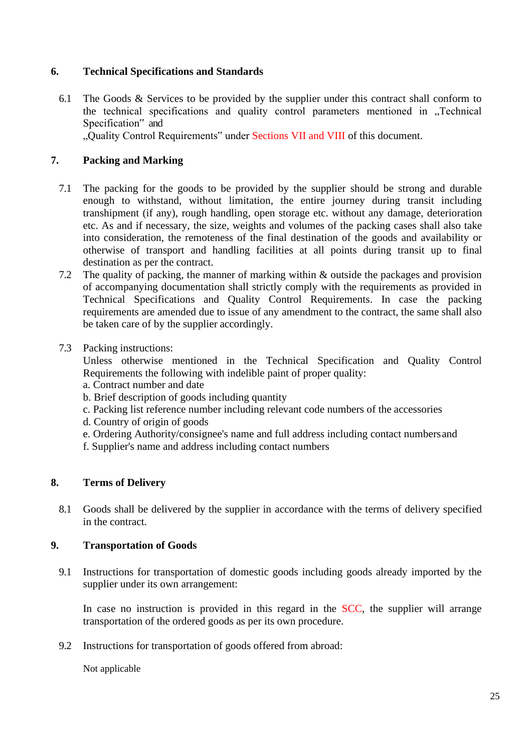## 6. Technical Specifications and Standards

6.1 The Goods & Services to be provided by the supplier under this contract shall conform to the technical specifications and quality control parameters mentioned in „Technical Specification" and „Quality Control Requirements" under Sections VII and VIII of this document.

## 7. Packing and Marking

7.1 The packing for the goods to be provided by the supplier should be strong and durable enough to withstand, without limitation, the entire journey during transit including transhipment (if any), rough handling, open storage etc. without any damage, deterioration etc. As and if necessary, the size, weights and volumes of the packing cases shall also take into consideration, the remoteness of the final destination of the goods and availability or otherwise of transport and handling facilities at all points during transit up to final destination as per the contract.

7.2 The quality of packing, the manner of marking within & outside the packages and provision of accompanying documentation shall strictly comply with the requirements as provided in Technical Specifications and Quality Control Requirements. In case the packing requirements are amended due to issue of any amendment to the contract, the same shall also be taken care of by the supplier accordingly.

7.3 Packing instructions:
Unless otherwise mentioned in the Technical Specification and Quality Control Requirements the following with indelible paint of proper quality:
a. Contract number and date
b. Brief description of goods including quantity
c. Packing list reference number including relevant code numbers of the accessories
d. Country of origin of goods
e. Ordering Authority/consignee's name and full address including contact numbers and
f. Supplier's name and address including contact numbers

## 8. Terms of Delivery

8.1 Goods shall be delivered by the supplier in accordance with the terms of delivery specified in the contract.

## 9. Transportation of Goods

9.1 Instructions for transportation of domestic goods including goods already imported by the supplier under its own arrangement:

In case no instruction is provided in this regard in the SCC, the supplier will arrange transportation of the ordered goods as per its own procedure.

9.2 Instructions for transportation of goods offered from abroad:

Not applicable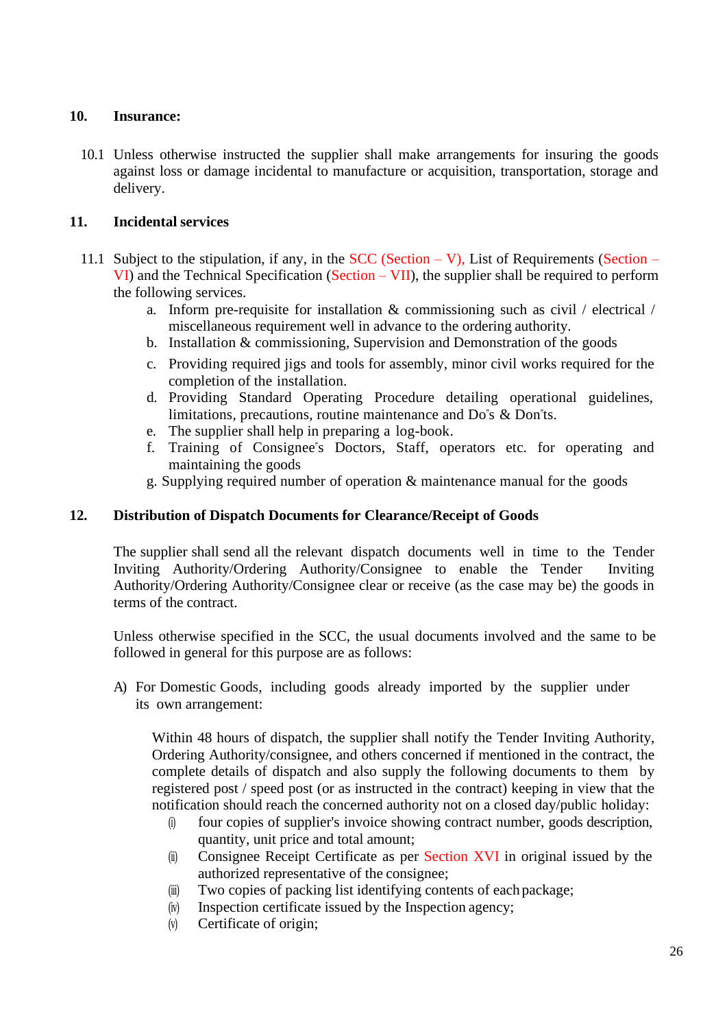**10. Insurance:**

10.1 Unless otherwise instructed the supplier shall make arrangements for insuring the goods against loss or damage incidental to manufacture or acquisition, transportation, storage and delivery.

**11. Incidental services**

11.1 Subject to the stipulation, if any, in the SCC (Section – V), List of Requirements (Section – VI) and the Technical Specification (Section – VII), the supplier shall be required to perform the following services.

a. Inform pre-requisite for installation & commissioning such as civil / electrical / miscellaneous requirement well in advance to the ordering authority.
b. Installation & commissioning, Supervision and Demonstration of the goods
c. Providing required jigs and tools for assembly, minor civil works required for the completion of the installation.
d. Providing Standard Operating Procedure detailing operational guidelines, limitations, precautions, routine maintenance and Do"s & Don"ts.
e. The supplier shall help in preparing a log-book.
f. Training of Consignee"s Doctors, Staff, operators etc. for operating and maintaining the goods
g. Supplying required number of operation & maintenance manual for the goods

**12. Distribution of Dispatch Documents for Clearance/Receipt of Goods**

The supplier shall send all the relevant dispatch documents well in time to the Tender Inviting Authority/Ordering Authority/Consignee to enable the Tender Inviting Authority/Ordering Authority/Consignee clear or receive (as the case may be) the goods in terms of the contract.

Unless otherwise specified in the SCC, the usual documents involved and the same to be followed in general for this purpose are as follows:

A) For Domestic Goods, including goods already imported by the supplier under its own arrangement:

Within 48 hours of dispatch, the supplier shall notify the Tender Inviting Authority, Ordering Authority/consignee, and others concerned if mentioned in the contract, the complete details of dispatch and also supply the following documents to them by registered post / speed post (or as instructed in the contract) keeping in view that the notification should reach the concerned authority not on a closed day/public holiday:

(i) four copies of supplier's invoice showing contract number, goods description, quantity, unit price and total amount;
(ii) Consignee Receipt Certificate as per Section XVI in original issued by the authorized representative of the consignee;
(iii) Two copies of packing list identifying contents of each package;
(iv) Inspection certificate issued by the Inspection agency;
(v) Certificate of origin;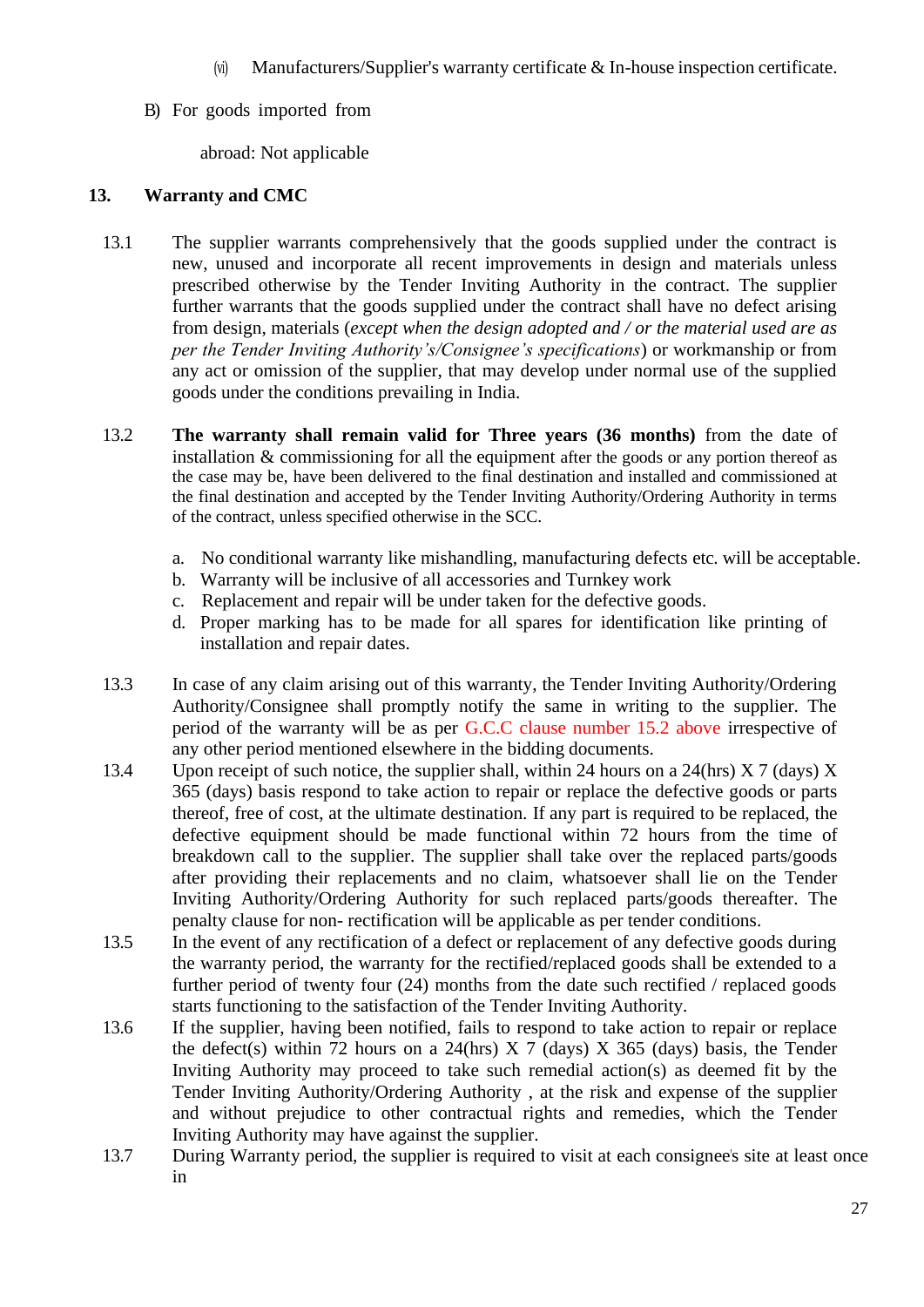(vi) Manufacturers/Supplier's warranty certificate & In-house inspection certificate.

B) For goods imported from

abroad: Not applicable

## 13. Warranty and CMC

13.1 The supplier warrants comprehensively that the goods supplied under the contract is new, unused and incorporate all recent improvements in design and materials unless prescribed otherwise by the Tender Inviting Authority in the contract. The supplier further warrants that the goods supplied under the contract shall have no defect arising from design, materials (*except when the design adopted and / or the material used are as per the Tender Inviting Authority's/Consignee's specifications*) or workmanship or from any act or omission of the supplier, that may develop under normal use of the supplied goods under the conditions prevailing in India.

13.2 **The warranty shall remain valid for Three years (36 months)** from the date of installation & commissioning for all the equipment after the goods or any portion thereof as the case may be, have been delivered to the final destination and installed and commissioned at the final destination and accepted by the Tender Inviting Authority/Ordering Authority in terms of the contract, unless specified otherwise in the SCC.

a. No conditional warranty like mishandling, manufacturing defects etc. will be acceptable.
b. Warranty will be inclusive of all accessories and Turnkey work
c. Replacement and repair will be under taken for the defective goods.
d. Proper marking has to be made for all spares for identification like printing of installation and repair dates.

13.3 In case of any claim arising out of this warranty, the Tender Inviting Authority/Ordering Authority/Consignee shall promptly notify the same in writing to the supplier. The period of the warranty will be as per G.C.C clause number 15.2 above irrespective of any other period mentioned elsewhere in the bidding documents.

13.4 Upon receipt of such notice, the supplier shall, within 24 hours on a 24(hrs) X 7 (days) X 365 (days) basis respond to take action to repair or replace the defective goods or parts thereof, free of cost, at the ultimate destination. If any part is required to be replaced, the defective equipment should be made functional within 72 hours from the time of breakdown call to the supplier. The supplier shall take over the replaced parts/goods after providing their replacements and no claim, whatsoever shall lie on the Tender Inviting Authority/Ordering Authority for such replaced parts/goods thereafter. The penalty clause for non- rectification will be applicable as per tender conditions.

13.5 In the event of any rectification of a defect or replacement of any defective goods during the warranty period, the warranty for the rectified/replaced goods shall be extended to a further period of twenty four (24) months from the date such rectified / replaced goods starts functioning to the satisfaction of the Tender Inviting Authority.

13.6 If the supplier, having been notified, fails to respond to take action to repair or replace the defect(s) within 72 hours on a 24(hrs) X 7 (days) X 365 (days) basis, the Tender Inviting Authority may proceed to take such remedial action(s) as deemed fit by the Tender Inviting Authority/Ordering Authority , at the risk and expense of the supplier and without prejudice to other contractual rights and remedies, which the Tender Inviting Authority may have against the supplier.

13.7 During Warranty period, the supplier is required to visit at each consignee's site at least once in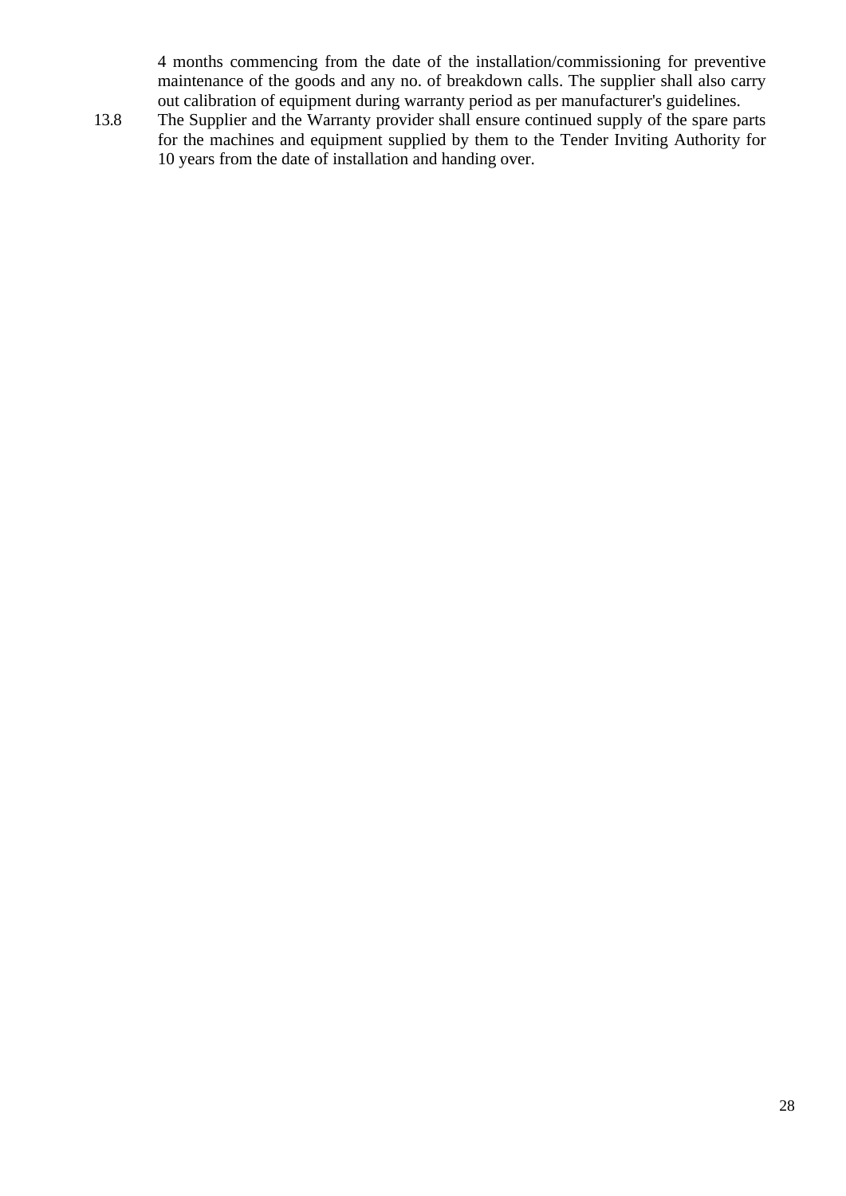4 months commencing from the date of the installation/commissioning for preventive maintenance of the goods and any no. of breakdown calls. The supplier shall also carry out calibration of equipment during warranty period as per manufacturer's guidelines.

13.8 The Supplier and the Warranty provider shall ensure continued supply of the spare parts for the machines and equipment supplied by them to the Tender Inviting Authority for 10 years from the date of installation and handing over.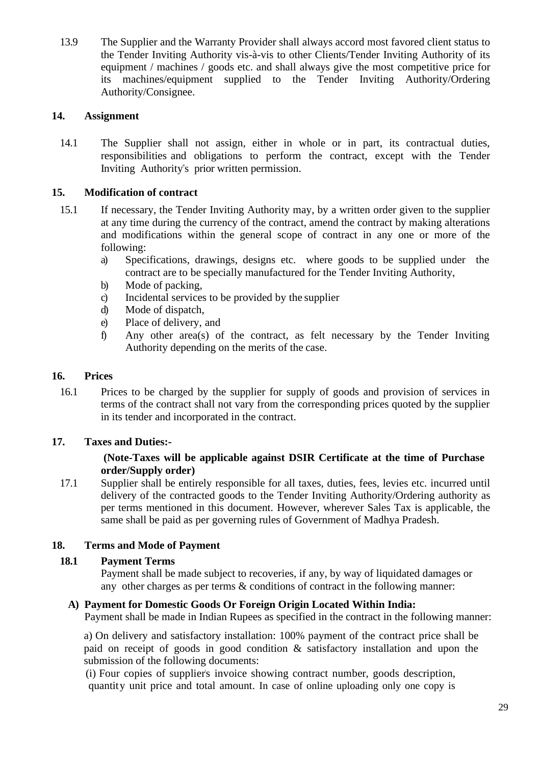13.9 The Supplier and the Warranty Provider shall always accord most favored client status to the Tender Inviting Authority vis-à-vis to other Clients/Tender Inviting Authority of its equipment / machines / goods etc. and shall always give the most competitive price for its machines/equipment supplied to the Tender Inviting Authority/Ordering Authority/Consignee.

**14. Assignment**

14.1 The Supplier shall not assign, either in whole or in part, its contractual duties, responsibilities and obligations to perform the contract, except with the Tender Inviting Authority"s prior written permission.

**15. Modification of contract**

15.1 If necessary, the Tender Inviting Authority may, by a written order given to the supplier at any time during the currency of the contract, amend the contract by making alterations and modifications within the general scope of contract in any one or more of the following:

a) Specifications, drawings, designs etc. where goods to be supplied under the contract are to be specially manufactured for the Tender Inviting Authority,
b) Mode of packing,
c) Incidental services to be provided by the supplier
d) Mode of dispatch,
e) Place of delivery, and
f) Any other area(s) of the contract, as felt necessary by the Tender Inviting Authority depending on the merits of the case.

**16. Prices**

16.1 Prices to be charged by the supplier for supply of goods and provision of services in terms of the contract shall not vary from the corresponding prices quoted by the supplier in its tender and incorporated in the contract.

**17. Taxes and Duties:-**

**(Note-Taxes will be applicable against DSIR Certificate at the time of Purchase order/Supply order)**

17.1 Supplier shall be entirely responsible for all taxes, duties, fees, levies etc. incurred until delivery of the contracted goods to the Tender Inviting Authority/Ordering authority as per terms mentioned in this document. However, wherever Sales Tax is applicable, the same shall be paid as per governing rules of Government of Madhya Pradesh.

**18. Terms and Mode of Payment**

**18.1 Payment Terms**

Payment shall be made subject to recoveries, if any, by way of liquidated damages or any other charges as per terms & conditions of contract in the following manner:

**A) Payment for Domestic Goods Or Foreign Origin Located Within India:**

Payment shall be made in Indian Rupees as specified in the contract in the following manner:

a) On delivery and satisfactory installation: 100% payment of the contract price shall be paid on receipt of goods in good condition & satisfactory installation and upon the submission of the following documents:

(i) Four copies of supplier's invoice showing contract number, goods description, quantity unit price and total amount. In case of online uploading only one copy is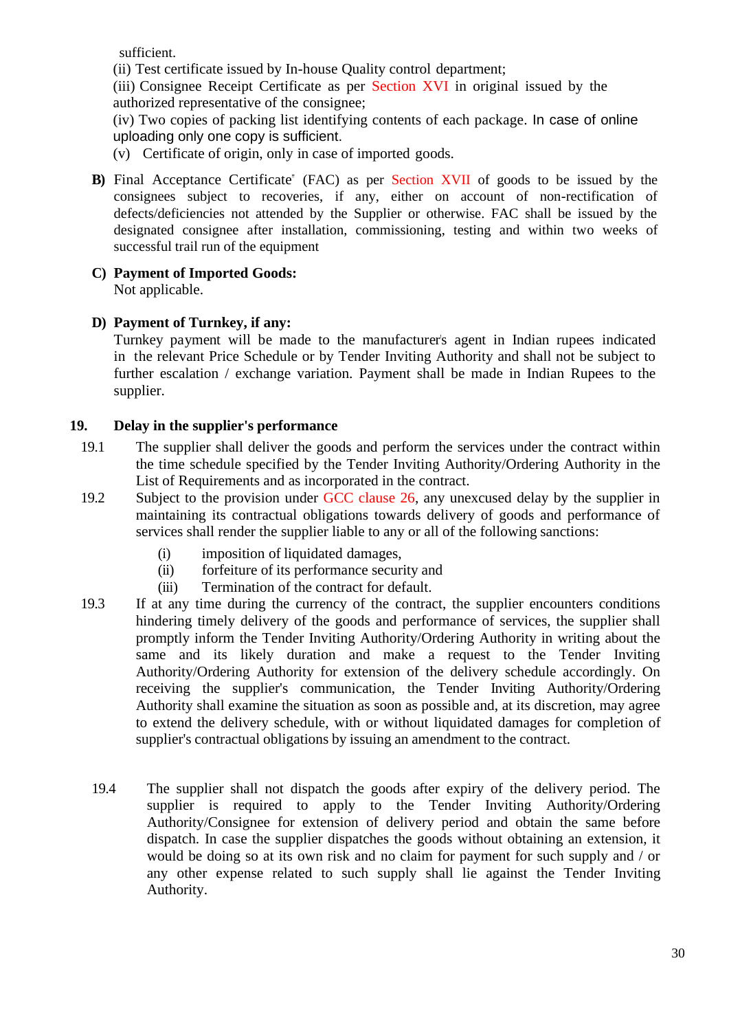sufficient.

(ii) Test certificate issued by In-house Quality control department;

(iii) Consignee Receipt Certificate as per Section XVI in original issued by the authorized representative of the consignee;

(iv) Two copies of packing list identifying contents of each package. In case of online uploading only one copy is sufficient.

(v) Certificate of origin, only in case of imported goods.

**B)** Final Acceptance Certificate" (FAC) as per Section XVII of goods to be issued by the consignees subject to recoveries, if any, either on account of non-rectification of defects/deficiencies not attended by the Supplier or otherwise. FAC shall be issued by the designated consignee after installation, commissioning, testing and within two weeks of successful trail run of the equipment

**C) Payment of Imported Goods:**

Not applicable.

**D) Payment of Turnkey, if any:**

Turnkey payment will be made to the manufacturer's agent in Indian rupees indicated in the relevant Price Schedule or by Tender Inviting Authority and shall not be subject to further escalation / exchange variation. Payment shall be made in Indian Rupees to the supplier.

## 19. Delay in the supplier's performance

19.1 The supplier shall deliver the goods and perform the services under the contract within the time schedule specified by the Tender Inviting Authority/Ordering Authority in the List of Requirements and as incorporated in the contract.

19.2 Subject to the provision under GCC clause 26, any unexcused delay by the supplier in maintaining its contractual obligations towards delivery of goods and performance of services shall render the supplier liable to any or all of the following sanctions:

- (i) imposition of liquidated damages,
- (ii) forfeiture of its performance security and
- (iii) Termination of the contract for default.

19.3 If at any time during the currency of the contract, the supplier encounters conditions hindering timely delivery of the goods and performance of services, the supplier shall promptly inform the Tender Inviting Authority/Ordering Authority in writing about the same and its likely duration and make a request to the Tender Inviting Authority/Ordering Authority for extension of the delivery schedule accordingly. On receiving the supplier's communication, the Tender Inviting Authority/Ordering Authority shall examine the situation as soon as possible and, at its discretion, may agree to extend the delivery schedule, with or without liquidated damages for completion of supplier's contractual obligations by issuing an amendment to the contract.

19.4 The supplier shall not dispatch the goods after expiry of the delivery period. The supplier is required to apply to the Tender Inviting Authority/Ordering Authority/Consignee for extension of delivery period and obtain the same before dispatch. In case the supplier dispatches the goods without obtaining an extension, it would be doing so at its own risk and no claim for payment for such supply and / or any other expense related to such supply shall lie against the Tender Inviting Authority.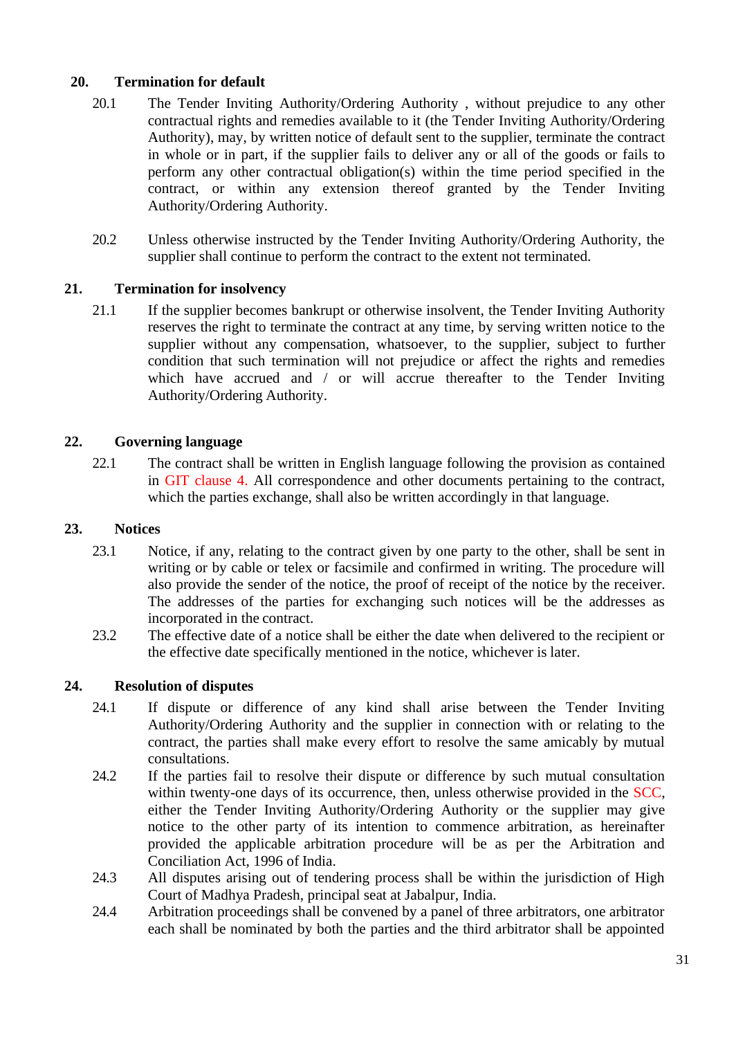## 20. Termination for default

20.1 The Tender Inviting Authority/Ordering Authority , without prejudice to any other contractual rights and remedies available to it (the Tender Inviting Authority/Ordering Authority), may, by written notice of default sent to the supplier, terminate the contract in whole or in part, if the supplier fails to deliver any or all of the goods or fails to perform any other contractual obligation(s) within the time period specified in the contract, or within any extension thereof granted by the Tender Inviting Authority/Ordering Authority.

20.2 Unless otherwise instructed by the Tender Inviting Authority/Ordering Authority, the supplier shall continue to perform the contract to the extent not terminated.

## 21. Termination for insolvency

21.1 If the supplier becomes bankrupt or otherwise insolvent, the Tender Inviting Authority reserves the right to terminate the contract at any time, by serving written notice to the supplier without any compensation, whatsoever, to the supplier, subject to further condition that such termination will not prejudice or affect the rights and remedies which have accrued and / or will accrue thereafter to the Tender Inviting Authority/Ordering Authority.

## 22. Governing language

22.1 The contract shall be written in English language following the provision as contained in GIT clause 4. All correspondence and other documents pertaining to the contract, which the parties exchange, shall also be written accordingly in that language.

## 23. Notices

23.1 Notice, if any, relating to the contract given by one party to the other, shall be sent in writing or by cable or telex or facsimile and confirmed in writing. The procedure will also provide the sender of the notice, the proof of receipt of the notice by the receiver. The addresses of the parties for exchanging such notices will be the addresses as incorporated in the contract.

23.2 The effective date of a notice shall be either the date when delivered to the recipient or the effective date specifically mentioned in the notice, whichever is later.

## 24. Resolution of disputes

24.1 If dispute or difference of any kind shall arise between the Tender Inviting Authority/Ordering Authority and the supplier in connection with or relating to the contract, the parties shall make every effort to resolve the same amicably by mutual consultations.

24.2 If the parties fail to resolve their dispute or difference by such mutual consultation within twenty-one days of its occurrence, then, unless otherwise provided in the SCC, either the Tender Inviting Authority/Ordering Authority or the supplier may give notice to the other party of its intention to commence arbitration, as hereinafter provided the applicable arbitration procedure will be as per the Arbitration and Conciliation Act, 1996 of India.

24.3 All disputes arising out of tendering process shall be within the jurisdiction of High Court of Madhya Pradesh, principal seat at Jabalpur, India.

24.4 Arbitration proceedings shall be convened by a panel of three arbitrators, one arbitrator each shall be nominated by both the parties and the third arbitrator shall be appointed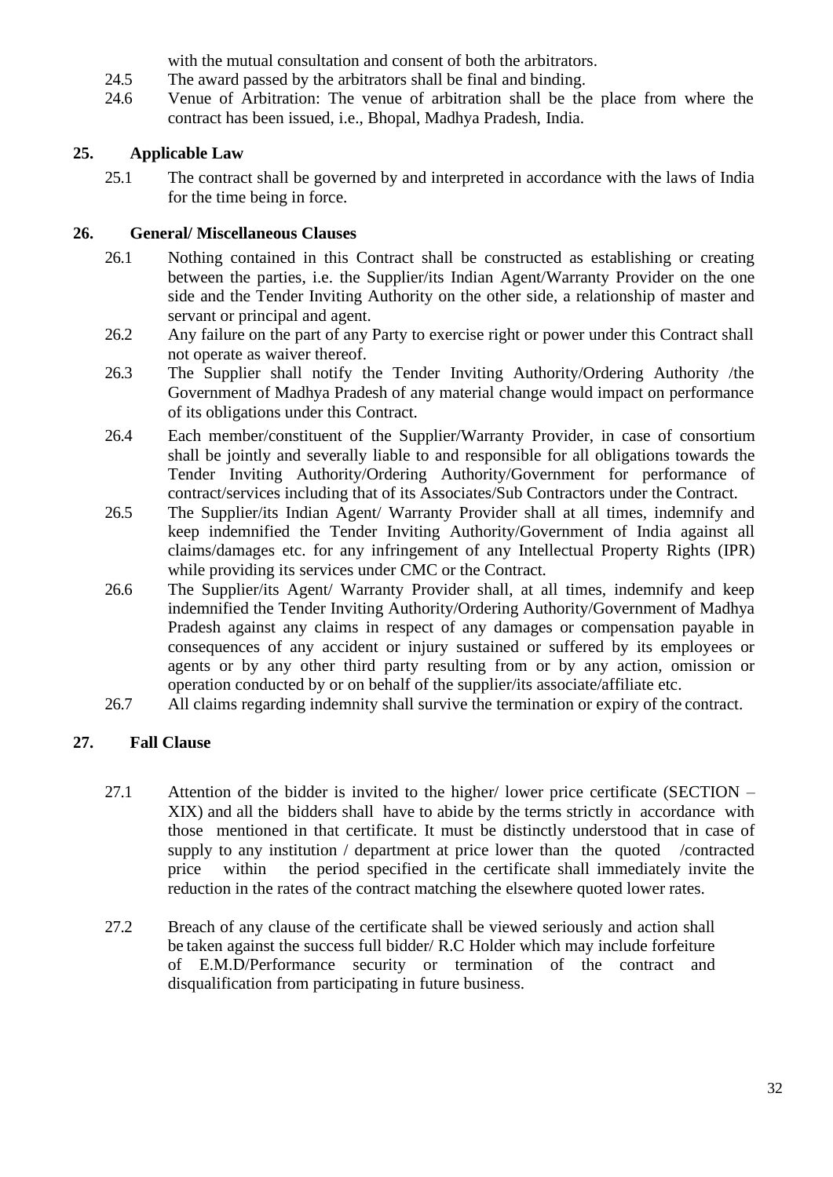with the mutual consultation and consent of both the arbitrators.

24.5 The award passed by the arbitrators shall be final and binding.

24.6 Venue of Arbitration: The venue of arbitration shall be the place from where the contract has been issued, i.e., Bhopal, Madhya Pradesh, India.

## 25. Applicable Law

25.1 The contract shall be governed by and interpreted in accordance with the laws of India for the time being in force.

## 26. General/ Miscellaneous Clauses

26.1 Nothing contained in this Contract shall be constructed as establishing or creating between the parties, i.e. the Supplier/its Indian Agent/Warranty Provider on the one side and the Tender Inviting Authority on the other side, a relationship of master and servant or principal and agent.

26.2 Any failure on the part of any Party to exercise right or power under this Contract shall not operate as waiver thereof.

26.3 The Supplier shall notify the Tender Inviting Authority/Ordering Authority /the Government of Madhya Pradesh of any material change would impact on performance of its obligations under this Contract.

26.4 Each member/constituent of the Supplier/Warranty Provider, in case of consortium shall be jointly and severally liable to and responsible for all obligations towards the Tender Inviting Authority/Ordering Authority/Government for performance of contract/services including that of its Associates/Sub Contractors under the Contract.

26.5 The Supplier/its Indian Agent/ Warranty Provider shall at all times, indemnify and keep indemnified the Tender Inviting Authority/Government of India against all claims/damages etc. for any infringement of any Intellectual Property Rights (IPR) while providing its services under CMC or the Contract.

26.6 The Supplier/its Agent/ Warranty Provider shall, at all times, indemnify and keep indemnified the Tender Inviting Authority/Ordering Authority/Government of Madhya Pradesh against any claims in respect of any damages or compensation payable in consequences of any accident or injury sustained or suffered by its employees or agents or by any other third party resulting from or by any action, omission or operation conducted by or on behalf of the supplier/its associate/affiliate etc.

26.7 All claims regarding indemnity shall survive the termination or expiry of the contract.

## 27. Fall Clause

27.1 Attention of the bidder is invited to the higher/ lower price certificate (SECTION – XIX) and all the bidders shall have to abide by the terms strictly in accordance with those mentioned in that certificate. It must be distinctly understood that in case of supply to any institution / department at price lower than the quoted /contracted price within the period specified in the certificate shall immediately invite the reduction in the rates of the contract matching the elsewhere quoted lower rates.

27.2 Breach of any clause of the certificate shall be viewed seriously and action shall be taken against the success full bidder/ R.C Holder which may include forfeiture of E.M.D/Performance security or termination of the contract and disqualification from participating in future business.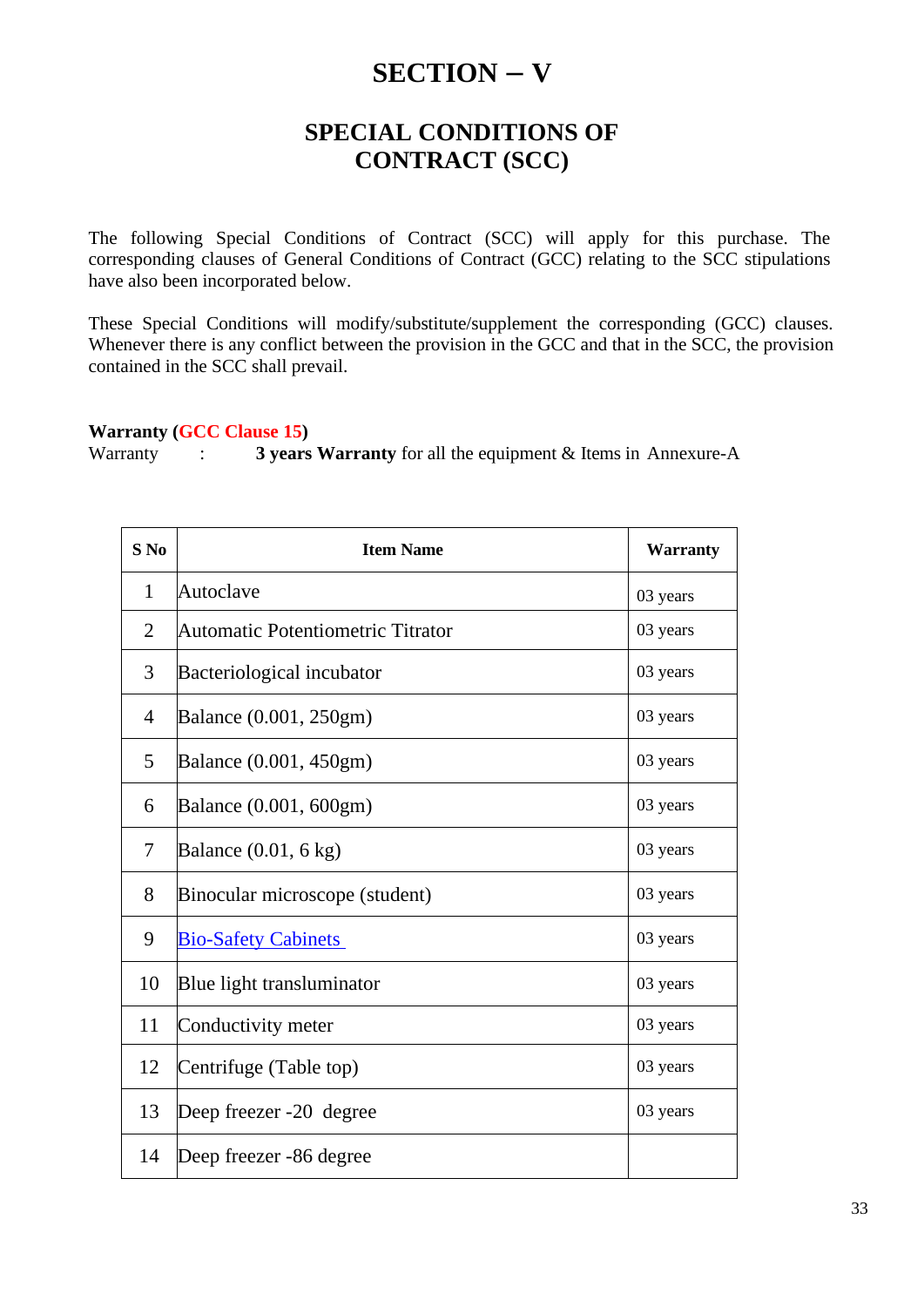# SECTION – V

## SPECIAL CONDITIONS OF CONTRACT (SCC)

The following Special Conditions of Contract (SCC) will apply for this purchase. The corresponding clauses of General Conditions of Contract (GCC) relating to the SCC stipulations have also been incorporated below.

These Special Conditions will modify/substitute/supplement the corresponding (GCC) clauses. Whenever there is any conflict between the provision in the GCC and that in the SCC, the provision contained in the SCC shall prevail.

**Warranty (GCC Clause 15)**

Warranty : **3 years Warranty** for all the equipment & Items in Annexure-A

| S No | Item Name | Warranty |
|---|---|---|
| 1 | Autoclave | 03 years |
| 2 | Automatic Potentiometric Titrator | 03 years |
| 3 | Bacteriological incubator | 03 years |
| 4 | Balance (0.001, 250gm) | 03 years |
| 5 | Balance (0.001, 450gm) | 03 years |
| 6 | Balance (0.001, 600gm) | 03 years |
| 7 | Balance (0.01, 6 kg) | 03 years |
| 8 | Binocular microscope (student) | 03 years |
| 9 | Bio-Safety Cabinets | 03 years |
| 10 | Blue light transluminator | 03 years |
| 11 | Conductivity meter | 03 years |
| 12 | Centrifuge (Table top) | 03 years |
| 13 | Deep freezer -20 degree | 03 years |
| 14 | Deep freezer -86 degree | |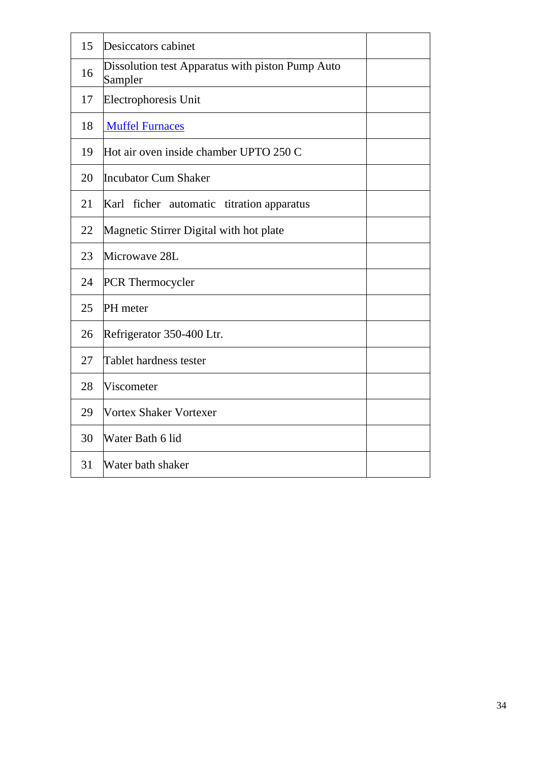| | | |
|---|---|---|
| 15 | Desiccators cabinet | |
| 16 | Dissolution test Apparatus with piston Pump Auto Sampler | |
| 17 | Electrophoresis Unit | |
| 18 | Muffel Furnaces | |
| 19 | Hot air oven inside chamber UPTO 250 C | |
| 20 | Incubator Cum Shaker | |
| 21 | Karl ficher automatic titration apparatus | |
| 22 | Magnetic Stirrer Digital with hot plate | |
| 23 | Microwave 28L | |
| 24 | PCR Thermocycler | |
| 25 | PH meter | |
| 26 | Refrigerator 350-400 Ltr. | |
| 27 | Tablet hardness tester | |
| 28 | Viscometer | |
| 29 | Vortex Shaker Vortexer | |
| 30 | Water Bath 6 lid | |
| 31 | Water bath shaker | |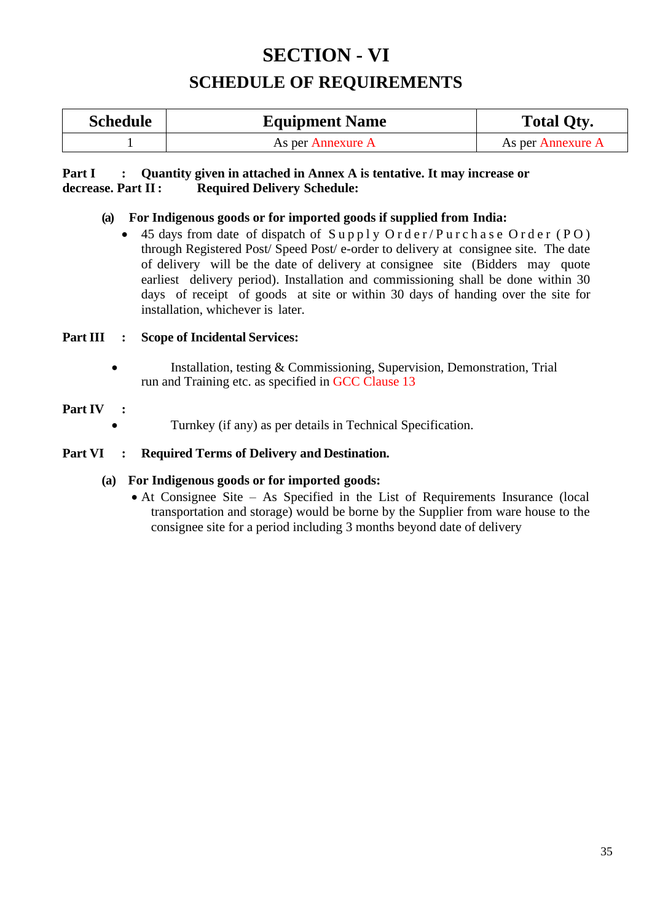# SECTION - VI

## SCHEDULE OF REQUIREMENTS

| Schedule | Equipment Name | Total Qty. |
|---|---|---|
| 1 | As per Annexure A | As per Annexure A |

**Part I : Quantity given in attached in Annex A is tentative. It may increase or decrease. Part II : Required Delivery Schedule:**

**(a) For Indigenous goods or for imported goods if supplied from India:**

- 45 days from date of dispatch of Supply Order/Purchase Order (PO) through Registered Post/ Speed Post/ e-order to delivery at consignee site. The date of delivery will be the date of delivery at consignee site (Bidders may quote earliest delivery period). Installation and commissioning shall be done within 30 days of receipt of goods at site or within 30 days of handing over the site for installation, whichever is later.

**Part III : Scope of Incidental Services:**

- Installation, testing & Commissioning, Supervision, Demonstration, Trial run and Training etc. as specified in GCC Clause 13

**Part IV :**

- Turnkey (if any) as per details in Technical Specification.

**Part VI : Required Terms of Delivery and Destination.**

**(a) For Indigenous goods or for imported goods:**

- At Consignee Site – As Specified in the List of Requirements Insurance (local transportation and storage) would be borne by the Supplier from ware house to the consignee site for a period including 3 months beyond date of delivery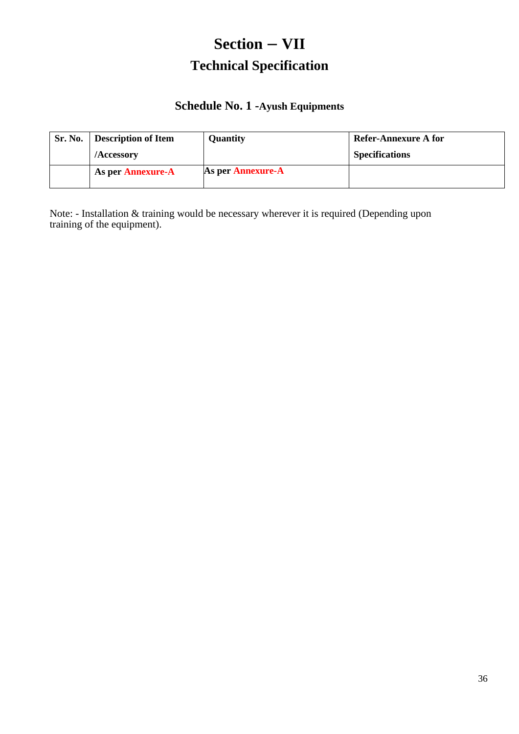# Section – VII

## Technical Specification

### Schedule No. 1 -Ayush Equipments

| Sr. No. | Description of Item /Accessory | Quantity | Refer-Annexure A for Specifications |
|---|---|---|---|
| | As per Annexure-A | As per Annexure-A | |

Note: - Installation & training would be necessary wherever it is required (Depending upon training of the equipment).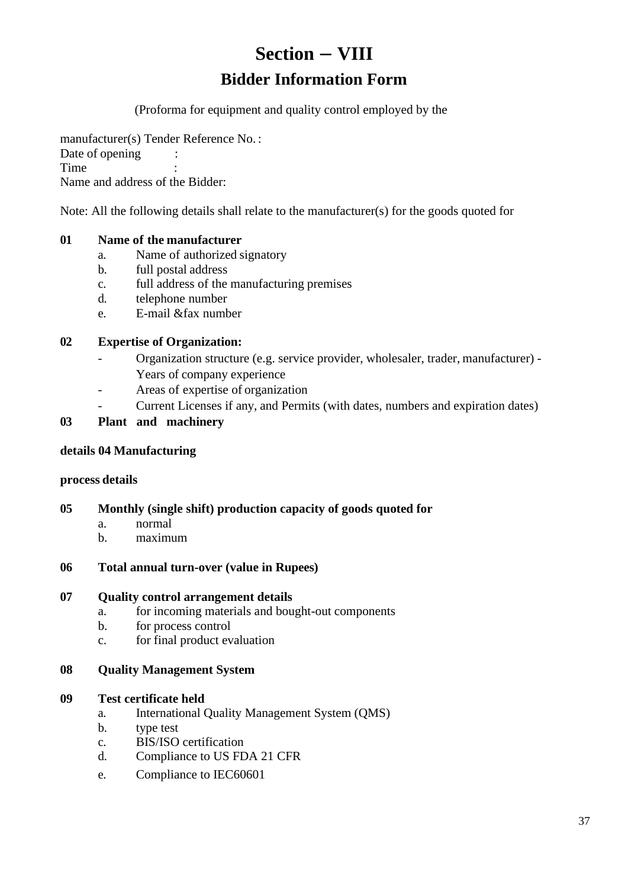# Section – VIII

## Bidder Information Form

(Proforma for equipment and quality control employed by the

manufacturer(s) Tender Reference No. :
Date of opening :
Time :
Name and address of the Bidder:

Note: All the following details shall relate to the manufacturer(s) for the goods quoted for

**01 Name of the manufacturer**

a. Name of authorized signatory
b. full postal address
c. full address of the manufacturing premises
d. telephone number
e. E-mail &fax number

**02 Expertise of Organization:**

- Organization structure (e.g. service provider, wholesaler, trader, manufacturer) - Years of company experience
- Areas of expertise of organization
- Current Licenses if any, and Permits (with dates, numbers and expiration dates)

**03 Plant and machinery**

**details 04 Manufacturing**

**process details**

**05 Monthly (single shift) production capacity of goods quoted for**

a. normal
b. maximum

**06 Total annual turn-over (value in Rupees)**

**07 Quality control arrangement details**

a. for incoming materials and bought-out components
b. for process control
c. for final product evaluation

**08 Quality Management System**

**09 Test certificate held**

a. International Quality Management System (QMS)
b. type test
c. BIS/ISO certification
d. Compliance to US FDA 21 CFR
e. Compliance to IEC60601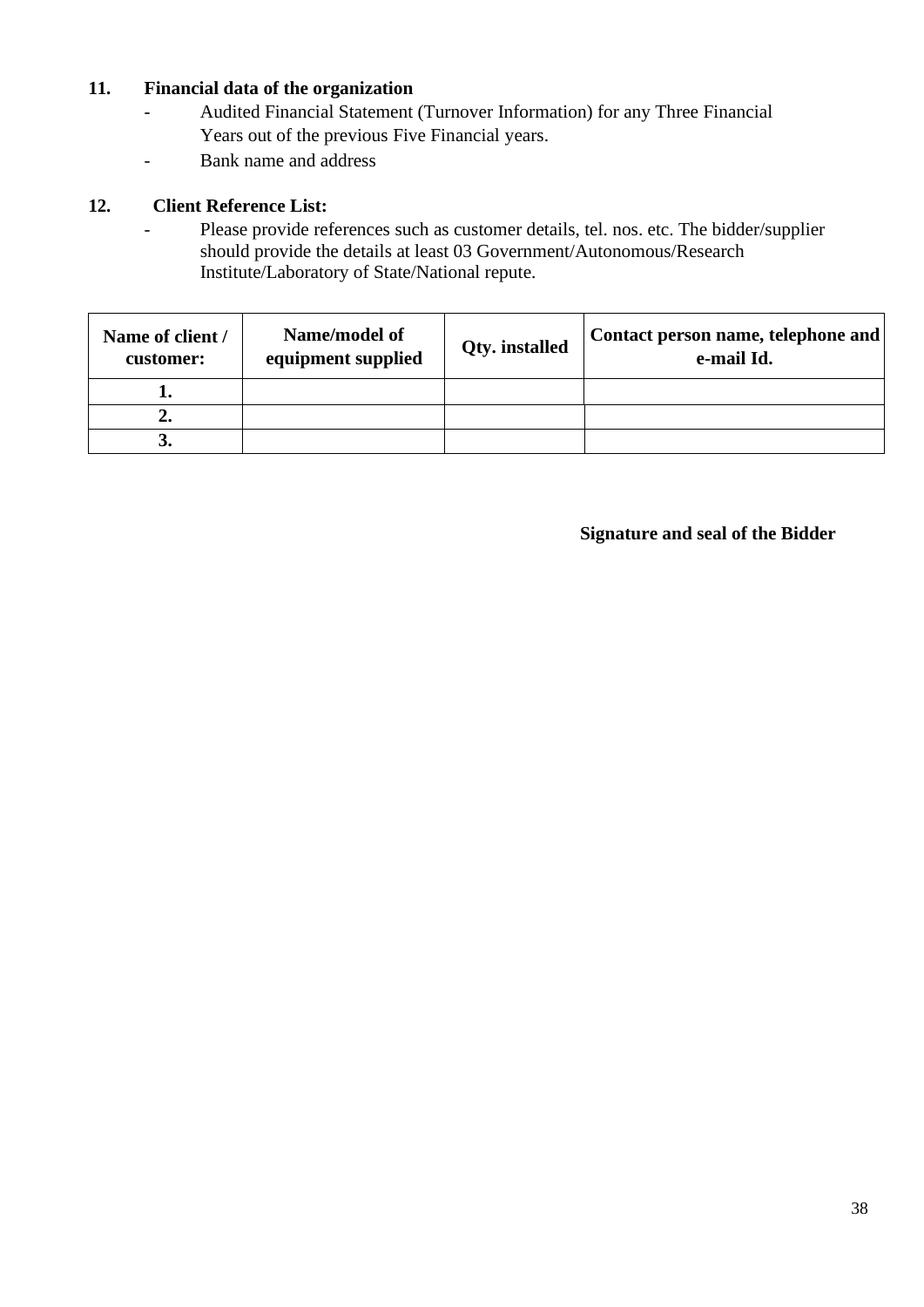**11. Financial data of the organization**

- Audited Financial Statement (Turnover Information) for any Three Financial Years out of the previous Five Financial years.
- Bank name and address

**12. Client Reference List:**

- Please provide references such as customer details, tel. nos. etc. The bidder/supplier should provide the details at least 03 Government/Autonomous/Research Institute/Laboratory of State/National repute.

| Name of client / customer: | Name/model of equipment supplied | Qty. installed | Contact person name, telephone and e-mail Id. |
|---|---|---|---|
| 1. | | | |
| 2. | | | |
| 3. | | | |

**Signature and seal of the Bidder**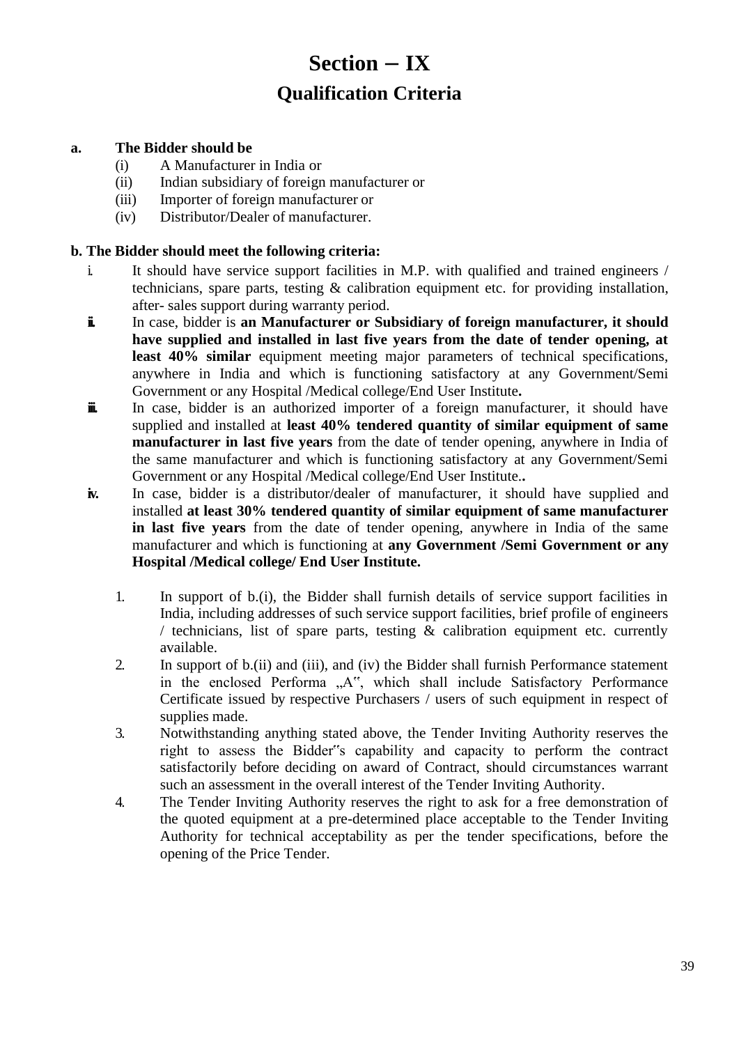# Section – IX

## Qualification Criteria

**a. The Bidder should be**

(i) A Manufacturer in India or
(ii) Indian subsidiary of foreign manufacturer or
(iii) Importer of foreign manufacturer or
(iv) Distributor/Dealer of manufacturer.

**b. The Bidder should meet the following criteria:**

i. It should have service support facilities in M.P. with qualified and trained engineers / technicians, spare parts, testing & calibration equipment etc. for providing installation, after- sales support during warranty period.

ii. In case, bidder is **an Manufacturer or Subsidiary of foreign manufacturer, it should have supplied and installed in last five years from the date of tender opening, at least 40% similar** equipment meeting major parameters of technical specifications, anywhere in India and which is functioning satisfactory at any Government/Semi Government or any Hospital /Medical college/End User Institute**.**

iii. In case, bidder is an authorized importer of a foreign manufacturer, it should have supplied and installed at **least 40% tendered quantity of similar equipment of same manufacturer in last five years** from the date of tender opening, anywhere in India of the same manufacturer and which is functioning satisfactory at any Government/Semi Government or any Hospital /Medical college/End User Institute.**.**

iv. In case, bidder is a distributor/dealer of manufacturer, it should have supplied and installed **at least 30% tendered quantity of similar equipment of same manufacturer in last five years** from the date of tender opening, anywhere in India of the same manufacturer and which is functioning at **any Government /Semi Government or any Hospital /Medical college/ End User Institute.**

1. In support of b.(i), the Bidder shall furnish details of service support facilities in India, including addresses of such service support facilities, brief profile of engineers / technicians, list of spare parts, testing & calibration equipment etc. currently available.
2. In support of b.(ii) and (iii), and (iv) the Bidder shall furnish Performance statement in the enclosed Performa „A", which shall include Satisfactory Performance Certificate issued by respective Purchasers / users of such equipment in respect of supplies made.
3. Notwithstanding anything stated above, the Tender Inviting Authority reserves the right to assess the Bidder"s capability and capacity to perform the contract satisfactorily before deciding on award of Contract, should circumstances warrant such an assessment in the overall interest of the Tender Inviting Authority.
4. The Tender Inviting Authority reserves the right to ask for a free demonstration of the quoted equipment at a pre-determined place acceptable to the Tender Inviting Authority for technical acceptability as per the tender specifications, before the opening of the Price Tender.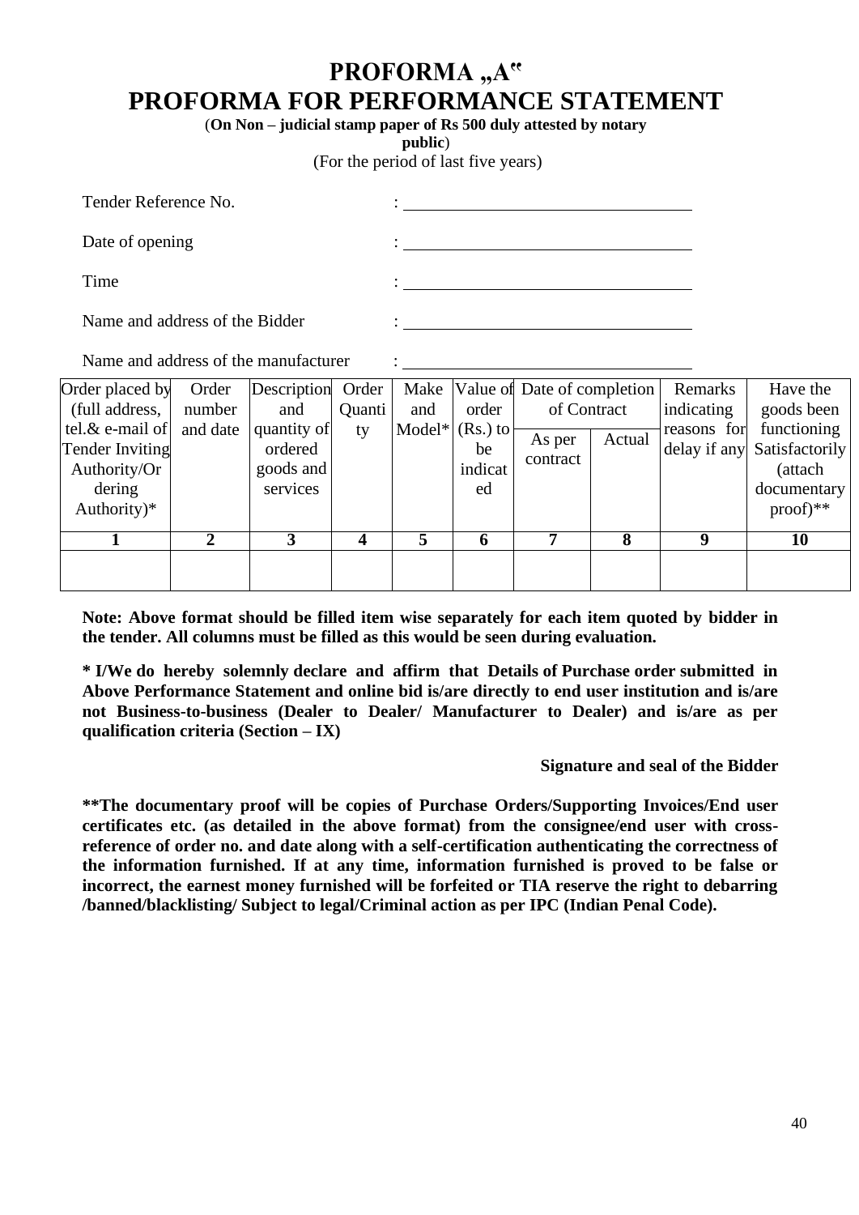# PROFORMA „A"

# PROFORMA FOR PERFORMANCE STATEMENT

(**On Non – judicial stamp paper of Rs 500 duly attested by notary public**)

(For the period of last five years)

Tender Reference No. : ____________________

Date of opening : ____________________

Time : ____________________

Name and address of the Bidder : ____________________

Name and address of the manufacturer : ____________________

| Order placed by (full address, tel.& e-mail of Tender Inviting Authority/Ordering Authority)* | Order number and date | Description and quantity of ordered goods and services | Order Quantity | Make and Model* | Value of order (Rs.) to be indicated | Date of completion of Contract | | Remarks indicating reasons for delay if any | Have the goods been functioning Satisfactorily (attach documentary proof)** |
|---|---|---|---|---|---|---|---|---|---|
| | | | | | | As per contract | Actual | | |
| **1** | **2** | **3** | **4** | **5** | **6** | **7** | **8** | **9** | **10** |
| | | | | | | | | | |

**Note: Above format should be filled item wise separately for each item quoted by bidder in the tender. All columns must be filled as this would be seen during evaluation.**

**\* I/We do hereby solemnly declare and affirm that Details of Purchase order submitted in Above Performance Statement and online bid is/are directly to end user institution and is/are not Business-to-business (Dealer to Dealer/ Manufacturer to Dealer) and is/are as per qualification criteria (Section – IX)**

**Signature and seal of the Bidder**

**\*\*The documentary proof will be copies of Purchase Orders/Supporting Invoices/End user certificates etc. (as detailed in the above format) from the consignee/end user with cross-reference of order no. and date along with a self-certification authenticating the correctness of the information furnished. If at any time, information furnished is proved to be false or incorrect, the earnest money furnished will be forfeited or TIA reserve the right to debarring /banned/blacklisting/ Subject to legal/Criminal action as per IPC (Indian Penal Code).**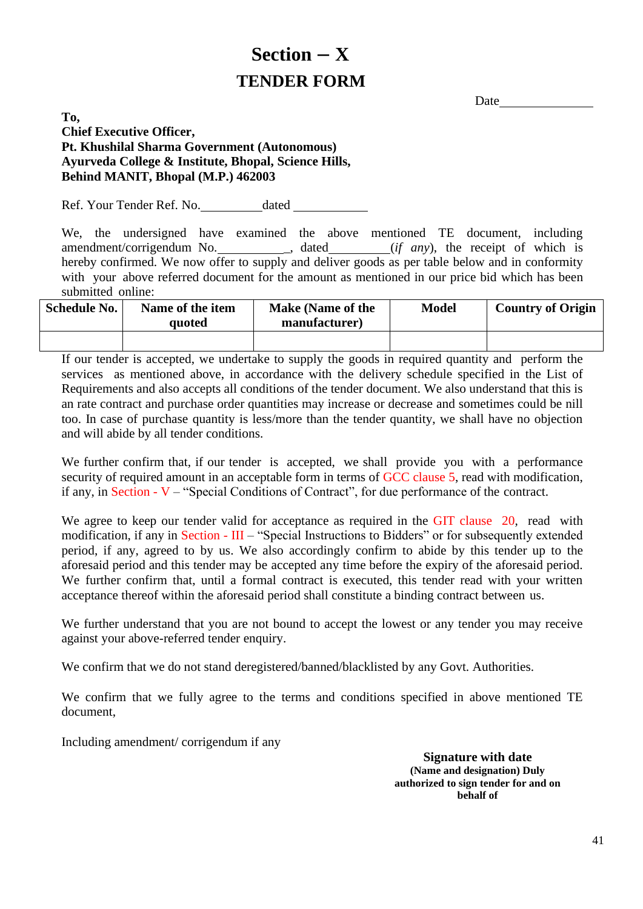# Section – X

## TENDER FORM

Date_______________

**To,**
**Chief Executive Officer,**
**Pt. Khushilal Sharma Government (Autonomous)**
**Ayurveda College & Institute, Bhopal, Science Hills,**
**Behind MANIT, Bhopal (M.P.) 462003**

Ref. Your Tender Ref. No.__________dated ____________

We, the undersigned have examined the above mentioned TE document, including amendment/corrigendum No.___________, dated__________(*if any*), the receipt of which is hereby confirmed. We now offer to supply and deliver goods as per table below and in conformity with your above referred document for the amount as mentioned in our price bid which has been submitted online:

| Schedule No. | Name of the item quoted | Make (Name of the manufacturer) | Model | Country of Origin |
|---|---|---|---|---|
| | | | | |

If our tender is accepted, we undertake to supply the goods in required quantity and perform the services as mentioned above, in accordance with the delivery schedule specified in the List of Requirements and also accepts all conditions of the tender document. We also understand that this is an rate contract and purchase order quantities may increase or decrease and sometimes could be nill too. In case of purchase quantity is less/more than the tender quantity, we shall have no objection and will abide by all tender conditions.

We further confirm that, if our tender is accepted, we shall provide you with a performance security of required amount in an acceptable form in terms of GCC clause 5, read with modification, if any, in Section - V – "Special Conditions of Contract", for due performance of the contract.

We agree to keep our tender valid for acceptance as required in the GIT clause 20, read with modification, if any in Section - III – "Special Instructions to Bidders" or for subsequently extended period, if any, agreed to by us. We also accordingly confirm to abide by this tender up to the aforesaid period and this tender may be accepted any time before the expiry of the aforesaid period. We further confirm that, until a formal contract is executed, this tender read with your written acceptance thereof within the aforesaid period shall constitute a binding contract between us.

We further understand that you are not bound to accept the lowest or any tender you may receive against your above-referred tender enquiry.

We confirm that we do not stand deregistered/banned/blacklisted by any Govt. Authorities.

We confirm that we fully agree to the terms and conditions specified in above mentioned TE document,

Including amendment/ corrigendum if any

**Signature with date**
**(Name and designation) Duly authorized to sign tender for and on behalf of**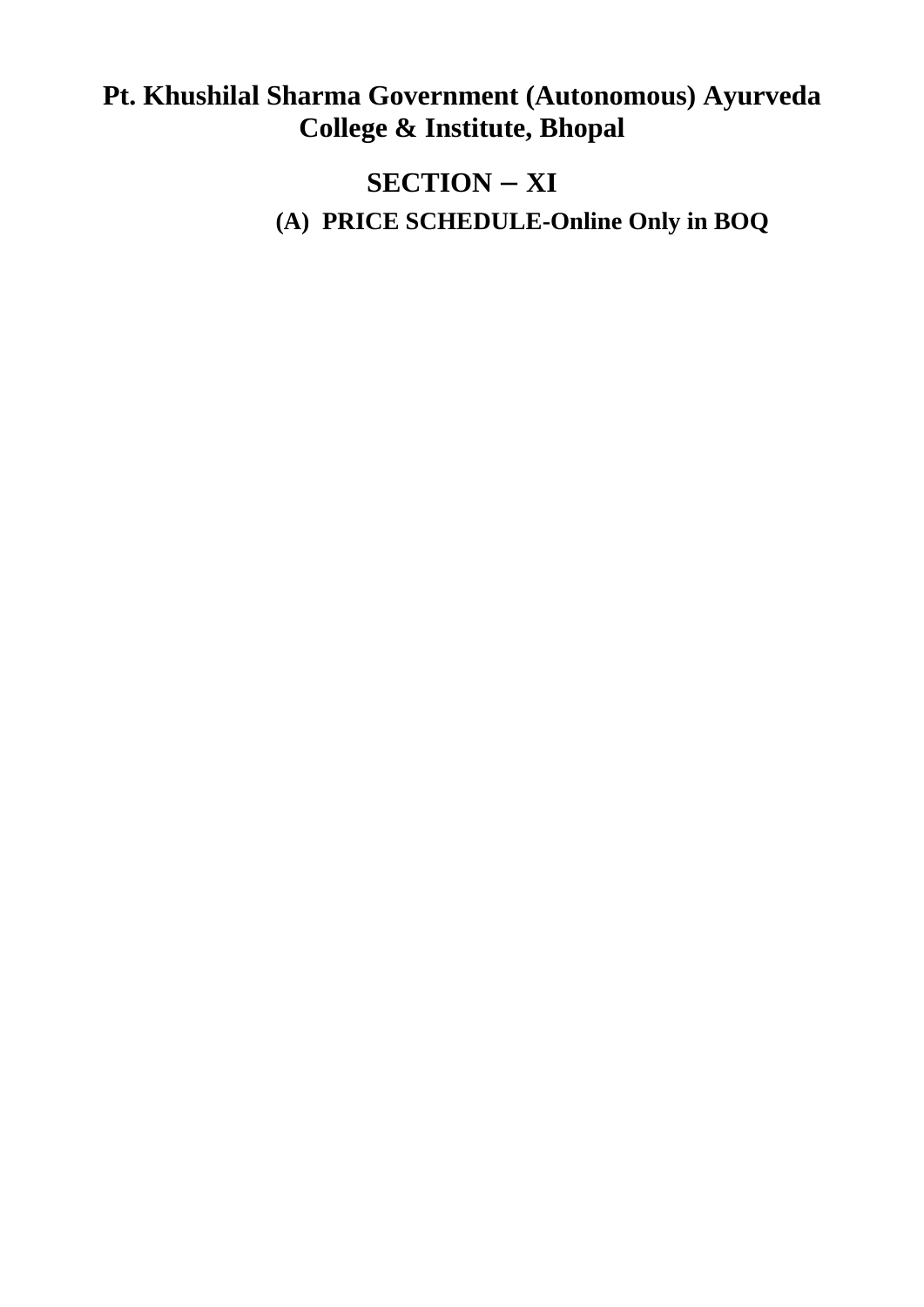# Pt. Khushilal Sharma Government (Autonomous) Ayurveda College & Institute, Bhopal

## SECTION – XI

### (A) PRICE SCHEDULE-Online Only in BOQ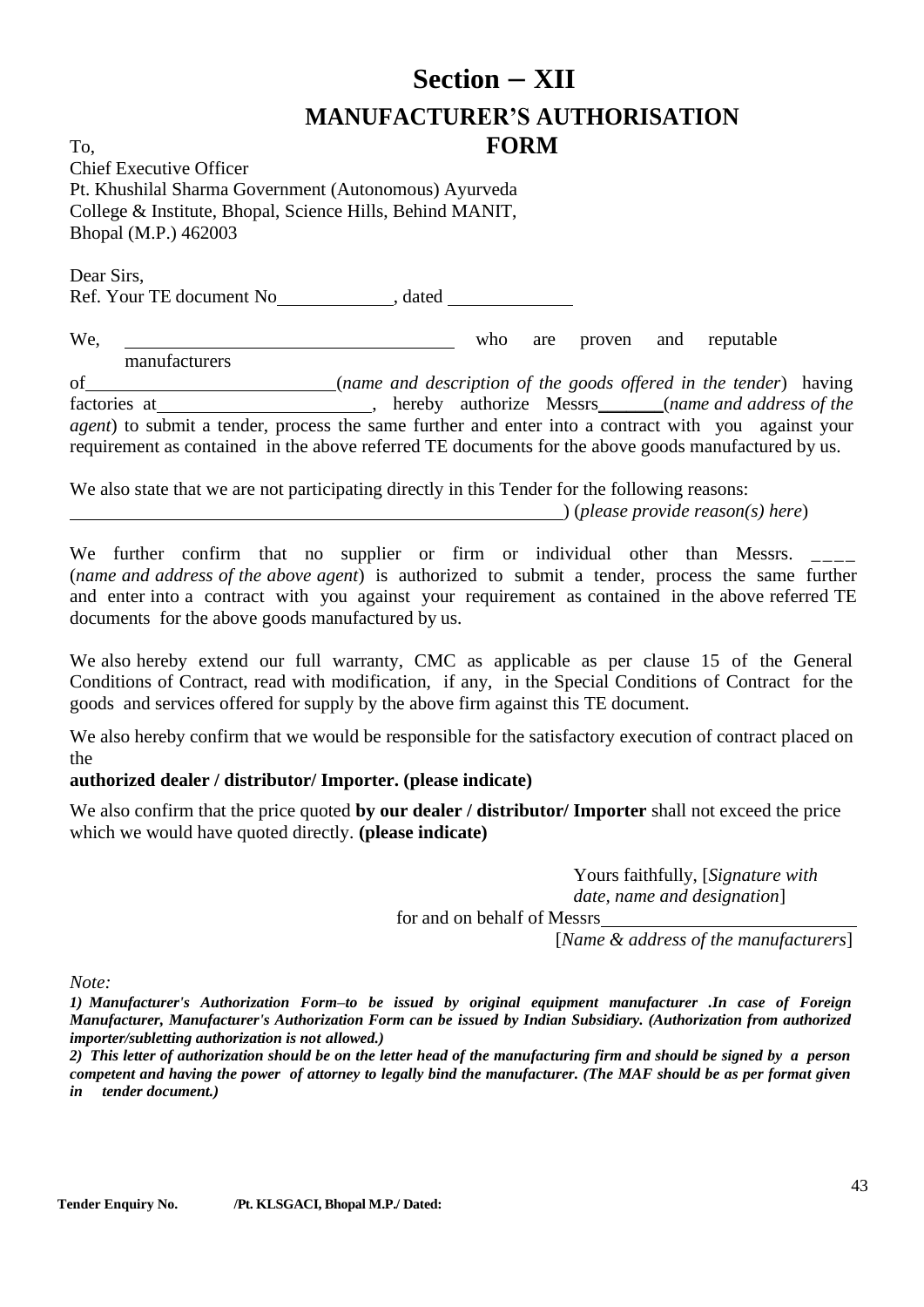# Section – XII

## MANUFACTURER'S AUTHORISATION FORM

To,
Chief Executive Officer
Pt. Khushilal Sharma Government (Autonomous) Ayurveda College & Institute, Bhopal, Science Hills, Behind MANIT, Bhopal (M.P.) 462003

Dear Sirs,
Ref. Your TE document No____________, dated ____________

We, ____________________________________ who are proven and reputable manufacturers of__________________________(*name and description of the goods offered in the tender*) having factories at______________________, hereby authorize Messrs_______(*name and address of the agent*) to submit a tender, process the same further and enter into a contract with you against your requirement as contained in the above referred TE documents for the above goods manufactured by us.

We also state that we are not participating directly in this Tender for the following reasons: ________________________________________________________) (*please provide reason(s) here*)

We further confirm that no supplier or firm or individual other than Messrs. ____ (*name and address of the above agent*) is authorized to submit a tender, process the same further and enter into a contract with you against your requirement as contained in the above referred TE documents for the above goods manufactured by us.

We also hereby extend our full warranty, CMC as applicable as per clause 15 of the General Conditions of Contract, read with modification, if any, in the Special Conditions of Contract for the goods and services offered for supply by the above firm against this TE document.

We also hereby confirm that we would be responsible for the satisfactory execution of contract placed on the
**authorized dealer / distributor/ Importer. (please indicate)**

We also confirm that the price quoted **by our dealer / distributor/ Importer** shall not exceed the price which we would have quoted directly. **(please indicate)**

Yours faithfully, [*Signature with date, name and designation*]
for and on behalf of Messrs____________________________
[*Name & address of the manufacturers*]

*Note:*

***1) Manufacturer's Authorization Form–to be issued by original equipment manufacturer .In case of Foreign Manufacturer, Manufacturer's Authorization Form can be issued by Indian Subsidiary. (Authorization from authorized importer/subletting authorization is not allowed.)***

***2) This letter of authorization should be on the letter head of the manufacturing firm and should be signed by a person competent and having the power of attorney to legally bind the manufacturer. (The MAF should be as per format given in tender document.)***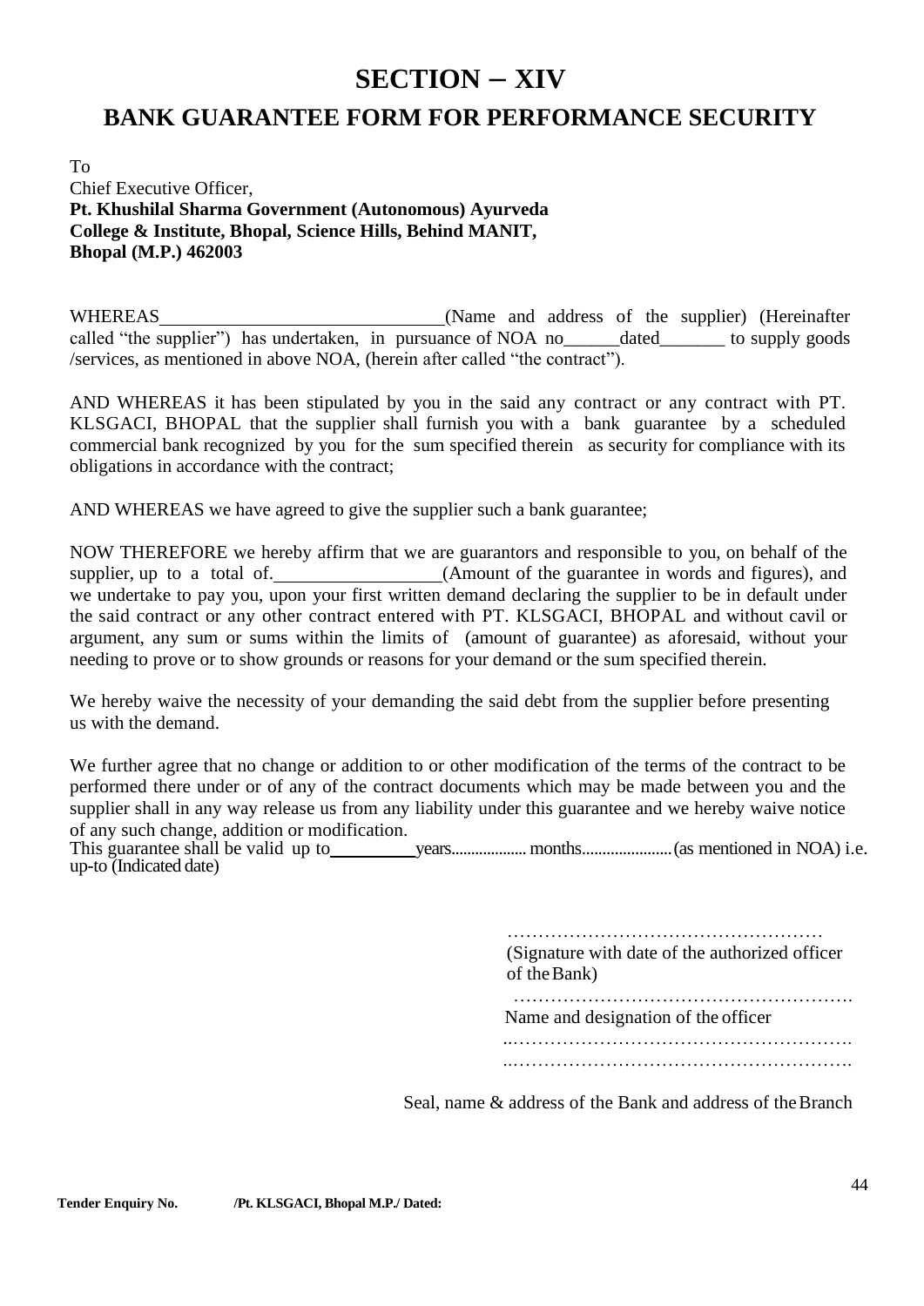# SECTION – XIV

## BANK GUARANTEE FORM FOR PERFORMANCE SECURITY

To
Chief Executive Officer,
**Pt. Khushilal Sharma Government (Autonomous) Ayurveda College & Institute, Bhopal, Science Hills, Behind MANIT, Bhopal (M.P.) 462003**

WHEREAS\_\_\_\_\_\_\_\_\_\_\_\_\_\_\_\_\_\_\_\_\_\_\_\_\_\_\_\_\_\_(Name and address of the supplier) (Hereinafter called "the supplier") has undertaken, in pursuance of NOA no\_\_\_\_\_\_dated\_\_\_\_\_\_\_ to supply goods /services, as mentioned in above NOA, (herein after called "the contract").

AND WHEREAS it has been stipulated by you in the said any contract or any contract with PT. KLSGACI, BHOPAL that the supplier shall furnish you with a bank guarantee by a scheduled commercial bank recognized by you for the sum specified therein as security for compliance with its obligations in accordance with the contract;

AND WHEREAS we have agreed to give the supplier such a bank guarantee;

NOW THEREFORE we hereby affirm that we are guarantors and responsible to you, on behalf of the supplier, up to a total of.\_\_\_\_\_\_\_\_\_\_\_\_\_\_\_\_\_(Amount of the guarantee in words and figures), and we undertake to pay you, upon your first written demand declaring the supplier to be in default under the said contract or any other contract entered with PT. KLSGACI, BHOPAL and without cavil or argument, any sum or sums within the limits of (amount of guarantee) as aforesaid, without your needing to prove or to show grounds or reasons for your demand or the sum specified therein.

We hereby waive the necessity of your demanding the said debt from the supplier before presenting us with the demand.

We further agree that no change or addition to or other modification of the terms of the contract to be performed there under or of any of the contract documents which may be made between you and the supplier shall in any way release us from any liability under this guarantee and we hereby waive notice of any such change, addition or modification.
This guarantee shall be valid up to\_\_\_\_\_\_\_\_\_\_years.................. months...................... (as mentioned in NOA) i.e. up-to (Indicated date)

……………………………………………
(Signature with date of the authorized officer of the Bank)

……………………………………………….
Name and designation of the officer

..……………………………………………….
..……………………………………………….

Seal, name & address of the Bank and address of the Branch

**Tender Enquiry No. /Pt. KLSGACI, Bhopal M.P./ Dated:**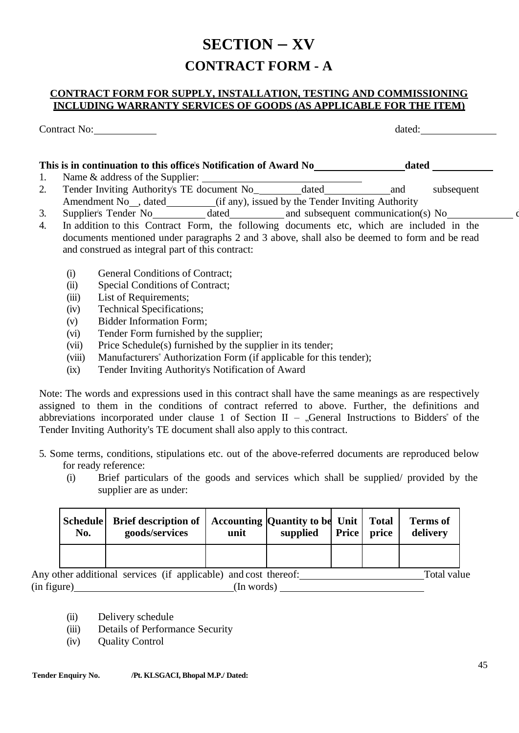# SECTION – XV

## CONTRACT FORM - A

**CONTRACT FORM FOR SUPPLY, INSTALLATION, TESTING AND COMMISSIONING INCLUDING WARRANTY SERVICES OF GOODS (AS APPLICABLE FOR THE ITEM)**

Contract No:____________ dated:______________

**This is in continuation to this office's Notification of Award No________________dated ___________**

1. Name & address of the Supplier: ______________________________
2. Tender Inviting Authority's TE document No_________dated____________and subsequent Amendment No__, dated_________(if any), issued by the Tender Inviting Authority
3. Supplier's Tender No__________ dated__________ and subsequent communication(s) No____________ d
4. In addition to this Contract Form, the following documents etc, which are included in the documents mentioned under paragraphs 2 and 3 above, shall also be deemed to form and be read and construed as integral part of this contract:
   - (i) General Conditions of Contract;
   - (ii) Special Conditions of Contract;
   - (iii) List of Requirements;
   - (iv) Technical Specifications;
   - (v) Bidder Information Form;
   - (vi) Tender Form furnished by the supplier;
   - (vii) Price Schedule(s) furnished by the supplier in its tender;
   - (viii) Manufacturers" Authorization Form (if applicable for this tender);
   - (ix) Tender Inviting Authority's Notification of Award

Note: The words and expressions used in this contract shall have the same meanings as are respectively assigned to them in the conditions of contract referred to above. Further, the definitions and abbreviations incorporated under clause 1 of Section II – „General Instructions to Bidders" of the Tender Inviting Authority's TE document shall also apply to this contract.

5. Some terms, conditions, stipulations etc. out of the above-referred documents are reproduced below for ready reference:
   - (i) Brief particulars of the goods and services which shall be supplied/ provided by the supplier are as under:

| Schedule No. | Brief description of goods/services | Accounting unit | Quantity to be supplied | Unit Price | Total price | Terms of delivery |
|---|---|---|---|---|---|---|
| | | | | | | |

Any other additional services (if applicable) and cost thereof:______________________Total value (in figure)______________________________(In words) ___________________________

   - (ii) Delivery schedule
   - (iii) Details of Performance Security
   - (iv) Quality Control

Tender Enquiry No. /Pt. KLSGACI, Bhopal M.P./ Dated: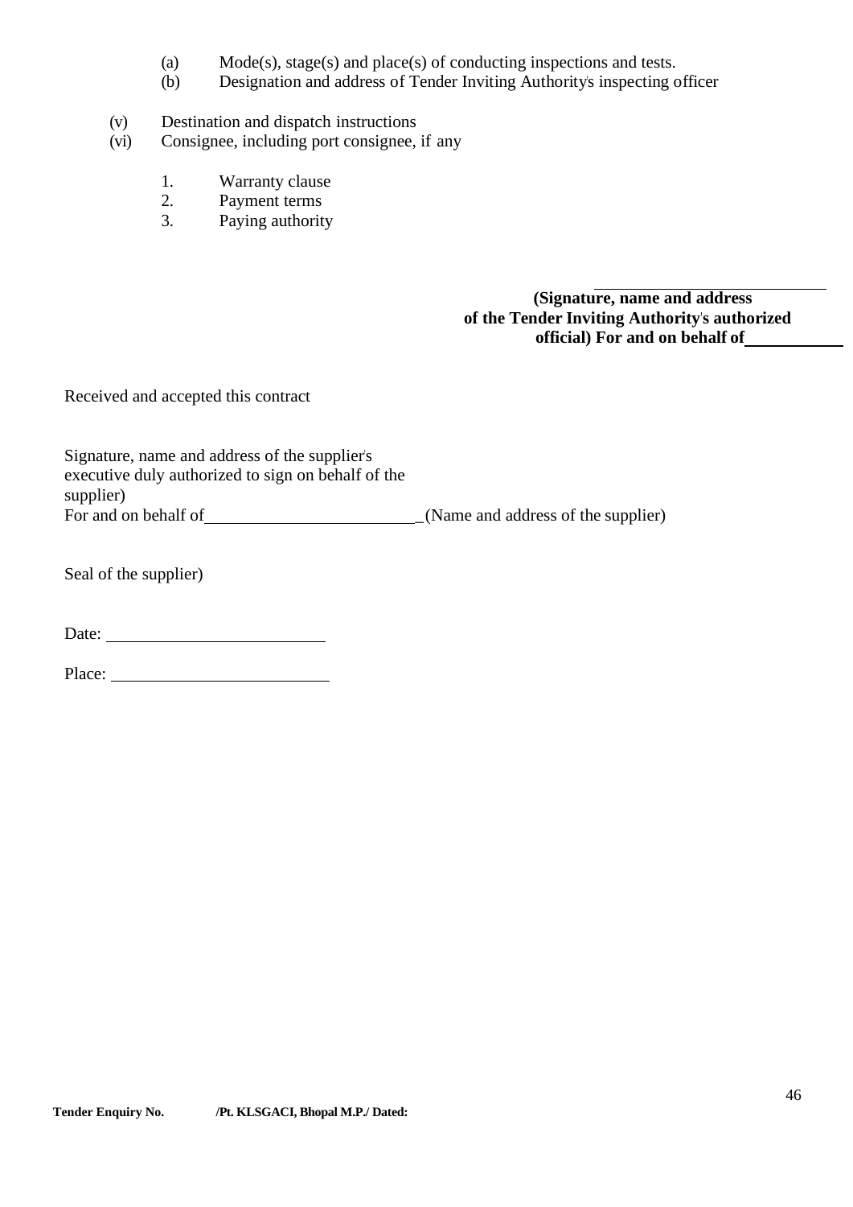(a) Mode(s), stage(s) and place(s) of conducting inspections and tests.
(b) Designation and address of Tender Inviting Authority's inspecting officer

(v) Destination and dispatch instructions
(vi) Consignee, including port consignee, if any

1. Warranty clause
2. Payment terms
3. Paying authority

\_\_\_\_\_\_\_\_\_\_\_\_\_\_\_\_\_\_\_\_\_\_\_\_

**(Signature, name and address of the Tender Inviting Authority's authorized official) For and on behalf of\_\_\_\_\_\_\_\_\_\_**

Received and accepted this contract

Signature, name and address of the supplier's executive duly authorized to sign on behalf of the supplier)
For and on behalf of\_\_\_\_\_\_\_\_\_\_\_\_\_\_\_\_\_\_\_\_\_\_\_\_\_(Name and address of the supplier)

Seal of the supplier)

Date: \_\_\_\_\_\_\_\_\_\_\_\_\_\_\_\_\_\_\_\_\_\_\_\_

Place: \_\_\_\_\_\_\_\_\_\_\_\_\_\_\_\_\_\_\_\_\_\_\_\_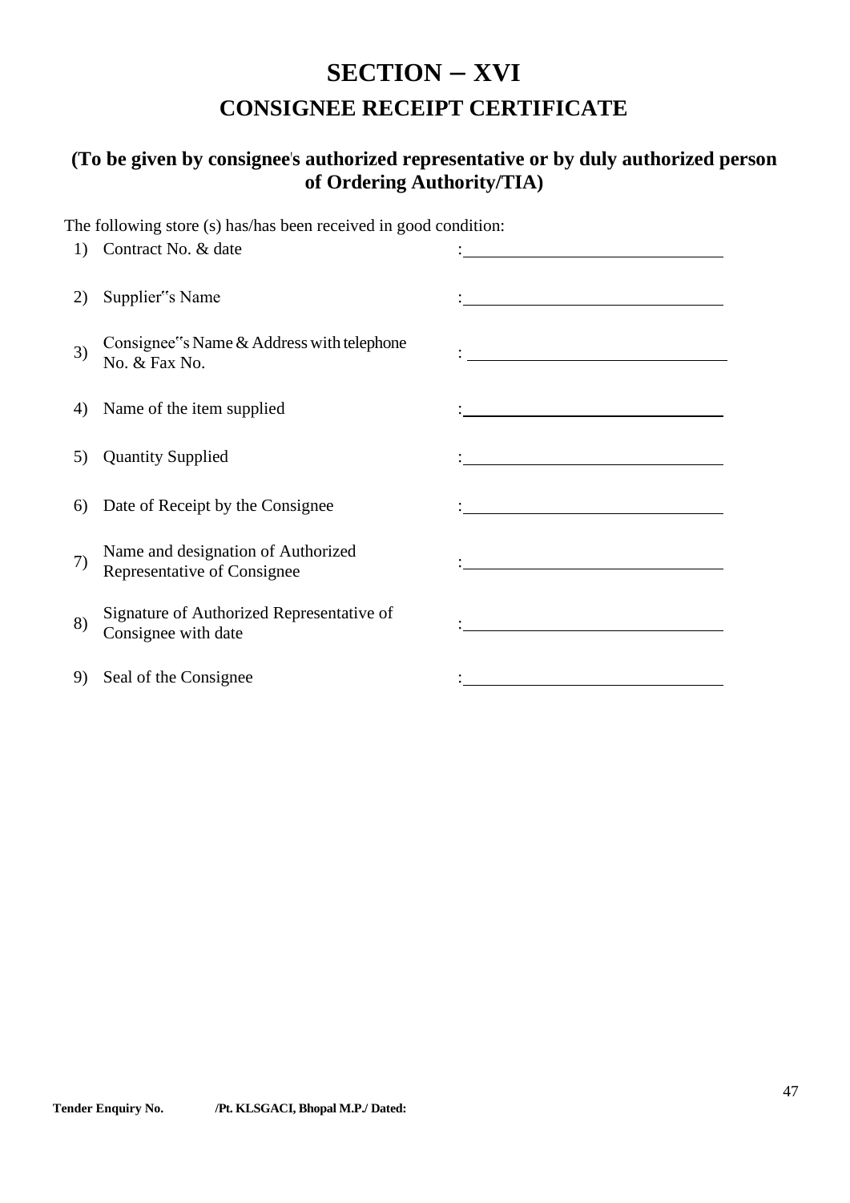# SECTION – XVI

## CONSIGNEE RECEIPT CERTIFICATE

### (To be given by consignee's authorized representative or by duly authorized person of Ordering Authority/TIA)

The following store (s) has/has been received in good condition:

| | | |
|---|---|---|
| 1) | Contract No. & date | :\_\_\_\_\_\_\_\_\_\_\_\_\_\_\_\_\_\_\_\_\_\_\_\_\_\_\_\_\_\_ |
| 2) | Supplier"s Name | :\_\_\_\_\_\_\_\_\_\_\_\_\_\_\_\_\_\_\_\_\_\_\_\_\_\_\_\_\_\_ |
| 3) | Consignee"s Name & Address with telephone No. & Fax No. | :\_\_\_\_\_\_\_\_\_\_\_\_\_\_\_\_\_\_\_\_\_\_\_\_\_\_\_\_\_\_ |
| 4) | Name of the item supplied | :\_\_\_\_\_\_\_\_\_\_\_\_\_\_\_\_\_\_\_\_\_\_\_\_\_\_\_\_\_\_ |
| 5) | Quantity Supplied | :\_\_\_\_\_\_\_\_\_\_\_\_\_\_\_\_\_\_\_\_\_\_\_\_\_\_\_\_\_\_ |
| 6) | Date of Receipt by the Consignee | :\_\_\_\_\_\_\_\_\_\_\_\_\_\_\_\_\_\_\_\_\_\_\_\_\_\_\_\_\_\_ |
| 7) | Name and designation of Authorized Representative of Consignee | :\_\_\_\_\_\_\_\_\_\_\_\_\_\_\_\_\_\_\_\_\_\_\_\_\_\_\_\_\_\_ |
| 8) | Signature of Authorized Representative of Consignee with date | :\_\_\_\_\_\_\_\_\_\_\_\_\_\_\_\_\_\_\_\_\_\_\_\_\_\_\_\_\_\_ |
| 9) | Seal of the Consignee | :\_\_\_\_\_\_\_\_\_\_\_\_\_\_\_\_\_\_\_\_\_\_\_\_\_\_\_\_\_\_ |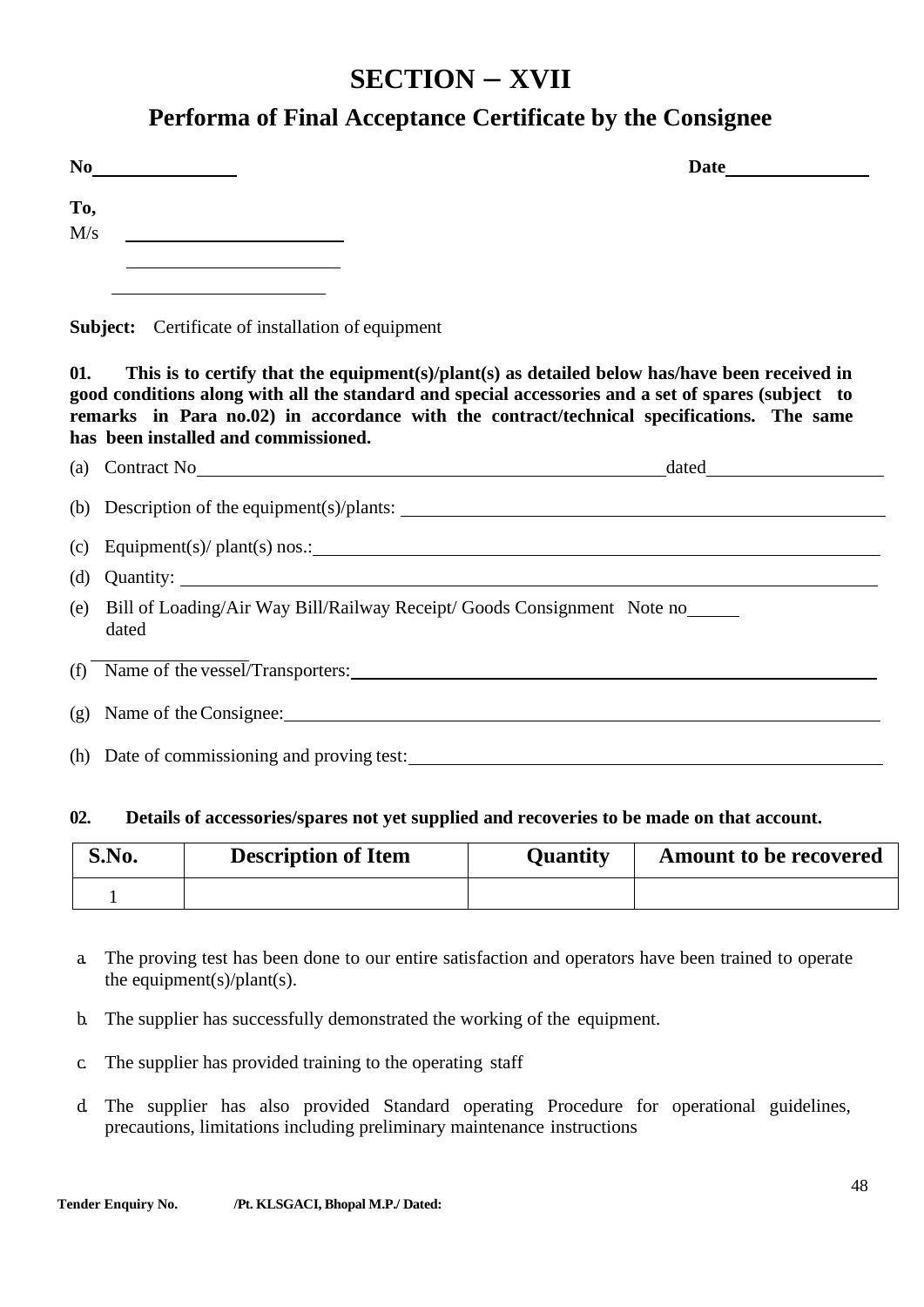# SECTION – XVII

## Performa of Final Acceptance Certificate by the Consignee

**No**\_\_\_\_\_\_\_\_\_\_\_\_\_\_\_ **Date**\_\_\_\_\_\_\_\_\_\_\_\_\_\_\_

**To,**

M/s \_\_\_\_\_\_\_\_\_\_\_\_\_\_\_\_\_\_\_\_\_\_

\_\_\_\_\_\_\_\_\_\_\_\_\_\_\_\_\_\_\_\_\_\_

\_\_\_\_\_\_\_\_\_\_\_\_\_\_\_\_\_\_\_\_\_\_

**Subject:** Certificate of installation of equipment

**01. This is to certify that the equipment(s)/plant(s) as detailed below has/have been received in good conditions along with all the standard and special accessories and a set of spares (subject to remarks in Para no.02) in accordance with the contract/technical specifications. The same has been installed and commissioned.**

(a) Contract No\_\_\_\_\_\_\_\_\_\_\_\_\_\_\_\_\_\_\_\_\_\_\_\_\_\_\_\_\_\_\_\_\_\_\_\_\_\_\_\_\_\_\_\_\_\_dated\_\_\_\_\_\_\_\_\_\_\_\_\_\_\_\_\_\_

(b) Description of the equipment(s)/plants: \_\_\_\_\_\_\_\_\_\_\_\_\_\_\_\_\_\_\_\_\_\_\_\_\_\_\_\_\_\_\_\_\_\_\_\_\_\_\_\_\_\_\_\_\_\_\_

(c) Equipment(s)/ plant(s) nos.:\_\_\_\_\_\_\_\_\_\_\_\_\_\_\_\_\_\_\_\_\_\_\_\_\_\_\_\_\_\_\_\_\_\_\_\_\_\_\_\_\_\_\_\_\_\_\_\_\_\_\_\_\_\_\_\_\_\_\_

(d) Quantity: \_\_\_\_\_\_\_\_\_\_\_\_\_\_\_\_\_\_\_\_\_\_\_\_\_\_\_\_\_\_\_\_\_\_\_\_\_\_\_\_\_\_\_\_\_\_\_\_\_\_\_\_\_\_\_\_\_\_\_\_\_\_\_\_\_\_\_\_\_\_\_\_

(e) Bill of Loading/Air Way Bill/Railway Receipt/ Goods Consignment Note no\_\_\_\_\_ dated \_\_\_\_\_\_\_\_\_\_\_\_\_\_\_\_\_

(f) Name of the vessel/Transporters:\_\_\_\_\_\_\_\_\_\_\_\_\_\_\_\_\_\_\_\_\_\_\_\_\_\_\_\_\_\_\_\_\_\_\_\_\_\_\_\_\_\_\_\_\_\_\_\_\_\_\_\_\_\_\_

(g) Name of the Consignee:\_\_\_\_\_\_\_\_\_\_\_\_\_\_\_\_\_\_\_\_\_\_\_\_\_\_\_\_\_\_\_\_\_\_\_\_\_\_\_\_\_\_\_\_\_\_\_\_\_\_\_\_\_\_\_\_\_\_\_\_\_

(h) Date of commissioning and proving test:\_\_\_\_\_\_\_\_\_\_\_\_\_\_\_\_\_\_\_\_\_\_\_\_\_\_\_\_\_\_\_\_\_\_\_\_\_\_\_\_\_\_\_\_\_\_\_

**02. Details of accessories/spares not yet supplied and recoveries to be made on that account.**

| S.No. | Description of Item | Quantity | Amount to be recovered |
|---|---|---|---|
| 1 | | | |

a. The proving test has been done to our entire satisfaction and operators have been trained to operate the equipment(s)/plant(s).

b. The supplier has successfully demonstrated the working of the equipment.

c. The supplier has provided training to the operating staff

d. The supplier has also provided Standard operating Procedure for operational guidelines, precautions, limitations including preliminary maintenance instructions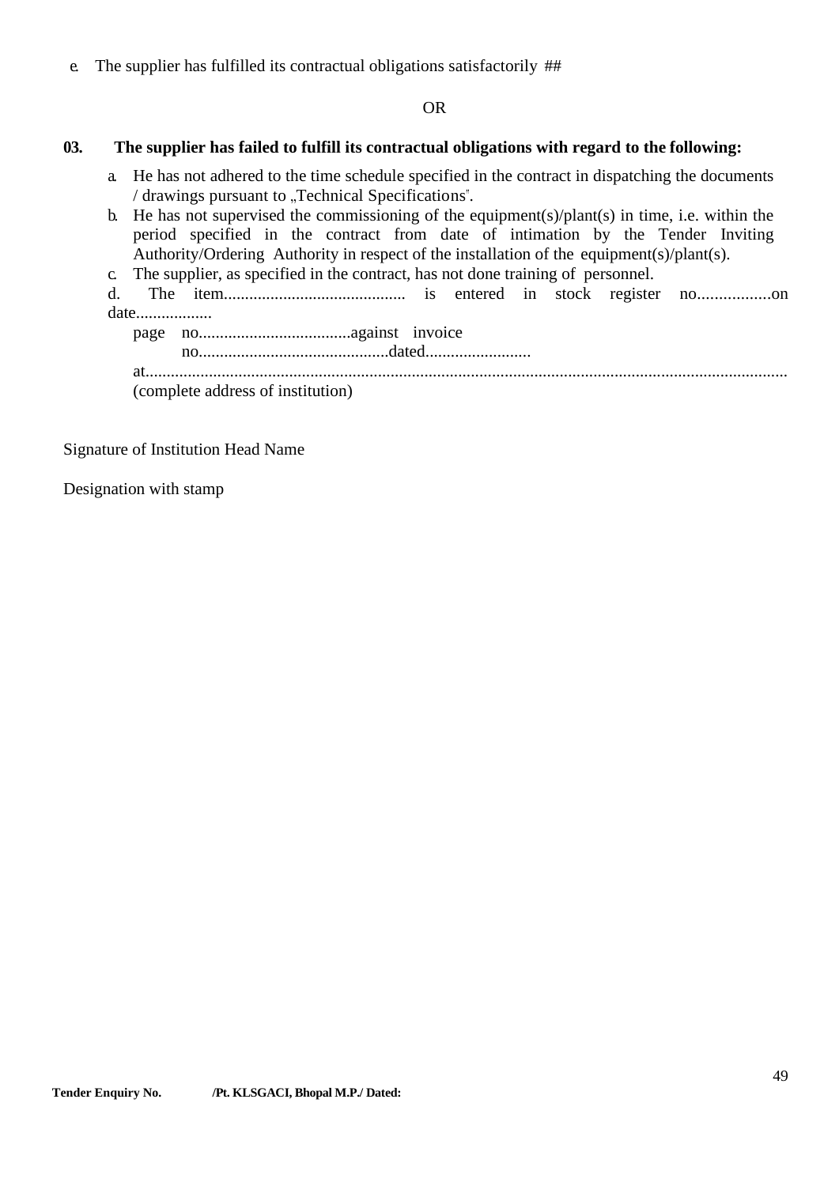e. The supplier has fulfilled its contractual obligations satisfactorily ##

OR

**03. The supplier has failed to fulfill its contractual obligations with regard to the following:**

a. He has not adhered to the time schedule specified in the contract in dispatching the documents / drawings pursuant to „Technical Specifications".

b. He has not supervised the commissioning of the equipment(s)/plant(s) in time, i.e. within the period specified in the contract from date of intimation by the Tender Inviting Authority/Ordering Authority in respect of the installation of the equipment(s)/plant(s).

c. The supplier, as specified in the contract, has not done training of personnel.

d. The item.......................................... is entered in stock register no.................on date..................
page no....................................against invoice no.............................................dated.........................
at.......................................................................................................................................................
(complete address of institution)

Signature of Institution Head Name

Designation with stamp

**Tender Enquiry No. /Pt. KLSGACI, Bhopal M.P./ Dated:**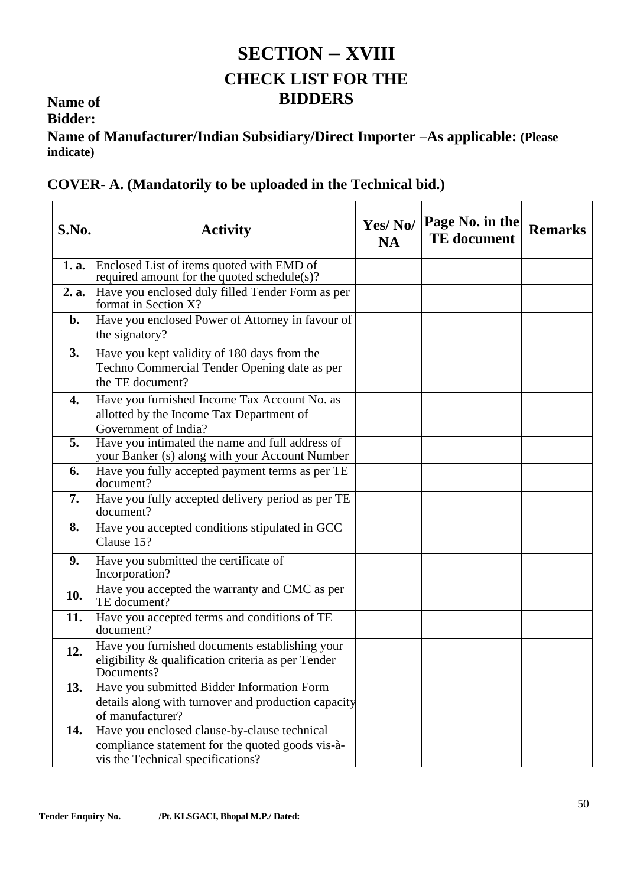# SECTION – XVIII

## CHECK LIST FOR THE BIDDERS

**Name of Bidder:**

**Name of Manufacturer/Indian Subsidiary/Direct Importer –As applicable: (Please indicate)**

### COVER- A. (Mandatorily to be uploaded in the Technical bid.)

| S.No. | Activity | Yes/ No/ NA | Page No. in the TE document | Remarks |
|---|---|---|---|---|
| **1. a.** | Enclosed List of items quoted with EMD of required amount for the quoted schedule(s)? | | | |
| **2. a.** | Have you enclosed duly filled Tender Form as per format in Section X? | | | |
| **b.** | Have you enclosed Power of Attorney in favour of the signatory? | | | |
| **3.** | Have you kept validity of 180 days from the Techno Commercial Tender Opening date as per the TE document? | | | |
| **4.** | Have you furnished Income Tax Account No. as allotted by the Income Tax Department of Government of India? | | | |
| **5.** | Have you intimated the name and full address of your Banker (s) along with your Account Number | | | |
| **6.** | Have you fully accepted payment terms as per TE document? | | | |
| **7.** | Have you fully accepted delivery period as per TE document? | | | |
| **8.** | Have you accepted conditions stipulated in GCC Clause 15? | | | |
| **9.** | Have you submitted the certificate of Incorporation? | | | |
| **10.** | Have you accepted the warranty and CMC as per TE document? | | | |
| **11.** | Have you accepted terms and conditions of TE document? | | | |
| **12.** | Have you furnished documents establishing your eligibility & qualification criteria as per Tender Documents? | | | |
| **13.** | Have you submitted Bidder Information Form details along with turnover and production capacity of manufacturer? | | | |
| **14.** | Have you enclosed clause-by-clause technical compliance statement for the quoted goods vis-à-vis the Technical specifications? | | | |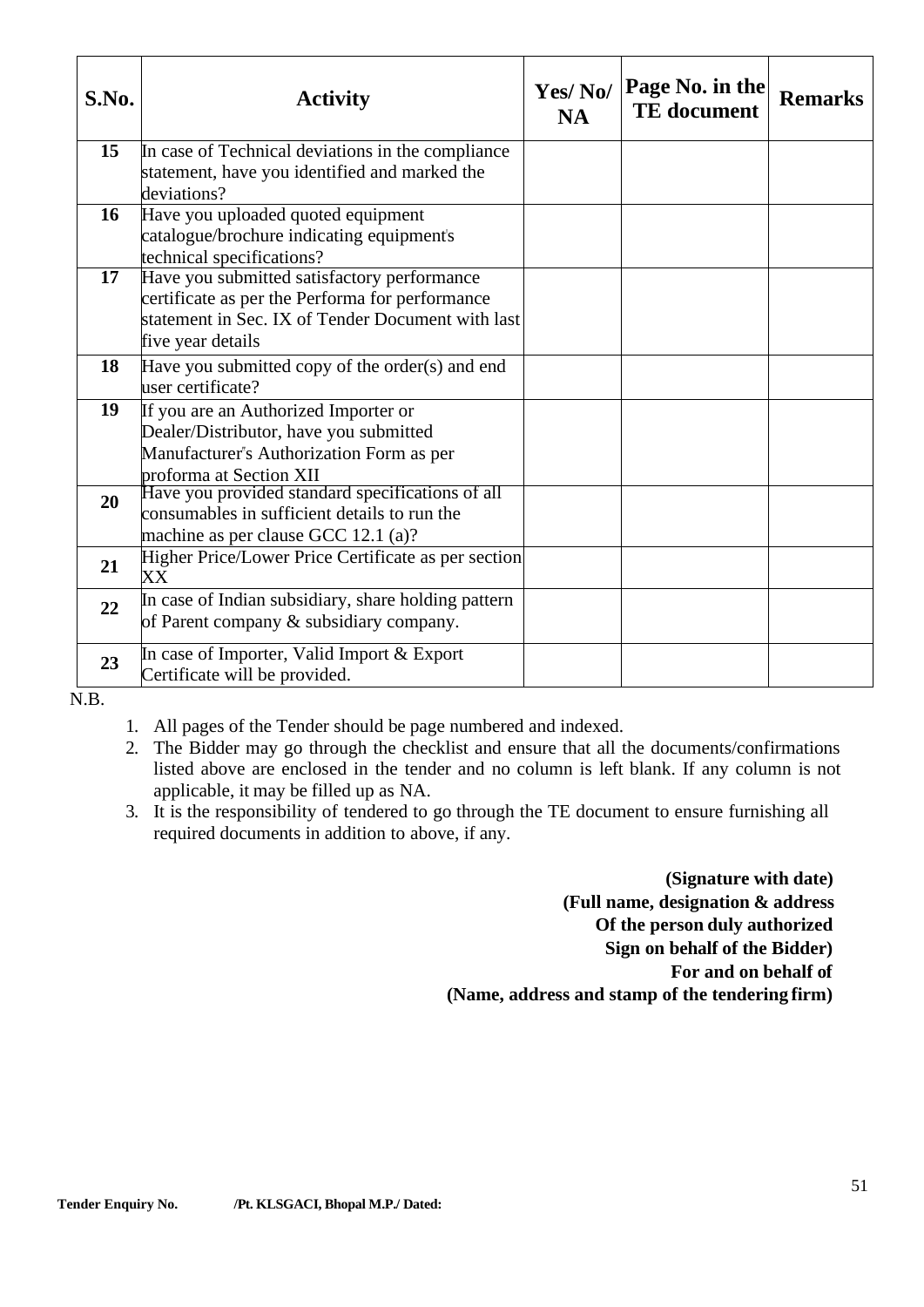| S.No. | Activity | Yes/ No/ NA | Page No. in the TE document | Remarks |
|---|---|---|---|---|
| **15** | In case of Technical deviations in the compliance statement, have you identified and marked the deviations? | | | |
| **16** | Have you uploaded quoted equipment catalogue/brochure indicating equipment's technical specifications? | | | |
| **17** | Have you submitted satisfactory performance certificate as per the Performa for performance statement in Sec. IX of Tender Document with last five year details | | | |
| **18** | Have you submitted copy of the order(s) and end user certificate? | | | |
| **19** | If you are an Authorized Importer or Dealer/Distributor, have you submitted Manufacturer's Authorization Form as per proforma at Section XII | | | |
| **20** | Have you provided standard specifications of all consumables in sufficient details to run the machine as per clause GCC 12.1 (a)? | | | |
| **21** | Higher Price/Lower Price Certificate as per section XX | | | |
| **22** | In case of Indian subsidiary, share holding pattern of Parent company & subsidiary company. | | | |
| **23** | In case of Importer, Valid Import & Export Certificate will be provided. | | | |

N.B.

1. All pages of the Tender should be page numbered and indexed.
2. The Bidder may go through the checklist and ensure that all the documents/confirmations listed above are enclosed in the tender and no column is left blank. If any column is not applicable, it may be filled up as NA.
3. It is the responsibility of tendered to go through the TE document to ensure furnishing all required documents in addition to above, if any.

**(Signature with date)**
**(Full name, designation & address**
**Of the person duly authorized**
**Sign on behalf of the Bidder)**
**For and on behalf of**
**(Name, address and stamp of the tendering firm)**

**Tender Enquiry No. /Pt. KLSGACI, Bhopal M.P./ Dated:**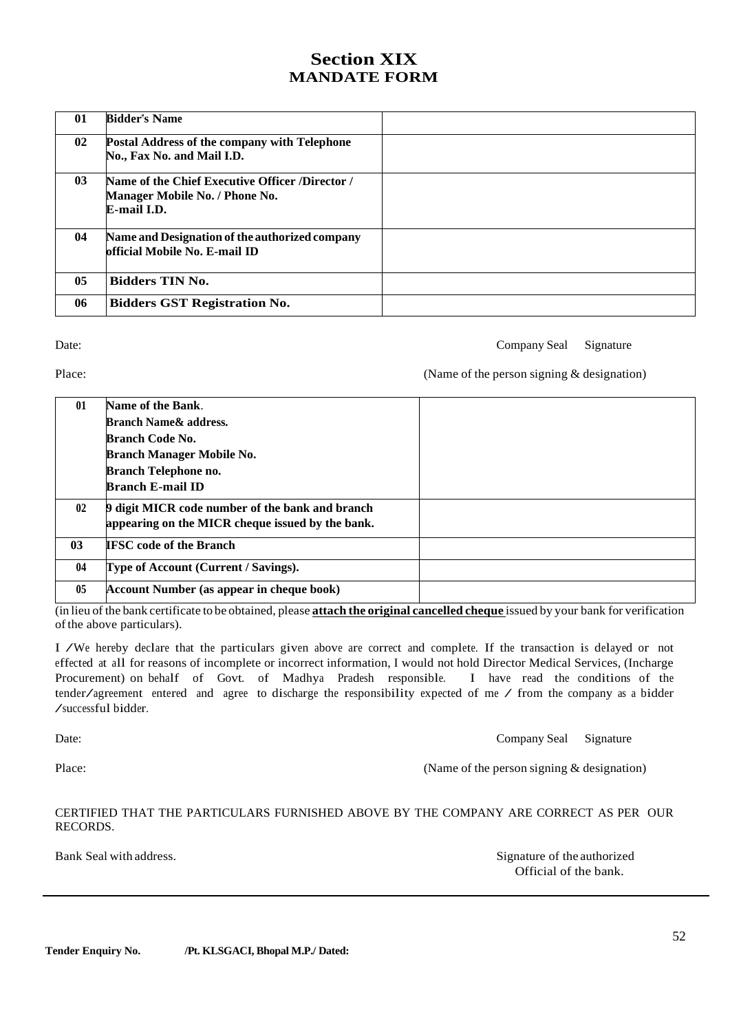# Section XIX
## MANDATE FORM

| | | |
|---|---|---|
| **01** | **Bidder's Name** | |
| **02** | **Postal Address of the company with Telephone No., Fax No. and Mail I.D.** | |
| **03** | **Name of the Chief Executive Officer /Director / Manager Mobile No. / Phone No. E-mail I.D.** | |
| **04** | **Name and Designation of the authorized company official Mobile No. E-mail ID** | |
| **05** | **Bidders TIN No.** | |
| **06** | **Bidders GST Registration No.** | |

Date: Company Seal Signature

Place: (Name of the person signing & designation)

| | | |
|---|---|---|
| **01** | **Name of the Bank**.<br>**Branch Name& address.**<br>**Branch Code No.**<br>**Branch Manager Mobile No.**<br>**Branch Telephone no.**<br>**Branch E-mail ID** | |
| **02** | **9 digit MICR code number of the bank and branch appearing on the MICR cheque issued by the bank.** | |
| **03** | **IFSC code of the Branch** | |
| **04** | **Type of Account (Current / Savings).** | |
| **05** | **Account Number (as appear in cheque book)** | |

(in lieu of the bank certificate to be obtained, please **attach the original cancelled cheque** issued by your bank for verification of the above particulars).

I /We hereby declare that the particulars given above are correct and complete. If the transaction is delayed or not effected at all for reasons of incomplete or incorrect information, I would not hold Director Medical Services, (Incharge Procurement) on behalf of Govt. of Madhya Pradesh responsible. I have read the conditions of the tender/agreement entered and agree to discharge the responsibility expected of me / from the company as a bidder /successful bidder.

Date: Company Seal Signature

Place: (Name of the person signing & designation)

CERTIFIED THAT THE PARTICULARS FURNISHED ABOVE BY THE COMPANY ARE CORRECT AS PER OUR RECORDS.

Bank Seal with address. Signature of the authorized Official of the bank.

**Tender Enquiry No. /Pt. KLSGACI, Bhopal M.P./ Dated:**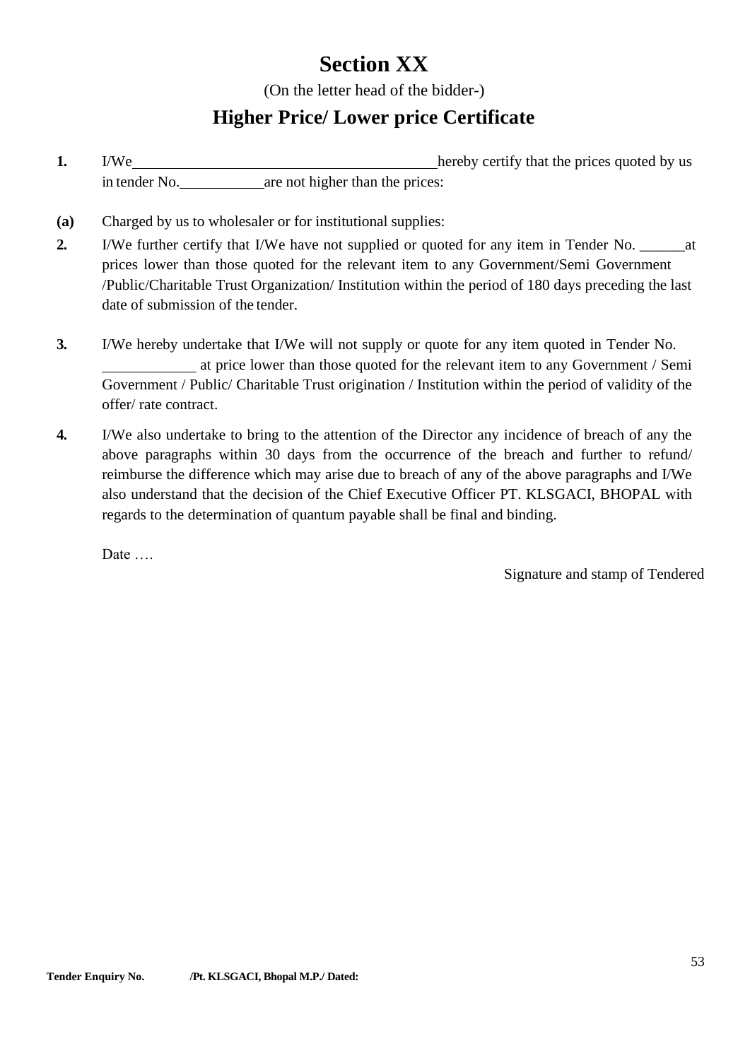# Section XX

(On the letter head of the bidder-)

## Higher Price/ Lower price Certificate

**1.** I/We\_\_\_\_\_\_\_\_\_\_\_\_\_\_\_\_\_\_\_\_\_\_\_\_\_\_\_\_\_\_\_\_\_\_\_\_\_\_\_\_\_hereby certify that the prices quoted by us in tender No.\_\_\_\_\_\_\_\_\_\_\_are not higher than the prices:

**(a)** Charged by us to wholesaler or for institutional supplies:

**2.** I/We further certify that I/We have not supplied or quoted for any item in Tender No. \_\_\_\_\_\_at prices lower than those quoted for the relevant item to any Government/Semi Government /Public/Charitable Trust Organization/ Institution within the period of 180 days preceding the last date of submission of the tender.

**3.** I/We hereby undertake that I/We will not supply or quote for any item quoted in Tender No. \_\_\_\_\_\_\_\_\_\_\_\_ at price lower than those quoted for the relevant item to any Government / Semi Government / Public/ Charitable Trust origination / Institution within the period of validity of the offer/ rate contract.

**4.** I/We also undertake to bring to the attention of the Director any incidence of breach of any the above paragraphs within 30 days from the occurrence of the breach and further to refund/ reimburse the difference which may arise due to breach of any of the above paragraphs and I/We also understand that the decision of the Chief Executive Officer PT. KLSGACI, BHOPAL with regards to the determination of quantum payable shall be final and binding.

Date ….

Signature and stamp of Tendered

**Tender Enquiry No. /Pt. KLSGACI, Bhopal M.P./ Dated:**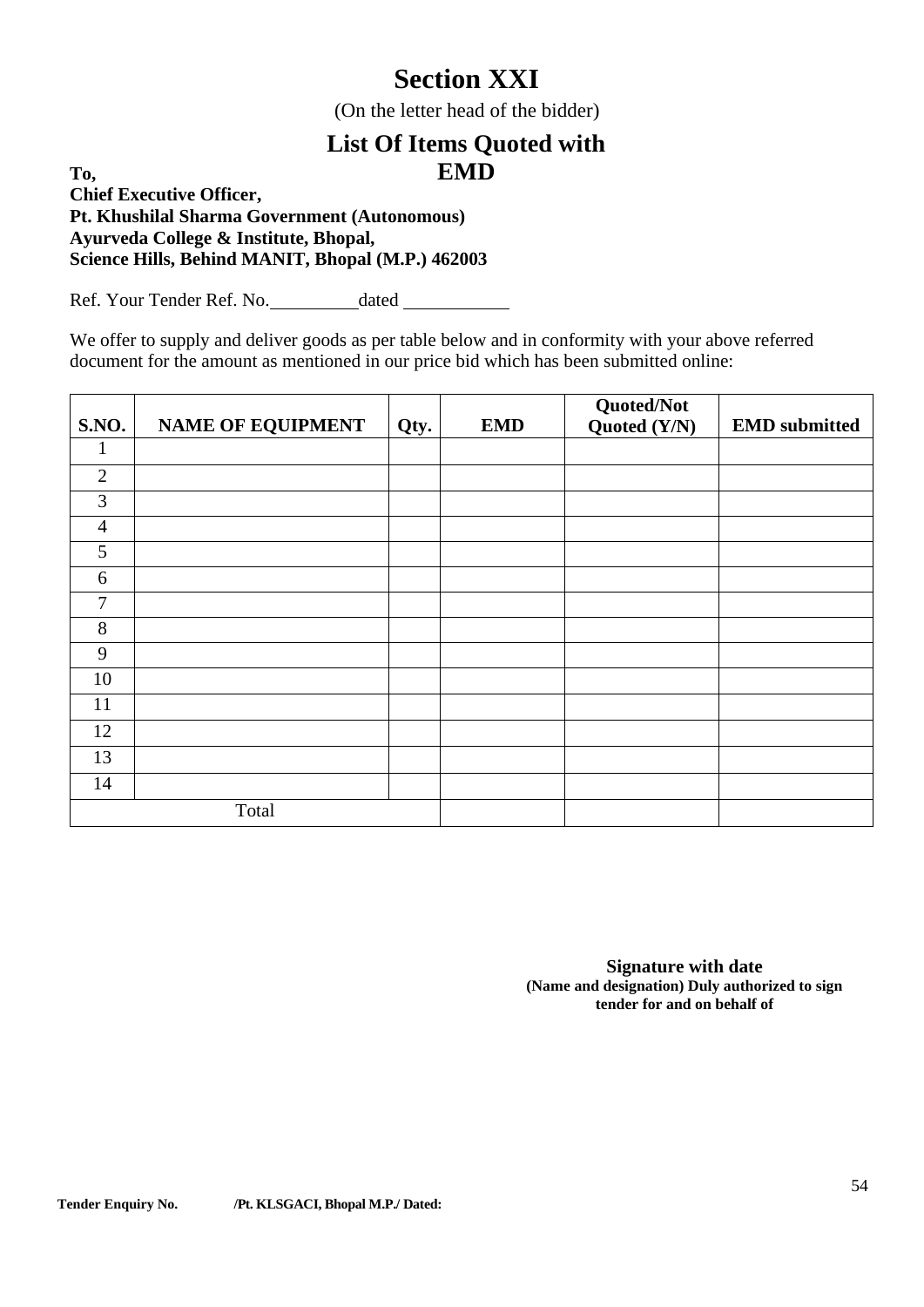# Section XXI

(On the letter head of the bidder)

## List Of Items Quoted with EMD

**To,**
**Chief Executive Officer,**
**Pt. Khushilal Sharma Government (Autonomous)**
**Ayurveda College & Institute, Bhopal,**
**Science Hills, Behind MANIT, Bhopal (M.P.) 462003**

Ref. Your Tender Ref. No.__________dated ____________

We offer to supply and deliver goods as per table below and in conformity with your above referred document for the amount as mentioned in our price bid which has been submitted online:

| S.NO. | NAME OF EQUIPMENT | Qty. | EMD | Quoted/Not Quoted (Y/N) | EMD submitted |
|---|---|---|---|---|---|
| 1 | | | | | |
| 2 | | | | | |
| 3 | | | | | |
| 4 | | | | | |
| 5 | | | | | |
| 6 | | | | | |
| 7 | | | | | |
| 8 | | | | | |
| 9 | | | | | |
| 10 | | | | | |
| 11 | | | | | |
| 12 | | | | | |
| 13 | | | | | |
| 14 | | | | | |
| Total | | | | | |

**Signature with date**
**(Name and designation) Duly authorized to sign tender for and on behalf of**

**Tender Enquiry No. /Pt. KLSGACI, Bhopal M.P./ Dated:**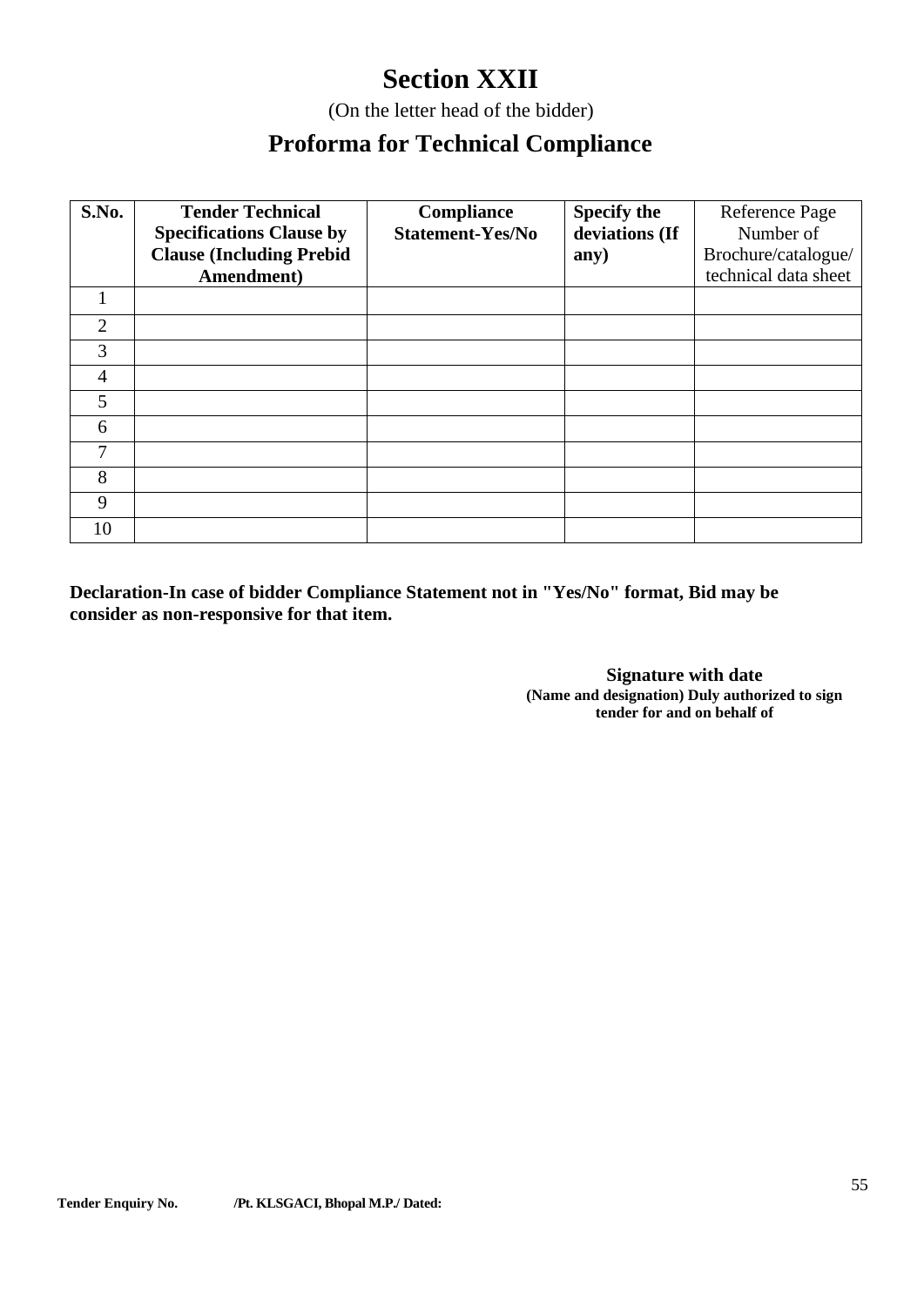# Section XXII

(On the letter head of the bidder)

## Proforma for Technical Compliance

| S.No. | Tender Technical Specifications Clause by Clause (Including Prebid Amendment) | Compliance Statement-Yes/No | Specify the deviations (If any) | Reference Page Number of Brochure/catalogue/ technical data sheet |
|---|---|---|---|---|
| 1 | | | | |
| 2 | | | | |
| 3 | | | | |
| 4 | | | | |
| 5 | | | | |
| 6 | | | | |
| 7 | | | | |
| 8 | | | | |
| 9 | | | | |
| 10 | | | | |

**Declaration-In case of bidder Compliance Statement not in "Yes/No" format, Bid may be consider as non-responsive for that item.**

**Signature with date**
**(Name and designation) Duly authorized to sign tender for and on behalf of**

**Tender Enquiry No. /Pt. KLSGACI, Bhopal M.P./ Dated:**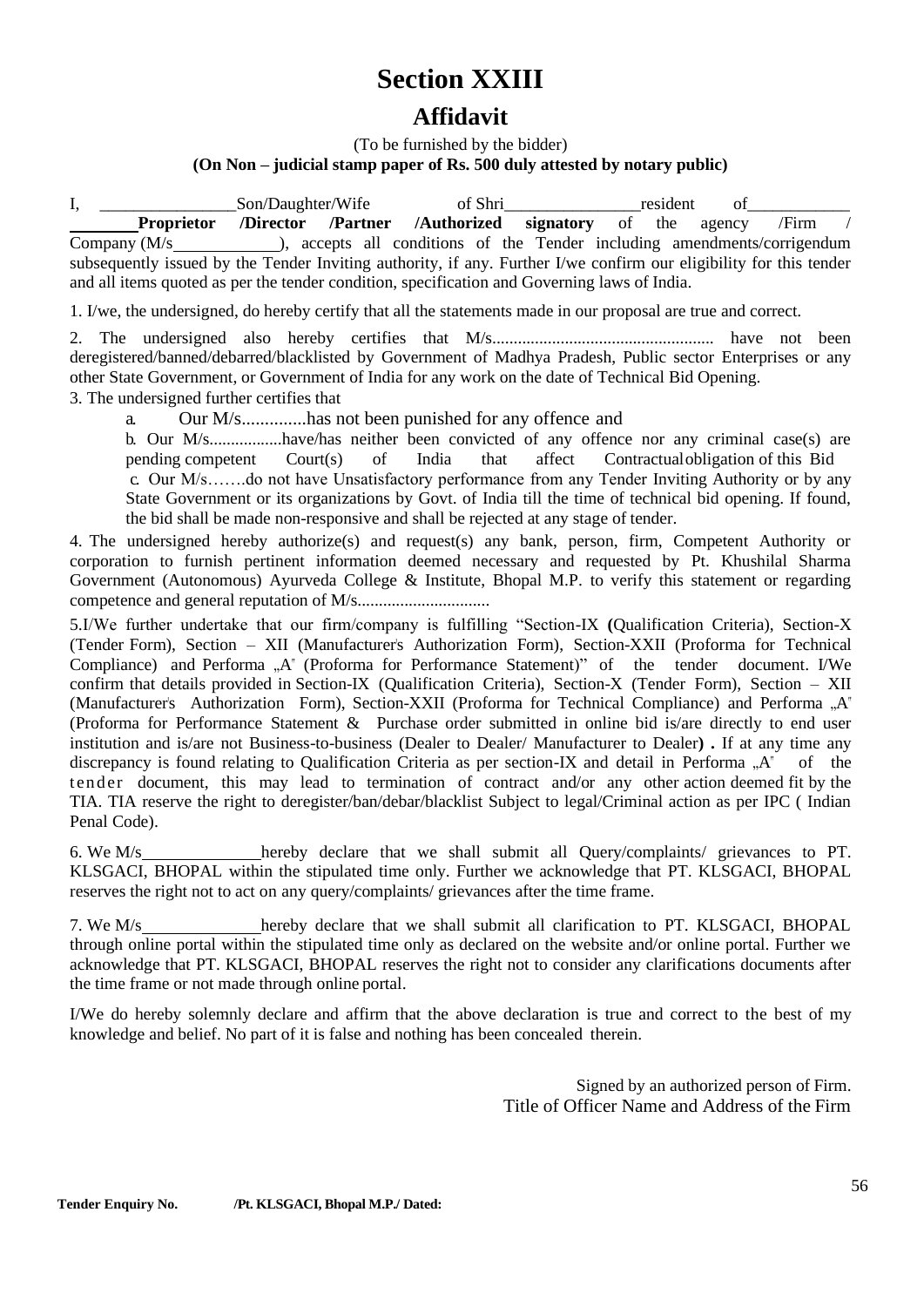# Section XXIII

## Affidavit

(To be furnished by the bidder)

**(On Non – judicial stamp paper of Rs. 500 duly attested by notary public)**

I, ________________Son/Daughter/Wife of Shri________________resident of____________ ________**Proprietor /Director /Partner /Authorized signatory** of the agency /Firm / Company (M/s____________), accepts all conditions of the Tender including amendments/corrigendum subsequently issued by the Tender Inviting authority, if any. Further I/we confirm our eligibility for this tender and all items quoted as per the tender condition, specification and Governing laws of India.

1. I/we, the undersigned, do hereby certify that all the statements made in our proposal are true and correct.

2. The undersigned also hereby certifies that M/s.................................................... have not been deregistered/banned/debarred/blacklisted by Government of Madhya Pradesh, Public sector Enterprises or any other State Government, or Government of India for any work on the date of Technical Bid Opening.

3. The undersigned further certifies that

a. Our M/s..............has not been punished for any offence and

b. Our M/s.................have/has neither been convicted of any offence nor any criminal case(s) are pending competent Court(s) of India that affect Contractual obligation of this Bid

c. Our M/s…….do not have Unsatisfactory performance from any Tender Inviting Authority or by any State Government or its organizations by Govt. of India till the time of technical bid opening. If found, the bid shall be made non-responsive and shall be rejected at any stage of tender.

4. The undersigned hereby authorize(s) and request(s) any bank, person, firm, Competent Authority or corporation to furnish pertinent information deemed necessary and requested by Pt. Khushilal Sharma Government (Autonomous) Ayurveda College & Institute, Bhopal M.P. to verify this statement or regarding competence and general reputation of M/s...............................

5.I/We further undertake that our firm/company is fulfilling "Section-IX **(**Qualification Criteria), Section-X (Tender Form), Section – XII (Manufacturer's Authorization Form), Section-XXII (Proforma for Technical Compliance) and Performa „A" (Proforma for Performance Statement)" of the tender document. I/We confirm that details provided in Section-IX (Qualification Criteria), Section-X (Tender Form), Section – XII (Manufacturer's Authorization Form), Section-XXII (Proforma for Technical Compliance) and Performa „A" (Proforma for Performance Statement & Purchase order submitted in online bid is/are directly to end user institution and is/are not Business-to-business (Dealer to Dealer/ Manufacturer to Dealer**) .** If at any time any discrepancy is found relating to Qualification Criteria as per section-IX and detail in Performa „A" of the tender document, this may lead to termination of contract and/or any other action deemed fit by the TIA. TIA reserve the right to deregister/ban/debar/blacklist Subject to legal/Criminal action as per IPC ( Indian Penal Code).

6. We M/s______________hereby declare that we shall submit all Query/complaints/ grievances to PT. KLSGACI, BHOPAL within the stipulated time only. Further we acknowledge that PT. KLSGACI, BHOPAL reserves the right not to act on any query/complaints/ grievances after the time frame.

7. We M/s______________hereby declare that we shall submit all clarification to PT. KLSGACI, BHOPAL through online portal within the stipulated time only as declared on the website and/or online portal. Further we acknowledge that PT. KLSGACI, BHOPAL reserves the right not to consider any clarifications documents after the time frame or not made through online portal.

I/We do hereby solemnly declare and affirm that the above declaration is true and correct to the best of my knowledge and belief. No part of it is false and nothing has been concealed therein.

Signed by an authorized person of Firm.
Title of Officer Name and Address of the Firm

**Tender Enquiry No. /Pt. KLSGACI, Bhopal M.P./ Dated:**